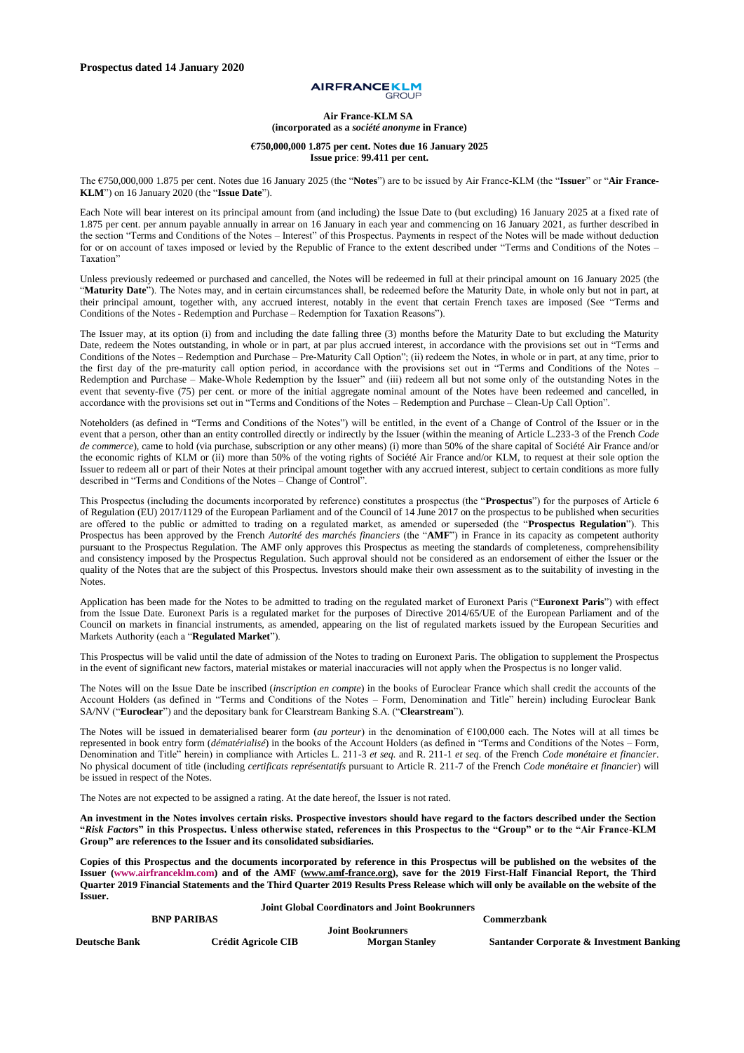**Prospectus dated 14 January 2020**

AIRFRANCEKLM GROUP

**Air France-KLM SA**
**(incorporated as a *société anonyme* in France)**

**€750,000,000 1.875 per cent. Notes due 16 January 2025**
**Issue price: 99.411 per cent.**

The €750,000,000 1.875 per cent. Notes due 16 January 2025 (the "**Notes**") are to be issued by Air France-KLM (the "**Issuer**" or "**Air France-KLM**") on 16 January 2020 (the "**Issue Date**").

Each Note will bear interest on its principal amount from (and including) the Issue Date to (but excluding) 16 January 2025 at a fixed rate of 1.875 per cent. per annum payable annually in arrear on 16 January in each year and commencing on 16 January 2021, as further described in the section "Terms and Conditions of the Notes – Interest" of this Prospectus. Payments in respect of the Notes will be made without deduction for or on account of taxes imposed or levied by the Republic of France to the extent described under "Terms and Conditions of the Notes – Taxation"

Unless previously redeemed or purchased and cancelled, the Notes will be redeemed in full at their principal amount on 16 January 2025 (the "**Maturity Date**"). The Notes may, and in certain circumstances shall, be redeemed before the Maturity Date, in whole only but not in part, at their principal amount, together with, any accrued interest, notably in the event that certain French taxes are imposed (See "Terms and Conditions of the Notes - Redemption and Purchase – Redemption for Taxation Reasons").

The Issuer may, at its option (i) from and including the date falling three (3) months before the Maturity Date to but excluding the Maturity Date, redeem the Notes outstanding, in whole or in part, at par plus accrued interest, in accordance with the provisions set out in "Terms and Conditions of the Notes – Redemption and Purchase – Pre-Maturity Call Option"; (ii) redeem the Notes, in whole or in part, at any time, prior to the first day of the pre-maturity call option period, in accordance with the provisions set out in "Terms and Conditions of the Notes – Redemption and Purchase – Make-Whole Redemption by the Issuer" and (iii) redeem all but not some only of the outstanding Notes in the event that seventy-five (75) per cent. or more of the initial aggregate nominal amount of the Notes have been redeemed and cancelled, in accordance with the provisions set out in "Terms and Conditions of the Notes – Redemption and Purchase – Clean-Up Call Option".

Noteholders (as defined in "Terms and Conditions of the Notes") will be entitled, in the event of a Change of Control of the Issuer or in the event that a person, other than an entity controlled directly or indirectly by the Issuer (within the meaning of Article L.233-3 of the French *Code de commerce*), came to hold (via purchase, subscription or any other means) (i) more than 50% of the share capital of Société Air France and/or the economic rights of KLM or (ii) more than 50% of the voting rights of Société Air France and/or KLM, to request at their sole option the Issuer to redeem all or part of their Notes at their principal amount together with any accrued interest, subject to certain conditions as more fully described in "Terms and Conditions of the Notes – Change of Control".

This Prospectus (including the documents incorporated by reference) constitutes a prospectus (the "**Prospectus**") for the purposes of Article 6 of Regulation (EU) 2017/1129 of the European Parliament and of the Council of 14 June 2017 on the prospectus to be published when securities are offered to the public or admitted to trading on a regulated market, as amended or superseded (the "**Prospectus Regulation**"). This Prospectus has been approved by the French *Autorité des marchés financiers* (the "**AMF**") in France in its capacity as competent authority pursuant to the Prospectus Regulation. The AMF only approves this Prospectus as meeting the standards of completeness, comprehensibility and consistency imposed by the Prospectus Regulation. Such approval should not be considered as an endorsement of either the Issuer or the quality of the Notes that are the subject of this Prospectus. Investors should make their own assessment as to the suitability of investing in the Notes.

Application has been made for the Notes to be admitted to trading on the regulated market of Euronext Paris ("**Euronext Paris**") with effect from the Issue Date. Euronext Paris is a regulated market for the purposes of Directive 2014/65/UE of the European Parliament and of the Council on markets in financial instruments, as amended, appearing on the list of regulated markets issued by the European Securities and Markets Authority (each a "**Regulated Market**").

This Prospectus will be valid until the date of admission of the Notes to trading on Euronext Paris. The obligation to supplement the Prospectus in the event of significant new factors, material mistakes or material inaccuracies will not apply when the Prospectus is no longer valid.

The Notes will on the Issue Date be inscribed (*inscription en compte*) in the books of Euroclear France which shall credit the accounts of the Account Holders (as defined in "Terms and Conditions of the Notes – Form, Denomination and Title" herein) including Euroclear Bank SA/NV ("**Euroclear**") and the depositary bank for Clearstream Banking S.A. ("**Clearstream**").

The Notes will be issued in dematerialised bearer form (*au porteur*) in the denomination of €100,000 each. The Notes will at all times be represented in book entry form (*dématérialisé*) in the books of the Account Holders (as defined in "Terms and Conditions of the Notes – Form, Denomination and Title" herein) in compliance with Articles L. 211-3 *et seq*. and R. 211-1 *et seq*. of the French *Code monétaire et financier*. No physical document of title (including *certificats représentatifs* pursuant to Article R. 211-7 of the French *Code monétaire et financier*) will be issued in respect of the Notes.

The Notes are not expected to be assigned a rating. At the date hereof, the Issuer is not rated.

**An investment in the Notes involves certain risks. Prospective investors should have regard to the factors described under the Section "*Risk Factors*" in this Prospectus. Unless otherwise stated, references in this Prospectus to the "Group" or to the "Air France-KLM Group" are references to the Issuer and its consolidated subsidiaries.**

**Copies of this Prospectus and the documents incorporated by reference in this Prospectus will be published on the websites of the Issuer (www.airfranceklm.com) and of the AMF (www.amf-france.org), save for the 2019 First-Half Financial Report, the Third Quarter 2019 Financial Statements and the Third Quarter 2019 Results Press Release which will only be available on the website of the Issuer.**

**Joint Global Coordinators and Joint Bookrunners**

**BNP PARIBAS** | **Commerzbank**

**Joint Bookrunners**

**Deutsche Bank** | **Crédit Agricole CIB** | **Morgan Stanley** | **Santander Corporate & Investment Banking**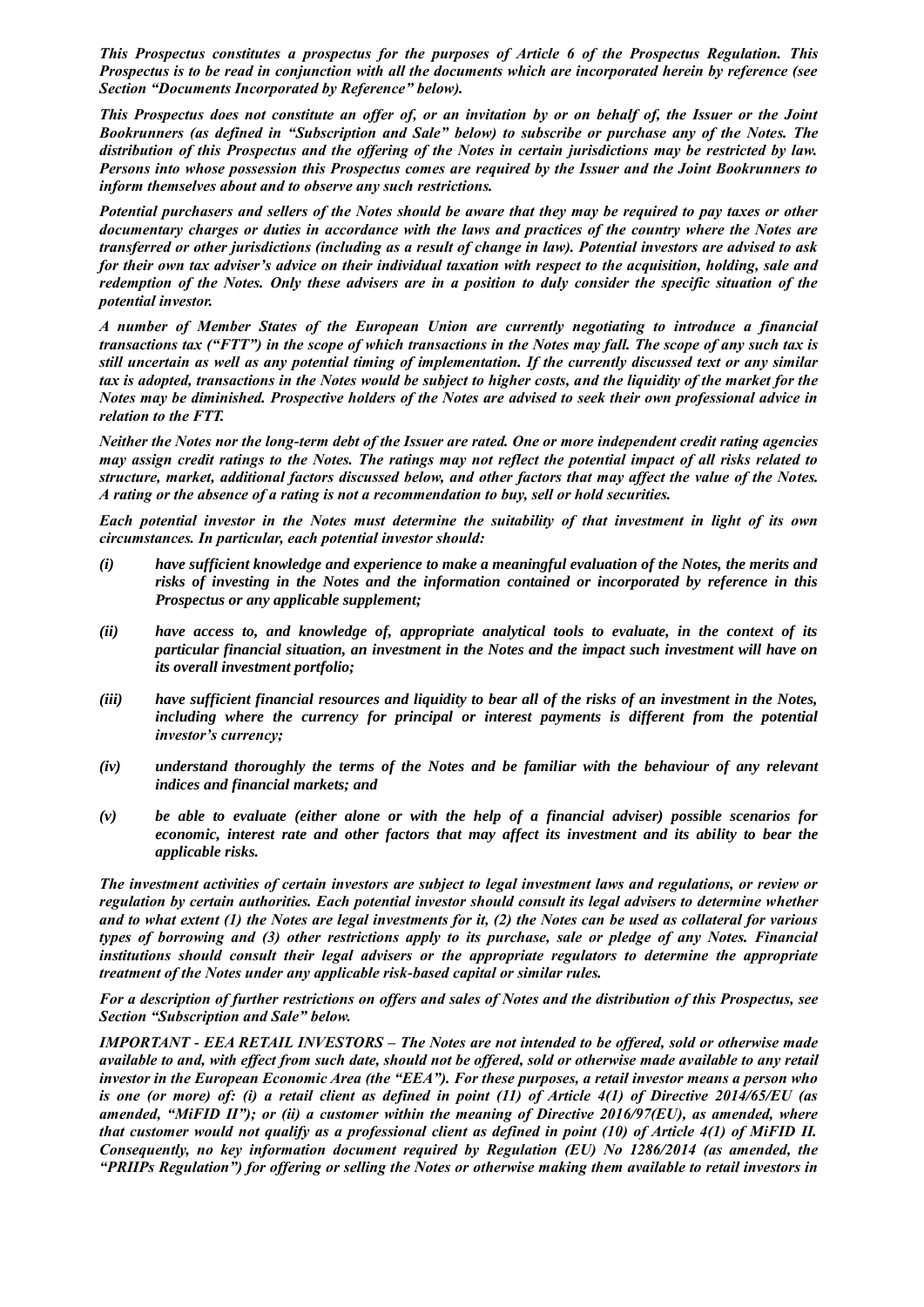***This Prospectus constitutes a prospectus for the purposes of Article 6 of the Prospectus Regulation. This Prospectus is to be read in conjunction with all the documents which are incorporated herein by reference (see Section "Documents Incorporated by Reference" below).***

***This Prospectus does not constitute an offer of, or an invitation by or on behalf of, the Issuer or the Joint Bookrunners (as defined in "Subscription and Sale" below) to subscribe or purchase any of the Notes. The distribution of this Prospectus and the offering of the Notes in certain jurisdictions may be restricted by law. Persons into whose possession this Prospectus comes are required by the Issuer and the Joint Bookrunners to inform themselves about and to observe any such restrictions.***

***Potential purchasers and sellers of the Notes should be aware that they may be required to pay taxes or other documentary charges or duties in accordance with the laws and practices of the country where the Notes are transferred or other jurisdictions (including as a result of change in law). Potential investors are advised to ask for their own tax adviser's advice on their individual taxation with respect to the acquisition, holding, sale and redemption of the Notes. Only these advisers are in a position to duly consider the specific situation of the potential investor.***

***A number of Member States of the European Union are currently negotiating to introduce a financial transactions tax ("FTT") in the scope of which transactions in the Notes may fall. The scope of any such tax is still uncertain as well as any potential timing of implementation. If the currently discussed text or any similar tax is adopted, transactions in the Notes would be subject to higher costs, and the liquidity of the market for the Notes may be diminished. Prospective holders of the Notes are advised to seek their own professional advice in relation to the FTT.***

***Neither the Notes nor the long-term debt of the Issuer are rated. One or more independent credit rating agencies may assign credit ratings to the Notes. The ratings may not reflect the potential impact of all risks related to structure, market, additional factors discussed below, and other factors that may affect the value of the Notes. A rating or the absence of a rating is not a recommendation to buy, sell or hold securities.***

***Each potential investor in the Notes must determine the suitability of that investment in light of its own circumstances. In particular, each potential investor should:***

***(i) have sufficient knowledge and experience to make a meaningful evaluation of the Notes, the merits and risks of investing in the Notes and the information contained or incorporated by reference in this Prospectus or any applicable supplement;***

***(ii) have access to, and knowledge of, appropriate analytical tools to evaluate, in the context of its particular financial situation, an investment in the Notes and the impact such investment will have on its overall investment portfolio;***

***(iii) have sufficient financial resources and liquidity to bear all of the risks of an investment in the Notes, including where the currency for principal or interest payments is different from the potential investor's currency;***

***(iv) understand thoroughly the terms of the Notes and be familiar with the behaviour of any relevant indices and financial markets; and***

***(v) be able to evaluate (either alone or with the help of a financial adviser) possible scenarios for economic, interest rate and other factors that may affect its investment and its ability to bear the applicable risks.***

***The investment activities of certain investors are subject to legal investment laws and regulations, or review or regulation by certain authorities. Each potential investor should consult its legal advisers to determine whether and to what extent (1) the Notes are legal investments for it, (2) the Notes can be used as collateral for various types of borrowing and (3) other restrictions apply to its purchase, sale or pledge of any Notes. Financial institutions should consult their legal advisers or the appropriate regulators to determine the appropriate treatment of the Notes under any applicable risk-based capital or similar rules.***

***For a description of further restrictions on offers and sales of Notes and the distribution of this Prospectus, see Section "Subscription and Sale" below.***

***IMPORTANT - EEA RETAIL INVESTORS – The Notes are not intended to be offered, sold or otherwise made available to and, with effect from such date, should not be offered, sold or otherwise made available to any retail investor in the European Economic Area (the "EEA"). For these purposes, a retail investor means a person who is one (or more) of: (i) a retail client as defined in point (11) of Article 4(1) of Directive 2014/65/EU (as amended, "MiFID II"); or (ii) a customer within the meaning of Directive 2016/97(EU), as amended, where that customer would not qualify as a professional client as defined in point (10) of Article 4(1) of MiFID II. Consequently, no key information document required by Regulation (EU) No 1286/2014 (as amended, the "PRIIPs Regulation") for offering or selling the Notes or otherwise making them available to retail investors in***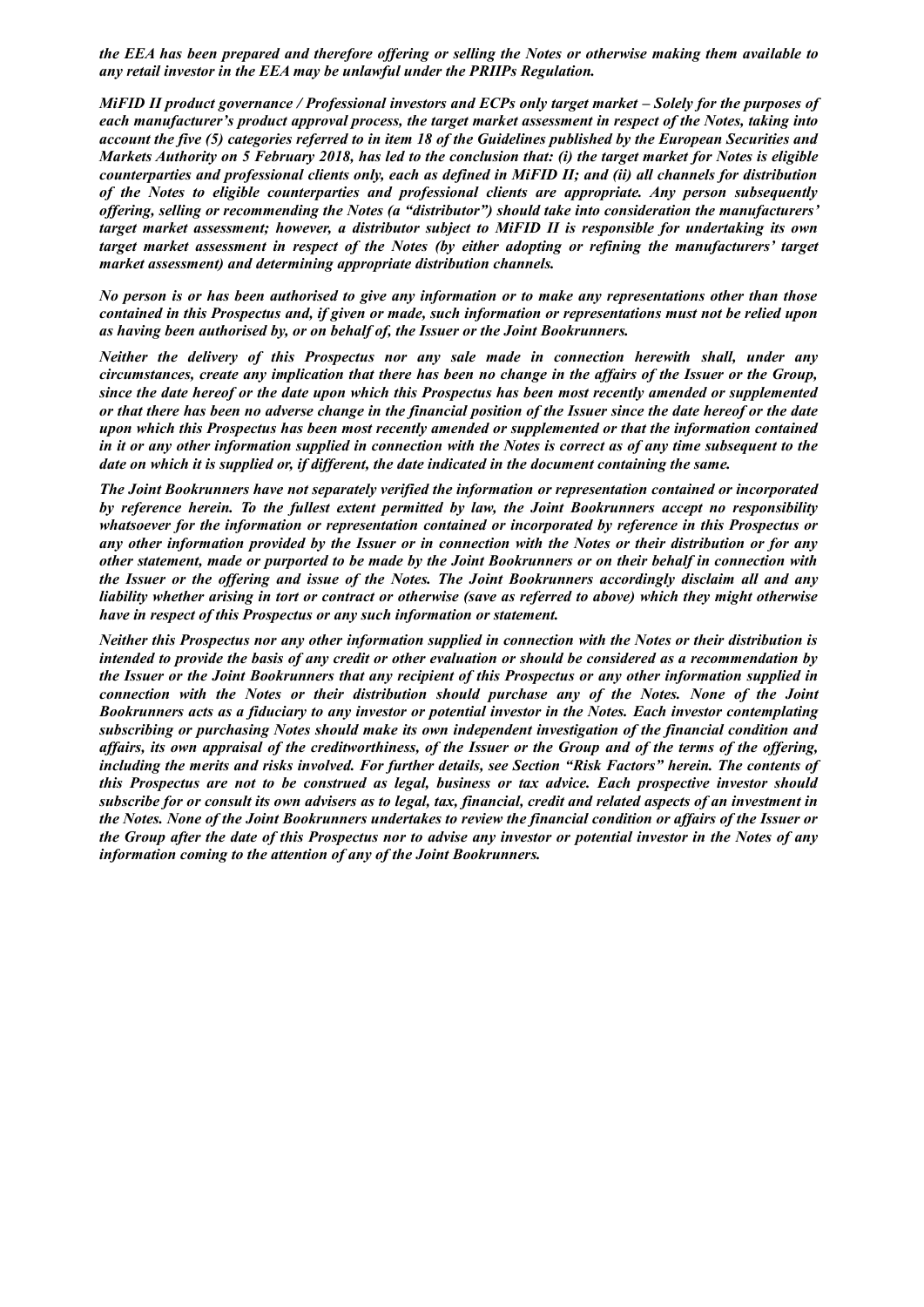*the EEA has been prepared and therefore offering or selling the Notes or otherwise making them available to any retail investor in the EEA may be unlawful under the PRIIPs Regulation.*

***MiFID II product governance / Professional investors and ECPs only target market – Solely for the purposes of each manufacturer's product approval process, the target market assessment in respect of the Notes, taking into account the five (5) categories referred to in item 18 of the Guidelines published by the European Securities and Markets Authority on 5 February 2018, has led to the conclusion that: (i) the target market for Notes is eligible counterparties and professional clients only, each as defined in MiFID II; and (ii) all channels for distribution of the Notes to eligible counterparties and professional clients are appropriate. Any person subsequently offering, selling or recommending the Notes (a "distributor") should take into consideration the manufacturers' target market assessment; however, a distributor subject to MiFID II is responsible for undertaking its own target market assessment in respect of the Notes (by either adopting or refining the manufacturers' target market assessment) and determining appropriate distribution channels.***

***No person is or has been authorised to give any information or to make any representations other than those contained in this Prospectus and, if given or made, such information or representations must not be relied upon as having been authorised by, or on behalf of, the Issuer or the Joint Bookrunners.***

***Neither the delivery of this Prospectus nor any sale made in connection herewith shall, under any circumstances, create any implication that there has been no change in the affairs of the Issuer or the Group, since the date hereof or the date upon which this Prospectus has been most recently amended or supplemented or that there has been no adverse change in the financial position of the Issuer since the date hereof or the date upon which this Prospectus has been most recently amended or supplemented or that the information contained in it or any other information supplied in connection with the Notes is correct as of any time subsequent to the date on which it is supplied or, if different, the date indicated in the document containing the same.***

***The Joint Bookrunners have not separately verified the information or representation contained or incorporated by reference herein. To the fullest extent permitted by law, the Joint Bookrunners accept no responsibility whatsoever for the information or representation contained or incorporated by reference in this Prospectus or any other information provided by the Issuer or in connection with the Notes or their distribution or for any other statement, made or purported to be made by the Joint Bookrunners or on their behalf in connection with the Issuer or the offering and issue of the Notes. The Joint Bookrunners accordingly disclaim all and any liability whether arising in tort or contract or otherwise (save as referred to above) which they might otherwise have in respect of this Prospectus or any such information or statement.***

***Neither this Prospectus nor any other information supplied in connection with the Notes or their distribution is intended to provide the basis of any credit or other evaluation or should be considered as a recommendation by the Issuer or the Joint Bookrunners that any recipient of this Prospectus or any other information supplied in connection with the Notes or their distribution should purchase any of the Notes. None of the Joint Bookrunners acts as a fiduciary to any investor or potential investor in the Notes. Each investor contemplating subscribing or purchasing Notes should make its own independent investigation of the financial condition and affairs, its own appraisal of the creditworthiness, of the Issuer or the Group and of the terms of the offering, including the merits and risks involved. For further details, see Section "Risk Factors" herein. The contents of this Prospectus are not to be construed as legal, business or tax advice. Each prospective investor should subscribe for or consult its own advisers as to legal, tax, financial, credit and related aspects of an investment in the Notes. None of the Joint Bookrunners undertakes to review the financial condition or affairs of the Issuer or the Group after the date of this Prospectus nor to advise any investor or potential investor in the Notes of any information coming to the attention of any of the Joint Bookrunners.***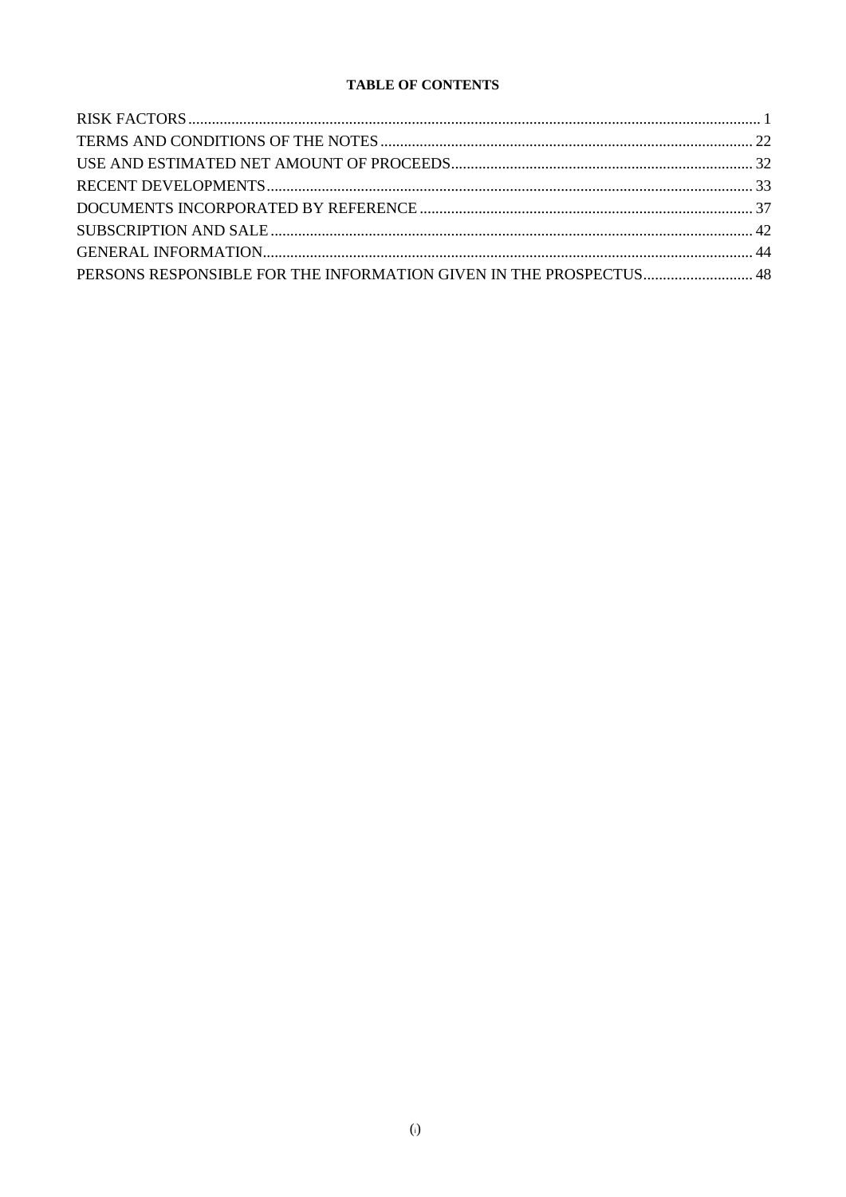**TABLE OF CONTENTS**

| | |
|---|---|
| RISK FACTORS | 1 |
| TERMS AND CONDITIONS OF THE NOTES | 22 |
| USE AND ESTIMATED NET AMOUNT OF PROCEEDS | 32 |
| RECENT DEVELOPMENTS | 33 |
| DOCUMENTS INCORPORATED BY REFERENCE | 37 |
| SUBSCRIPTION AND SALE | 42 |
| GENERAL INFORMATION | 44 |
| PERSONS RESPONSIBLE FOR THE INFORMATION GIVEN IN THE PROSPECTUS | 48 |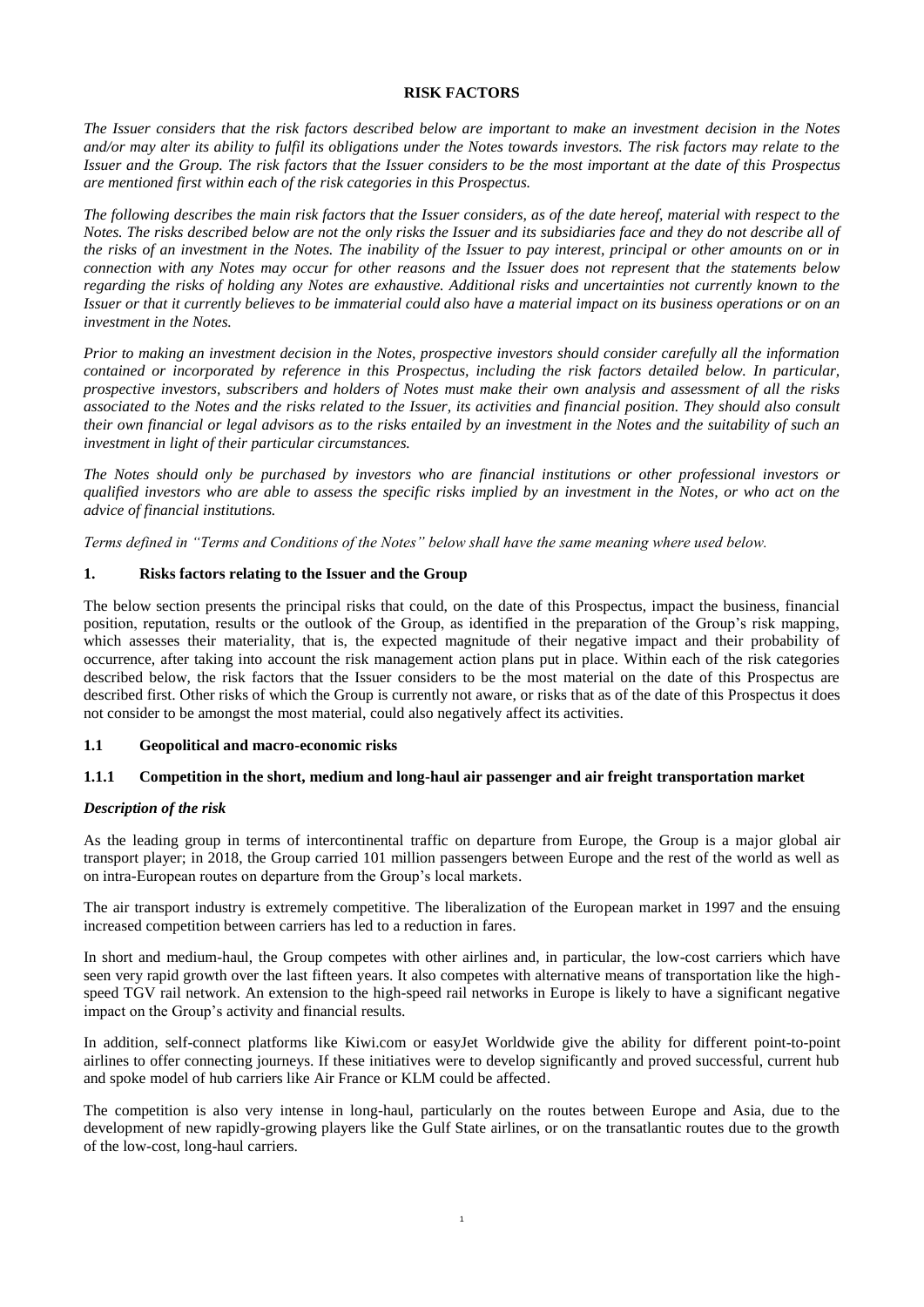## RISK FACTORS

*The Issuer considers that the risk factors described below are important to make an investment decision in the Notes and/or may alter its ability to fulfil its obligations under the Notes towards investors. The risk factors may relate to the Issuer and the Group. The risk factors that the Issuer considers to be the most important at the date of this Prospectus are mentioned first within each of the risk categories in this Prospectus.*

*The following describes the main risk factors that the Issuer considers, as of the date hereof, material with respect to the Notes. The risks described below are not the only risks the Issuer and its subsidiaries face and they do not describe all of the risks of an investment in the Notes. The inability of the Issuer to pay interest, principal or other amounts on or in connection with any Notes may occur for other reasons and the Issuer does not represent that the statements below regarding the risks of holding any Notes are exhaustive. Additional risks and uncertainties not currently known to the Issuer or that it currently believes to be immaterial could also have a material impact on its business operations or on an investment in the Notes.*

*Prior to making an investment decision in the Notes, prospective investors should consider carefully all the information contained or incorporated by reference in this Prospectus, including the risk factors detailed below. In particular, prospective investors, subscribers and holders of Notes must make their own analysis and assessment of all the risks associated to the Notes and the risks related to the Issuer, its activities and financial position. They should also consult their own financial or legal advisors as to the risks entailed by an investment in the Notes and the suitability of such an investment in light of their particular circumstances.*

*The Notes should only be purchased by investors who are financial institutions or other professional investors or qualified investors who are able to assess the specific risks implied by an investment in the Notes, or who act on the advice of financial institutions.*

*Terms defined in "Terms and Conditions of the Notes" below shall have the same meaning where used below.*

### 1. Risks factors relating to the Issuer and the Group

The below section presents the principal risks that could, on the date of this Prospectus, impact the business, financial position, reputation, results or the outlook of the Group, as identified in the preparation of the Group's risk mapping, which assesses their materiality, that is, the expected magnitude of their negative impact and their probability of occurrence, after taking into account the risk management action plans put in place. Within each of the risk categories described below, the risk factors that the Issuer considers to be the most material on the date of this Prospectus are described first. Other risks of which the Group is currently not aware, or risks that as of the date of this Prospectus it does not consider to be amongst the most material, could also negatively affect its activities.

#### 1.1 Geopolitical and macro-economic risks

##### 1.1.1 Competition in the short, medium and long-haul air passenger and air freight transportation market

***Description of the risk***

As the leading group in terms of intercontinental traffic on departure from Europe, the Group is a major global air transport player; in 2018, the Group carried 101 million passengers between Europe and the rest of the world as well as on intra-European routes on departure from the Group's local markets.

The air transport industry is extremely competitive. The liberalization of the European market in 1997 and the ensuing increased competition between carriers has led to a reduction in fares.

In short and medium-haul, the Group competes with other airlines and, in particular, the low-cost carriers which have seen very rapid growth over the last fifteen years. It also competes with alternative means of transportation like the high-speed TGV rail network. An extension to the high-speed rail networks in Europe is likely to have a significant negative impact on the Group's activity and financial results.

In addition, self-connect platforms like Kiwi.com or easyJet Worldwide give the ability for different point-to-point airlines to offer connecting journeys. If these initiatives were to develop significantly and proved successful, current hub and spoke model of hub carriers like Air France or KLM could be affected.

The competition is also very intense in long-haul, particularly on the routes between Europe and Asia, due to the development of new rapidly-growing players like the Gulf State airlines, or on the transatlantic routes due to the growth of the low-cost, long-haul carriers.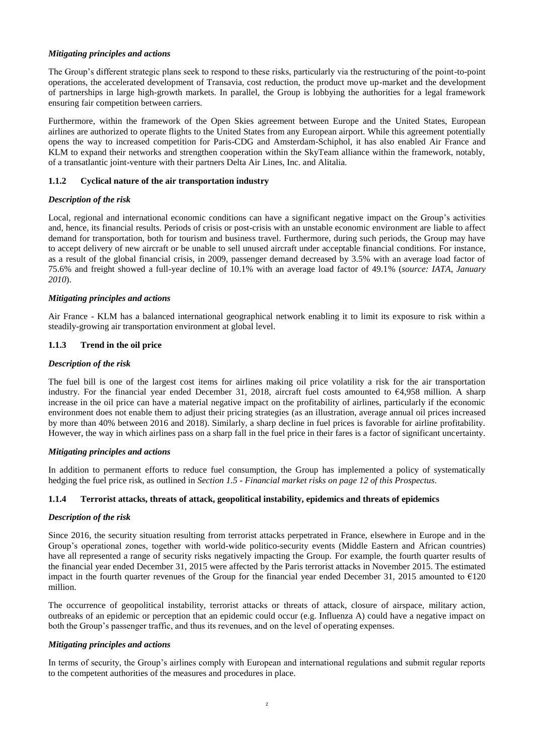***Mitigating principles and actions***

The Group's different strategic plans seek to respond to these risks, particularly via the restructuring of the point-to-point operations, the accelerated development of Transavia, cost reduction, the product move up-market and the development of partnerships in large high-growth markets. In parallel, the Group is lobbying the authorities for a legal framework ensuring fair competition between carriers.

Furthermore, within the framework of the Open Skies agreement between Europe and the United States, European airlines are authorized to operate flights to the United States from any European airport. While this agreement potentially opens the way to increased competition for Paris-CDG and Amsterdam-Schiphol, it has also enabled Air France and KLM to expand their networks and strengthen cooperation within the SkyTeam alliance within the framework, notably, of a transatlantic joint-venture with their partners Delta Air Lines, Inc. and Alitalia.

### 1.1.2 Cyclical nature of the air transportation industry

***Description of the risk***

Local, regional and international economic conditions can have a significant negative impact on the Group's activities and, hence, its financial results. Periods of crisis or post-crisis with an unstable economic environment are liable to affect demand for transportation, both for tourism and business travel. Furthermore, during such periods, the Group may have to accept delivery of new aircraft or be unable to sell unused aircraft under acceptable financial conditions. For instance, as a result of the global financial crisis, in 2009, passenger demand decreased by 3.5% with an average load factor of 75.6% and freight showed a full-year decline of 10.1% with an average load factor of 49.1% (*source: IATA, January 2010*).

***Mitigating principles and actions***

Air France - KLM has a balanced international geographical network enabling it to limit its exposure to risk within a steadily-growing air transportation environment at global level.

### 1.1.3 Trend in the oil price

***Description of the risk***

The fuel bill is one of the largest cost items for airlines making oil price volatility a risk for the air transportation industry. For the financial year ended December 31, 2018, aircraft fuel costs amounted to €4,958 million. A sharp increase in the oil price can have a material negative impact on the profitability of airlines, particularly if the economic environment does not enable them to adjust their pricing strategies (as an illustration, average annual oil prices increased by more than 40% between 2016 and 2018). Similarly, a sharp decline in fuel prices is favorable for airline profitability. However, the way in which airlines pass on a sharp fall in the fuel price in their fares is a factor of significant uncertainty.

***Mitigating principles and actions***

In addition to permanent efforts to reduce fuel consumption, the Group has implemented a policy of systematically hedging the fuel price risk, as outlined in *Section 1.5 - Financial market risks on page 12 of this Prospectus*.

### 1.1.4 Terrorist attacks, threats of attack, geopolitical instability, epidemics and threats of epidemics

***Description of the risk***

Since 2016, the security situation resulting from terrorist attacks perpetrated in France, elsewhere in Europe and in the Group's operational zones, together with world-wide politico-security events (Middle Eastern and African countries) have all represented a range of security risks negatively impacting the Group. For example, the fourth quarter results of the financial year ended December 31, 2015 were affected by the Paris terrorist attacks in November 2015. The estimated impact in the fourth quarter revenues of the Group for the financial year ended December 31, 2015 amounted to €120 million.

The occurrence of geopolitical instability, terrorist attacks or threats of attack, closure of airspace, military action, outbreaks of an epidemic or perception that an epidemic could occur (e.g. Influenza A) could have a negative impact on both the Group's passenger traffic, and thus its revenues, and on the level of operating expenses.

***Mitigating principles and actions***

In terms of security, the Group's airlines comply with European and international regulations and submit regular reports to the competent authorities of the measures and procedures in place.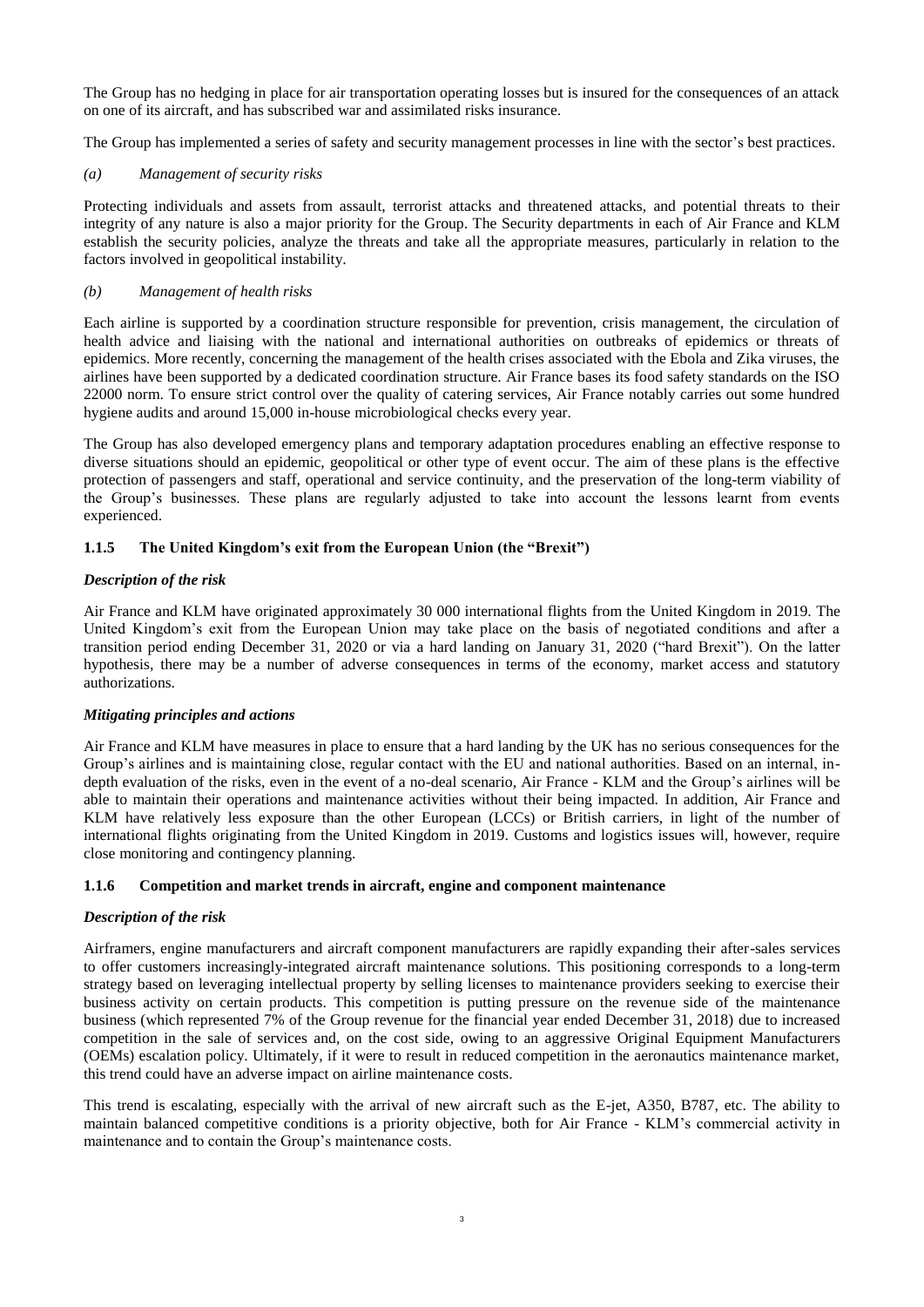The Group has no hedging in place for air transportation operating losses but is insured for the consequences of an attack on one of its aircraft, and has subscribed war and assimilated risks insurance.

The Group has implemented a series of safety and security management processes in line with the sector's best practices.

*(a) Management of security risks*

Protecting individuals and assets from assault, terrorist attacks and threatened attacks, and potential threats to their integrity of any nature is also a major priority for the Group. The Security departments in each of Air France and KLM establish the security policies, analyze the threats and take all the appropriate measures, particularly in relation to the factors involved in geopolitical instability.

*(b) Management of health risks*

Each airline is supported by a coordination structure responsible for prevention, crisis management, the circulation of health advice and liaising with the national and international authorities on outbreaks of epidemics or threats of epidemics. More recently, concerning the management of the health crises associated with the Ebola and Zika viruses, the airlines have been supported by a dedicated coordination structure. Air France bases its food safety standards on the ISO 22000 norm. To ensure strict control over the quality of catering services, Air France notably carries out some hundred hygiene audits and around 15,000 in-house microbiological checks every year.

The Group has also developed emergency plans and temporary adaptation procedures enabling an effective response to diverse situations should an epidemic, geopolitical or other type of event occur. The aim of these plans is the effective protection of passengers and staff, operational and service continuity, and the preservation of the long-term viability of the Group's businesses. These plans are regularly adjusted to take into account the lessons learnt from events experienced.

### 1.1.5 The United Kingdom's exit from the European Union (the "Brexit")

***Description of the risk***

Air France and KLM have originated approximately 30 000 international flights from the United Kingdom in 2019. The United Kingdom's exit from the European Union may take place on the basis of negotiated conditions and after a transition period ending December 31, 2020 or via a hard landing on January 31, 2020 ("hard Brexit"). On the latter hypothesis, there may be a number of adverse consequences in terms of the economy, market access and statutory authorizations.

***Mitigating principles and actions***

Air France and KLM have measures in place to ensure that a hard landing by the UK has no serious consequences for the Group's airlines and is maintaining close, regular contact with the EU and national authorities. Based on an internal, in-depth evaluation of the risks, even in the event of a no-deal scenario, Air France - KLM and the Group's airlines will be able to maintain their operations and maintenance activities without their being impacted. In addition, Air France and KLM have relatively less exposure than the other European (LCCs) or British carriers, in light of the number of international flights originating from the United Kingdom in 2019. Customs and logistics issues will, however, require close monitoring and contingency planning.

### 1.1.6 Competition and market trends in aircraft, engine and component maintenance

***Description of the risk***

Airframers, engine manufacturers and aircraft component manufacturers are rapidly expanding their after-sales services to offer customers increasingly-integrated aircraft maintenance solutions. This positioning corresponds to a long-term strategy based on leveraging intellectual property by selling licenses to maintenance providers seeking to exercise their business activity on certain products. This competition is putting pressure on the revenue side of the maintenance business (which represented 7% of the Group revenue for the financial year ended December 31, 2018) due to increased competition in the sale of services and, on the cost side, owing to an aggressive Original Equipment Manufacturers (OEMs) escalation policy. Ultimately, if it were to result in reduced competition in the aeronautics maintenance market, this trend could have an adverse impact on airline maintenance costs.

This trend is escalating, especially with the arrival of new aircraft such as the E-jet, A350, B787, etc. The ability to maintain balanced competitive conditions is a priority objective, both for Air France - KLM's commercial activity in maintenance and to contain the Group's maintenance costs.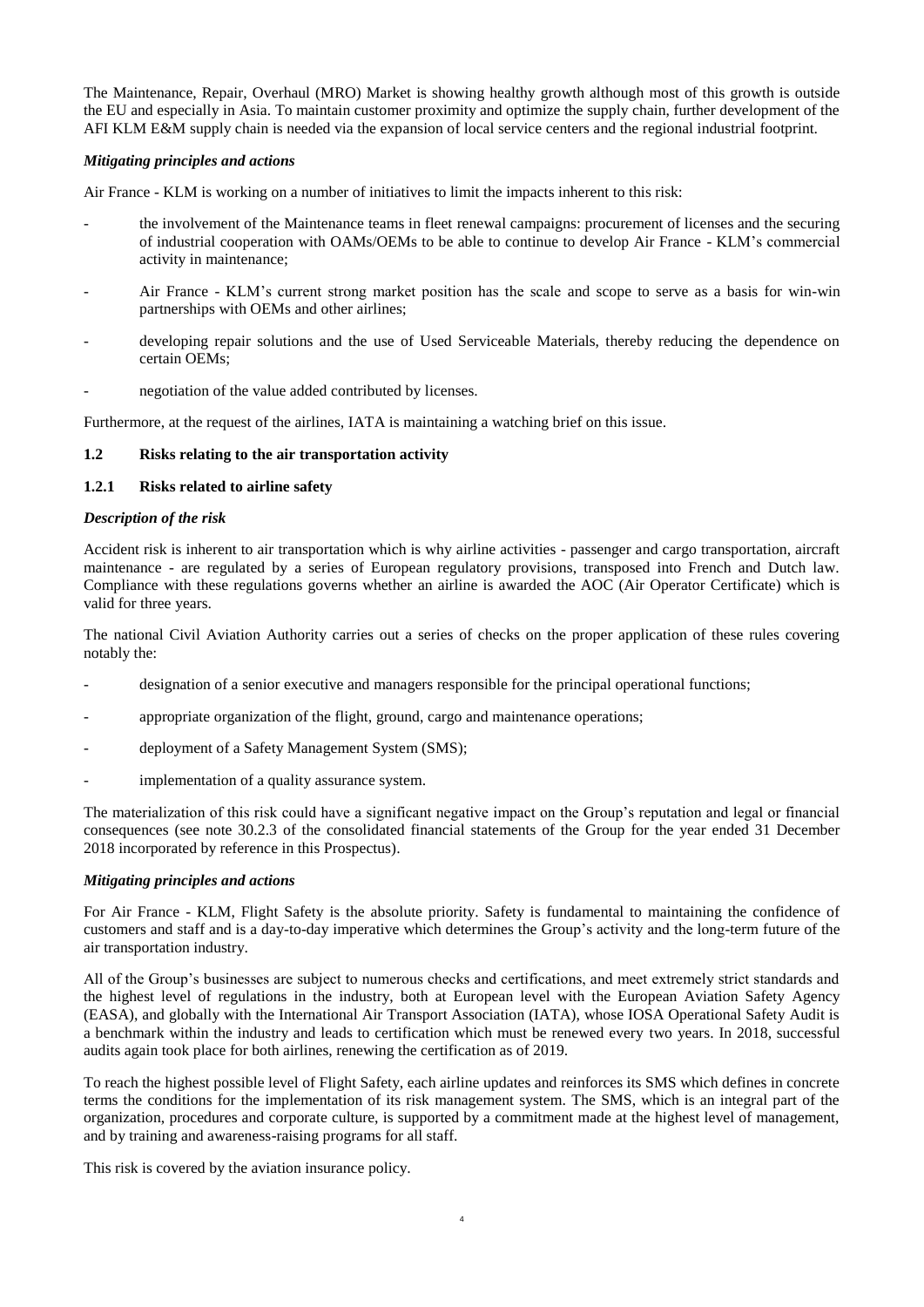The Maintenance, Repair, Overhaul (MRO) Market is showing healthy growth although most of this growth is outside the EU and especially in Asia. To maintain customer proximity and optimize the supply chain, further development of the AFI KLM E&M supply chain is needed via the expansion of local service centers and the regional industrial footprint.

#### *Mitigating principles and actions*

Air France - KLM is working on a number of initiatives to limit the impacts inherent to this risk:

- the involvement of the Maintenance teams in fleet renewal campaigns: procurement of licenses and the securing of industrial cooperation with OAMs/OEMs to be able to continue to develop Air France - KLM's commercial activity in maintenance;
- Air France - KLM's current strong market position has the scale and scope to serve as a basis for win-win partnerships with OEMs and other airlines;
- developing repair solutions and the use of Used Serviceable Materials, thereby reducing the dependence on certain OEMs;
- negotiation of the value added contributed by licenses.

Furthermore, at the request of the airlines, IATA is maintaining a watching brief on this issue.

## 1.2 Risks relating to the air transportation activity

### 1.2.1 Risks related to airline safety

#### *Description of the risk*

Accident risk is inherent to air transportation which is why airline activities - passenger and cargo transportation, aircraft maintenance - are regulated by a series of European regulatory provisions, transposed into French and Dutch law. Compliance with these regulations governs whether an airline is awarded the AOC (Air Operator Certificate) which is valid for three years.

The national Civil Aviation Authority carries out a series of checks on the proper application of these rules covering notably the:

- designation of a senior executive and managers responsible for the principal operational functions;
- appropriate organization of the flight, ground, cargo and maintenance operations;
- deployment of a Safety Management System (SMS);
- implementation of a quality assurance system.

The materialization of this risk could have a significant negative impact on the Group's reputation and legal or financial consequences (see note 30.2.3 of the consolidated financial statements of the Group for the year ended 31 December 2018 incorporated by reference in this Prospectus).

#### *Mitigating principles and actions*

For Air France - KLM, Flight Safety is the absolute priority. Safety is fundamental to maintaining the confidence of customers and staff and is a day-to-day imperative which determines the Group's activity and the long-term future of the air transportation industry.

All of the Group's businesses are subject to numerous checks and certifications, and meet extremely strict standards and the highest level of regulations in the industry, both at European level with the European Aviation Safety Agency (EASA), and globally with the International Air Transport Association (IATA), whose IOSA Operational Safety Audit is a benchmark within the industry and leads to certification which must be renewed every two years. In 2018, successful audits again took place for both airlines, renewing the certification as of 2019.

To reach the highest possible level of Flight Safety, each airline updates and reinforces its SMS which defines in concrete terms the conditions for the implementation of its risk management system. The SMS, which is an integral part of the organization, procedures and corporate culture, is supported by a commitment made at the highest level of management, and by training and awareness-raising programs for all staff.

This risk is covered by the aviation insurance policy.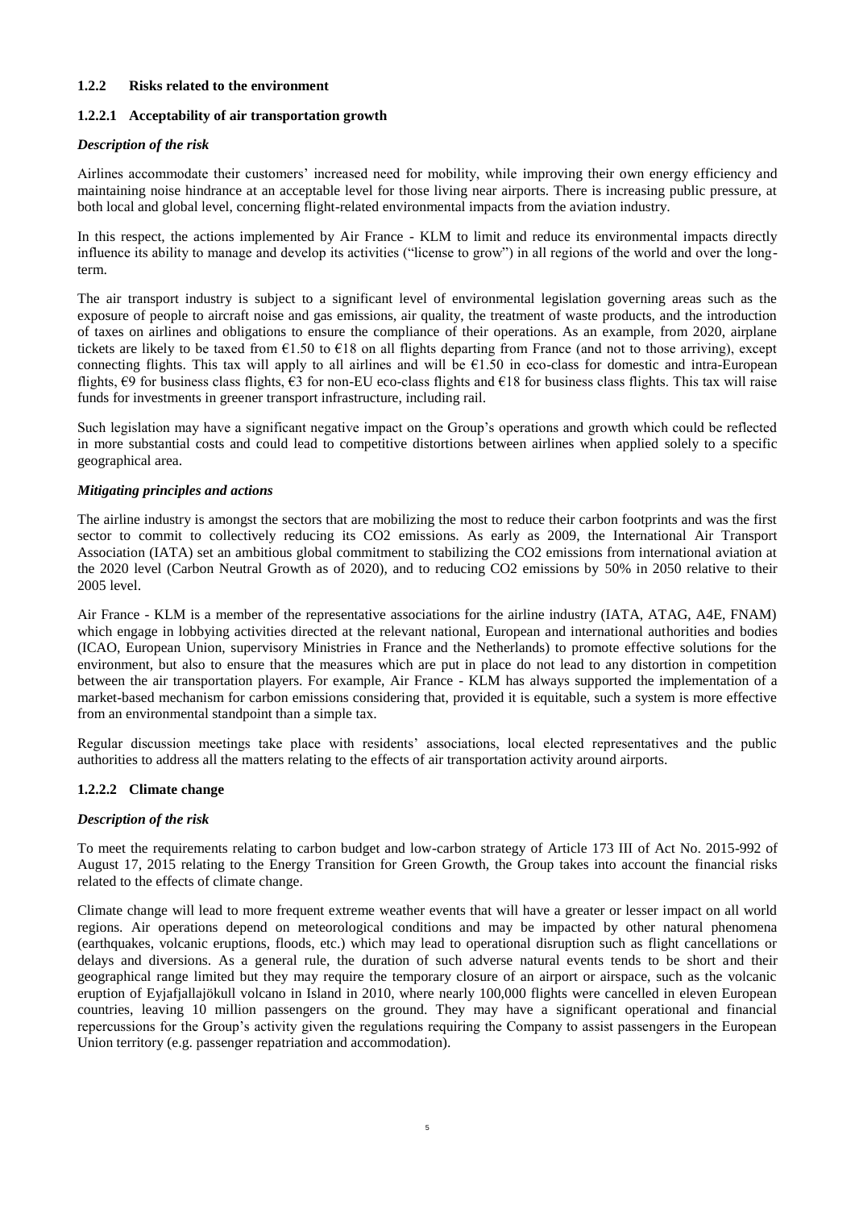### 1.2.2 Risks related to the environment

#### 1.2.2.1 Acceptability of air transportation growth

***Description of the risk***

Airlines accommodate their customers' increased need for mobility, while improving their own energy efficiency and maintaining noise hindrance at an acceptable level for those living near airports. There is increasing public pressure, at both local and global level, concerning flight-related environmental impacts from the aviation industry.

In this respect, the actions implemented by Air France - KLM to limit and reduce its environmental impacts directly influence its ability to manage and develop its activities ("license to grow") in all regions of the world and over the long-term.

The air transport industry is subject to a significant level of environmental legislation governing areas such as the exposure of people to aircraft noise and gas emissions, air quality, the treatment of waste products, and the introduction of taxes on airlines and obligations to ensure the compliance of their operations. As an example, from 2020, airplane tickets are likely to be taxed from €1.50 to €18 on all flights departing from France (and not to those arriving), except connecting flights. This tax will apply to all airlines and will be €1.50 in eco-class for domestic and intra-European flights, €9 for business class flights, €3 for non-EU eco-class flights and €18 for business class flights. This tax will raise funds for investments in greener transport infrastructure, including rail.

Such legislation may have a significant negative impact on the Group's operations and growth which could be reflected in more substantial costs and could lead to competitive distortions between airlines when applied solely to a specific geographical area.

***Mitigating principles and actions***

The airline industry is amongst the sectors that are mobilizing the most to reduce their carbon footprints and was the first sector to commit to collectively reducing its $CO_2$ emissions. As early as 2009, the International Air Transport Association (IATA) set an ambitious global commitment to stabilizing the $CO_2$ emissions from international aviation at the 2020 level (Carbon Neutral Growth as of 2020), and to reducing $CO_2$ emissions by 50% in 2050 relative to their 2005 level.

Air France - KLM is a member of the representative associations for the airline industry (IATA, ATAG, A4E, FNAM) which engage in lobbying activities directed at the relevant national, European and international authorities and bodies (ICAO, European Union, supervisory Ministries in France and the Netherlands) to promote effective solutions for the environment, but also to ensure that the measures which are put in place do not lead to any distortion in competition between the air transportation players. For example, Air France - KLM has always supported the implementation of a market-based mechanism for carbon emissions considering that, provided it is equitable, such a system is more effective from an environmental standpoint than a simple tax.

Regular discussion meetings take place with residents' associations, local elected representatives and the public authorities to address all the matters relating to the effects of air transportation activity around airports.

#### 1.2.2.2 Climate change

***Description of the risk***

To meet the requirements relating to carbon budget and low-carbon strategy of Article 173 III of Act No. 2015-992 of August 17, 2015 relating to the Energy Transition for Green Growth, the Group takes into account the financial risks related to the effects of climate change.

Climate change will lead to more frequent extreme weather events that will have a greater or lesser impact on all world regions. Air operations depend on meteorological conditions and may be impacted by other natural phenomena (earthquakes, volcanic eruptions, floods, etc.) which may lead to operational disruption such as flight cancellations or delays and diversions. As a general rule, the duration of such adverse natural events tends to be short and their geographical range limited but they may require the temporary closure of an airport or airspace, such as the volcanic eruption of Eyjafjallajökull volcano in Island in 2010, where nearly 100,000 flights were cancelled in eleven European countries, leaving 10 million passengers on the ground. They may have a significant operational and financial repercussions for the Group's activity given the regulations requiring the Company to assist passengers in the European Union territory (e.g. passenger repatriation and accommodation).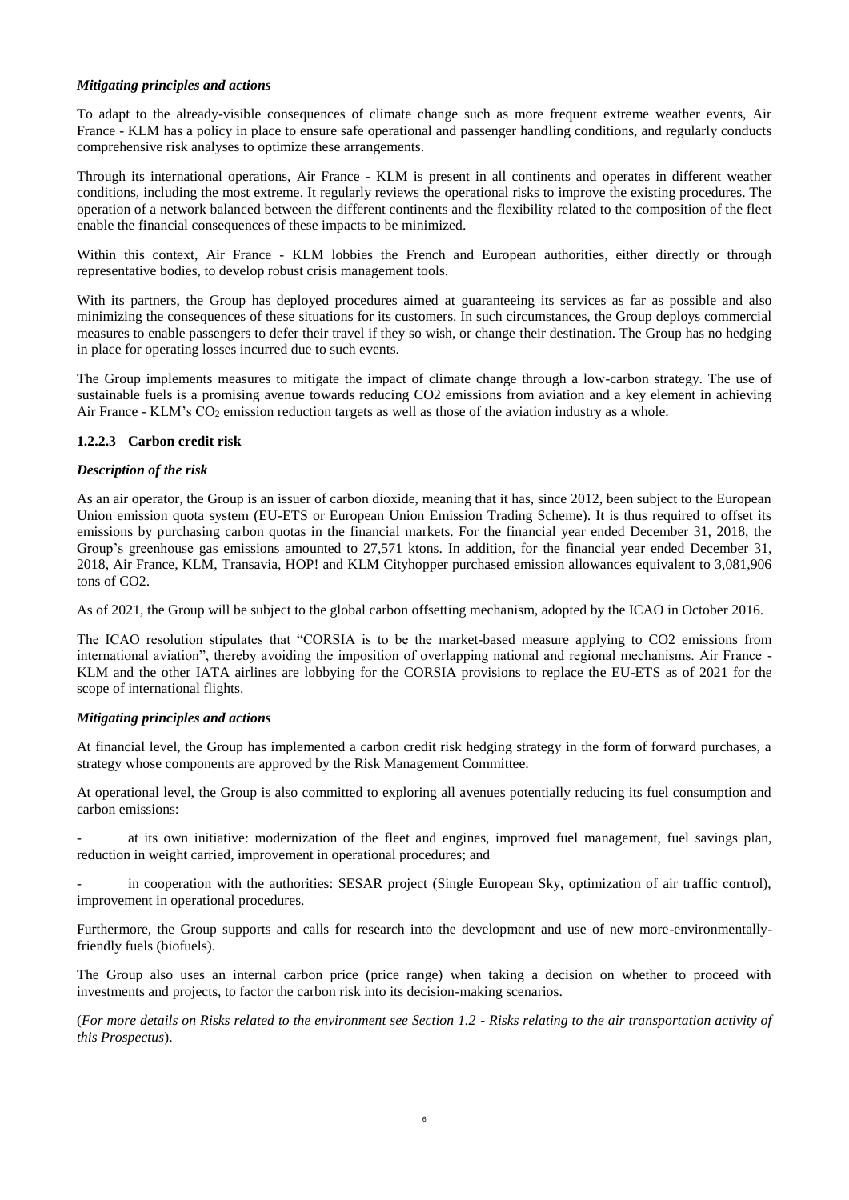***Mitigating principles and actions***

To adapt to the already-visible consequences of climate change such as more frequent extreme weather events, Air France - KLM has a policy in place to ensure safe operational and passenger handling conditions, and regularly conducts comprehensive risk analyses to optimize these arrangements.

Through its international operations, Air France - KLM is present in all continents and operates in different weather conditions, including the most extreme. It regularly reviews the operational risks to improve the existing procedures. The operation of a network balanced between the different continents and the flexibility related to the composition of the fleet enable the financial consequences of these impacts to be minimized.

Within this context, Air France - KLM lobbies the French and European authorities, either directly or through representative bodies, to develop robust crisis management tools.

With its partners, the Group has deployed procedures aimed at guaranteeing its services as far as possible and also minimizing the consequences of these situations for its customers. In such circumstances, the Group deploys commercial measures to enable passengers to defer their travel if they so wish, or change their destination. The Group has no hedging in place for operating losses incurred due to such events.

The Group implements measures to mitigate the impact of climate change through a low-carbon strategy. The use of sustainable fuels is a promising avenue towards reducing CO2 emissions from aviation and a key element in achieving Air France - KLM's $CO_2$ emission reduction targets as well as those of the aviation industry as a whole.

### 1.2.2.3 Carbon credit risk

***Description of the risk***

As an air operator, the Group is an issuer of carbon dioxide, meaning that it has, since 2012, been subject to the European Union emission quota system (EU-ETS or European Union Emission Trading Scheme). It is thus required to offset its emissions by purchasing carbon quotas in the financial markets. For the financial year ended December 31, 2018, the Group's greenhouse gas emissions amounted to 27,571 ktons. In addition, for the financial year ended December 31, 2018, Air France, KLM, Transavia, HOP! and KLM Cityhopper purchased emission allowances equivalent to 3,081,906 tons of CO2.

As of 2021, the Group will be subject to the global carbon offsetting mechanism, adopted by the ICAO in October 2016.

The ICAO resolution stipulates that "CORSIA is to be the market-based measure applying to CO2 emissions from international aviation", thereby avoiding the imposition of overlapping national and regional mechanisms. Air France - KLM and the other IATA airlines are lobbying for the CORSIA provisions to replace the EU-ETS as of 2021 for the scope of international flights.

***Mitigating principles and actions***

At financial level, the Group has implemented a carbon credit risk hedging strategy in the form of forward purchases, a strategy whose components are approved by the Risk Management Committee.

At operational level, the Group is also committed to exploring all avenues potentially reducing its fuel consumption and carbon emissions:

- at its own initiative: modernization of the fleet and engines, improved fuel management, fuel savings plan, reduction in weight carried, improvement in operational procedures; and
- in cooperation with the authorities: SESAR project (Single European Sky, optimization of air traffic control), improvement in operational procedures.

Furthermore, the Group supports and calls for research into the development and use of new more-environmentally-friendly fuels (biofuels).

The Group also uses an internal carbon price (price range) when taking a decision on whether to proceed with investments and projects, to factor the carbon risk into its decision-making scenarios.

(*For more details on Risks related to the environment see Section 1.2 - Risks relating to the air transportation activity of this Prospectus*).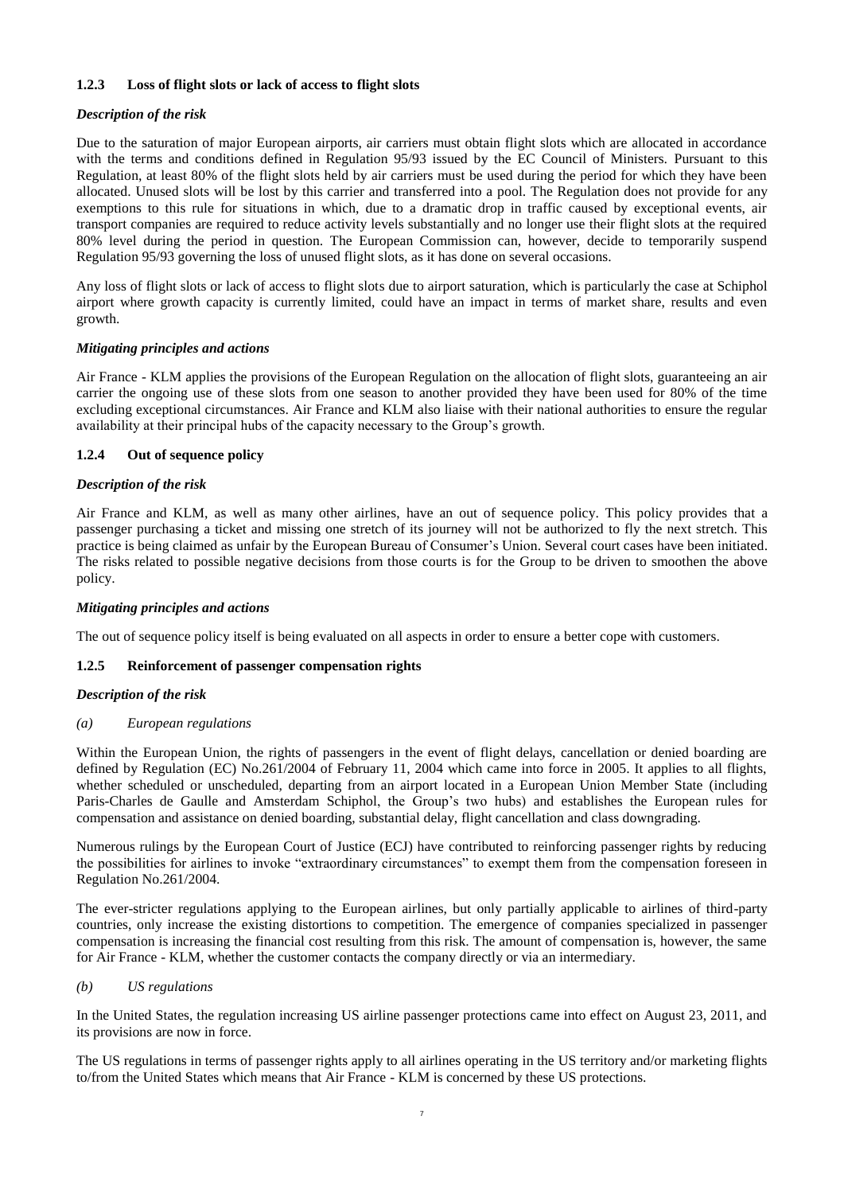### 1.2.3 Loss of flight slots or lack of access to flight slots

***Description of the risk***

Due to the saturation of major European airports, air carriers must obtain flight slots which are allocated in accordance with the terms and conditions defined in Regulation 95/93 issued by the EC Council of Ministers. Pursuant to this Regulation, at least 80% of the flight slots held by air carriers must be used during the period for which they have been allocated. Unused slots will be lost by this carrier and transferred into a pool. The Regulation does not provide for any exemptions to this rule for situations in which, due to a dramatic drop in traffic caused by exceptional events, air transport companies are required to reduce activity levels substantially and no longer use their flight slots at the required 80% level during the period in question. The European Commission can, however, decide to temporarily suspend Regulation 95/93 governing the loss of unused flight slots, as it has done on several occasions.

Any loss of flight slots or lack of access to flight slots due to airport saturation, which is particularly the case at Schiphol airport where growth capacity is currently limited, could have an impact in terms of market share, results and even growth.

***Mitigating principles and actions***

Air France - KLM applies the provisions of the European Regulation on the allocation of flight slots, guaranteeing an air carrier the ongoing use of these slots from one season to another provided they have been used for 80% of the time excluding exceptional circumstances. Air France and KLM also liaise with their national authorities to ensure the regular availability at their principal hubs of the capacity necessary to the Group's growth.

### 1.2.4 Out of sequence policy

***Description of the risk***

Air France and KLM, as well as many other airlines, have an out of sequence policy. This policy provides that a passenger purchasing a ticket and missing one stretch of its journey will not be authorized to fly the next stretch. This practice is being claimed as unfair by the European Bureau of Consumer's Union. Several court cases have been initiated. The risks related to possible negative decisions from those courts is for the Group to be driven to smoothen the above policy.

***Mitigating principles and actions***

The out of sequence policy itself is being evaluated on all aspects in order to ensure a better cope with customers.

### 1.2.5 Reinforcement of passenger compensation rights

***Description of the risk***

*(a) European regulations*

Within the European Union, the rights of passengers in the event of flight delays, cancellation or denied boarding are defined by Regulation (EC) No.261/2004 of February 11, 2004 which came into force in 2005. It applies to all flights, whether scheduled or unscheduled, departing from an airport located in a European Union Member State (including Paris-Charles de Gaulle and Amsterdam Schiphol, the Group's two hubs) and establishes the European rules for compensation and assistance on denied boarding, substantial delay, flight cancellation and class downgrading.

Numerous rulings by the European Court of Justice (ECJ) have contributed to reinforcing passenger rights by reducing the possibilities for airlines to invoke "extraordinary circumstances" to exempt them from the compensation foreseen in Regulation No.261/2004.

The ever-stricter regulations applying to the European airlines, but only partially applicable to airlines of third-party countries, only increase the existing distortions to competition. The emergence of companies specialized in passenger compensation is increasing the financial cost resulting from this risk. The amount of compensation is, however, the same for Air France - KLM, whether the customer contacts the company directly or via an intermediary.

*(b) US regulations*

In the United States, the regulation increasing US airline passenger protections came into effect on August 23, 2011, and its provisions are now in force.

The US regulations in terms of passenger rights apply to all airlines operating in the US territory and/or marketing flights to/from the United States which means that Air France - KLM is concerned by these US protections.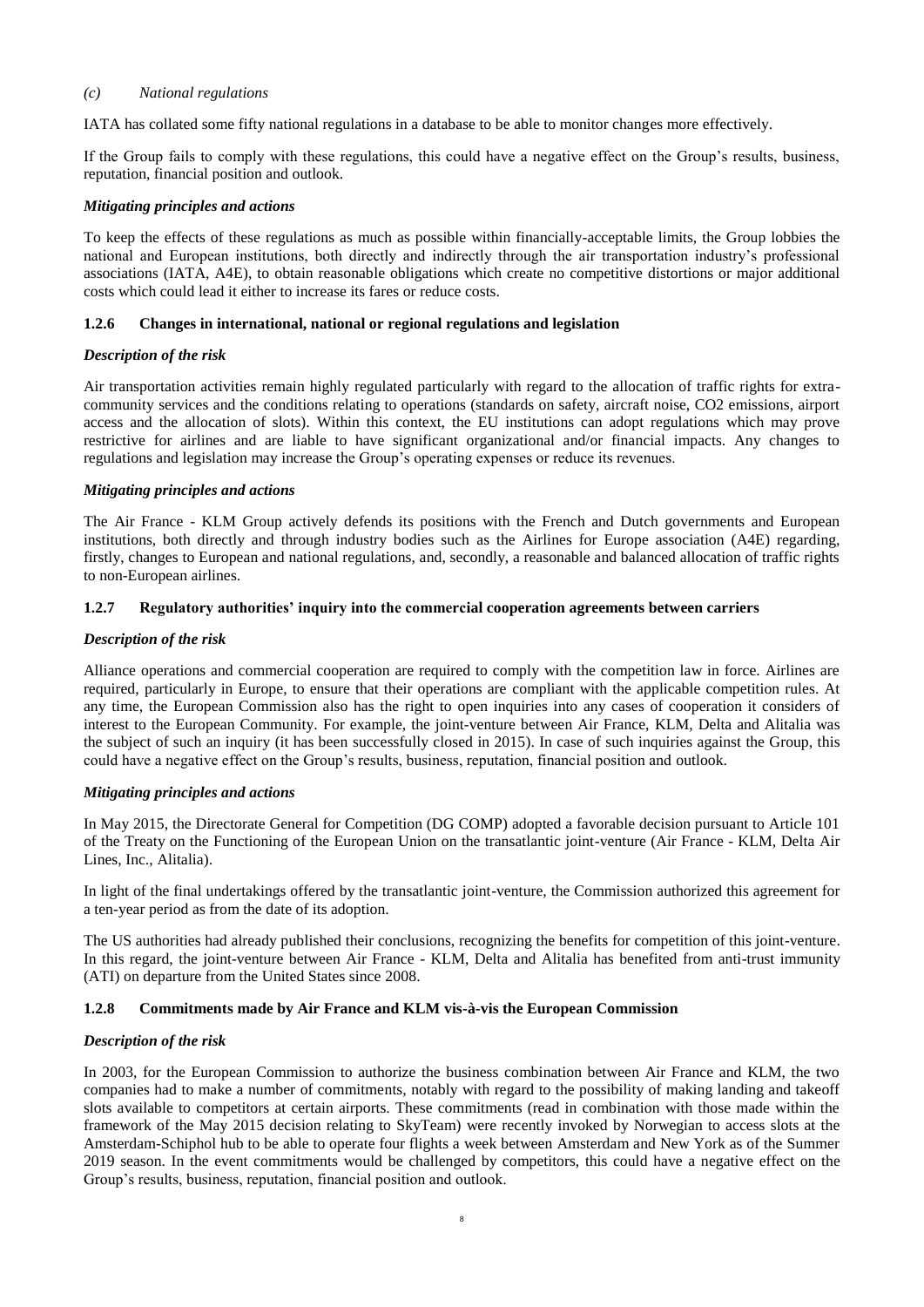*(c) National regulations*

IATA has collated some fifty national regulations in a database to be able to monitor changes more effectively.

If the Group fails to comply with these regulations, this could have a negative effect on the Group's results, business, reputation, financial position and outlook.

***Mitigating principles and actions***

To keep the effects of these regulations as much as possible within financially-acceptable limits, the Group lobbies the national and European institutions, both directly and indirectly through the air transportation industry's professional associations (IATA, A4E), to obtain reasonable obligations which create no competitive distortions or major additional costs which could lead it either to increase its fares or reduce costs.

### 1.2.6 Changes in international, national or regional regulations and legislation

***Description of the risk***

Air transportation activities remain highly regulated particularly with regard to the allocation of traffic rights for extra-community services and the conditions relating to operations (standards on safety, aircraft noise, $CO_2$ emissions, airport access and the allocation of slots). Within this context, the EU institutions can adopt regulations which may prove restrictive for airlines and are liable to have significant organizational and/or financial impacts. Any changes to regulations and legislation may increase the Group's operating expenses or reduce its revenues.

***Mitigating principles and actions***

The Air France - KLM Group actively defends its positions with the French and Dutch governments and European institutions, both directly and through industry bodies such as the Airlines for Europe association (A4E) regarding, firstly, changes to European and national regulations, and, secondly, a reasonable and balanced allocation of traffic rights to non-European airlines.

### 1.2.7 Regulatory authorities' inquiry into the commercial cooperation agreements between carriers

***Description of the risk***

Alliance operations and commercial cooperation are required to comply with the competition law in force. Airlines are required, particularly in Europe, to ensure that their operations are compliant with the applicable competition rules. At any time, the European Commission also has the right to open inquiries into any cases of cooperation it considers of interest to the European Community. For example, the joint-venture between Air France, KLM, Delta and Alitalia was the subject of such an inquiry (it has been successfully closed in 2015). In case of such inquiries against the Group, this could have a negative effect on the Group's results, business, reputation, financial position and outlook.

***Mitigating principles and actions***

In May 2015, the Directorate General for Competition (DG COMP) adopted a favorable decision pursuant to Article 101 of the Treaty on the Functioning of the European Union on the transatlantic joint-venture (Air France - KLM, Delta Air Lines, Inc., Alitalia).

In light of the final undertakings offered by the transatlantic joint-venture, the Commission authorized this agreement for a ten-year period as from the date of its adoption.

The US authorities had already published their conclusions, recognizing the benefits for competition of this joint-venture. In this regard, the joint-venture between Air France - KLM, Delta and Alitalia has benefited from anti-trust immunity (ATI) on departure from the United States since 2008.

### 1.2.8 Commitments made by Air France and KLM vis-à-vis the European Commission

***Description of the risk***

In 2003, for the European Commission to authorize the business combination between Air France and KLM, the two companies had to make a number of commitments, notably with regard to the possibility of making landing and takeoff slots available to competitors at certain airports. These commitments (read in combination with those made within the framework of the May 2015 decision relating to SkyTeam) were recently invoked by Norwegian to access slots at the Amsterdam-Schiphol hub to be able to operate four flights a week between Amsterdam and New York as of the Summer 2019 season. In the event commitments would be challenged by competitors, this could have a negative effect on the Group's results, business, reputation, financial position and outlook.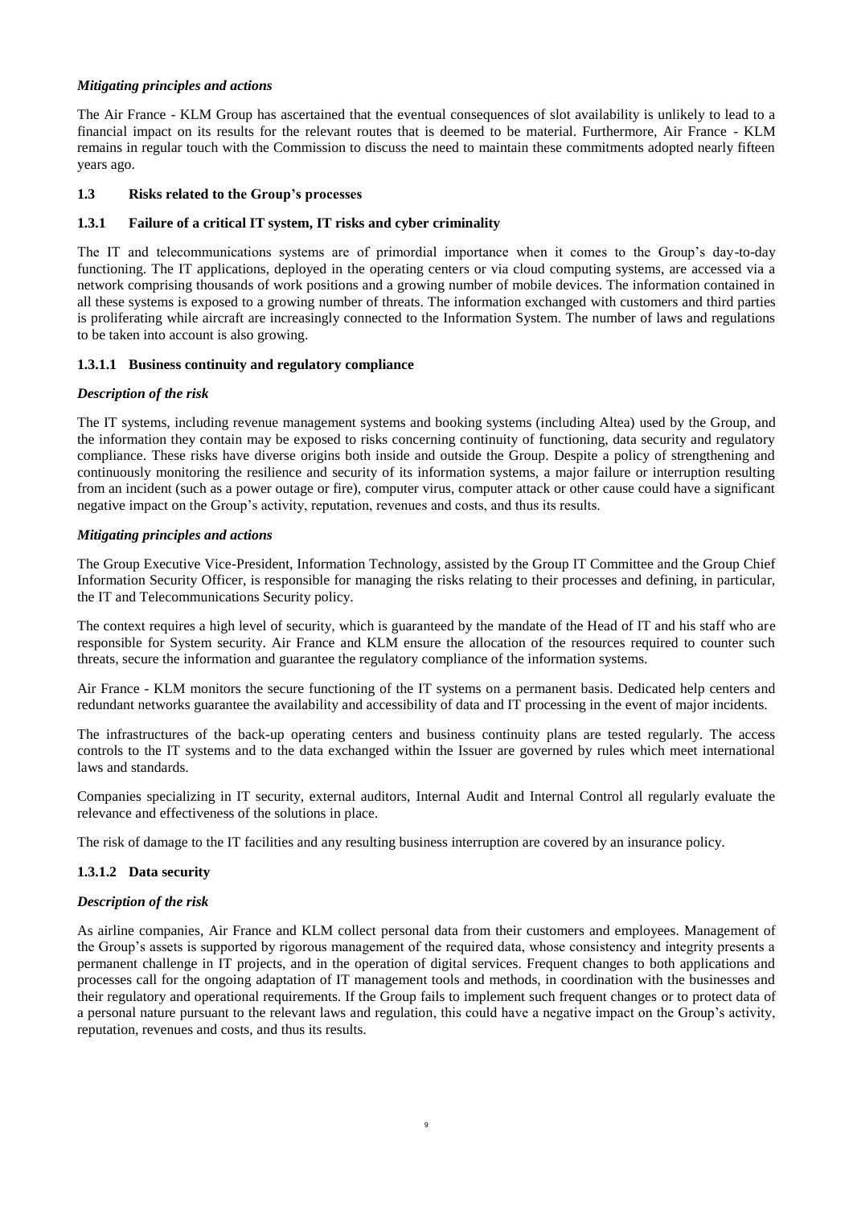### *Mitigating principles and actions*

The Air France - KLM Group has ascertained that the eventual consequences of slot availability is unlikely to lead to a financial impact on its results for the relevant routes that is deemed to be material. Furthermore, Air France - KLM remains in regular touch with the Commission to discuss the need to maintain these commitments adopted nearly fifteen years ago.

## 1.3 Risks related to the Group's processes

### 1.3.1 Failure of a critical IT system, IT risks and cyber criminality

The IT and telecommunications systems are of primordial importance when it comes to the Group's day-to-day functioning. The IT applications, deployed in the operating centers or via cloud computing systems, are accessed via a network comprising thousands of work positions and a growing number of mobile devices. The information contained in all these systems is exposed to a growing number of threats. The information exchanged with customers and third parties is proliferating while aircraft are increasingly connected to the Information System. The number of laws and regulations to be taken into account is also growing.

#### 1.3.1.1 Business continuity and regulatory compliance

##### *Description of the risk*

The IT systems, including revenue management systems and booking systems (including Altea) used by the Group, and the information they contain may be exposed to risks concerning continuity of functioning, data security and regulatory compliance. These risks have diverse origins both inside and outside the Group. Despite a policy of strengthening and continuously monitoring the resilience and security of its information systems, a major failure or interruption resulting from an incident (such as a power outage or fire), computer virus, computer attack or other cause could have a significant negative impact on the Group's activity, reputation, revenues and costs, and thus its results.

##### *Mitigating principles and actions*

The Group Executive Vice-President, Information Technology, assisted by the Group IT Committee and the Group Chief Information Security Officer, is responsible for managing the risks relating to their processes and defining, in particular, the IT and Telecommunications Security policy.

The context requires a high level of security, which is guaranteed by the mandate of the Head of IT and his staff who are responsible for System security. Air France and KLM ensure the allocation of the resources required to counter such threats, secure the information and guarantee the regulatory compliance of the information systems.

Air France - KLM monitors the secure functioning of the IT systems on a permanent basis. Dedicated help centers and redundant networks guarantee the availability and accessibility of data and IT processing in the event of major incidents.

The infrastructures of the back-up operating centers and business continuity plans are tested regularly. The access controls to the IT systems and to the data exchanged within the Issuer are governed by rules which meet international laws and standards.

Companies specializing in IT security, external auditors, Internal Audit and Internal Control all regularly evaluate the relevance and effectiveness of the solutions in place.

The risk of damage to the IT facilities and any resulting business interruption are covered by an insurance policy.

#### 1.3.1.2 Data security

##### *Description of the risk*

As airline companies, Air France and KLM collect personal data from their customers and employees. Management of the Group's assets is supported by rigorous management of the required data, whose consistency and integrity presents a permanent challenge in IT projects, and in the operation of digital services. Frequent changes to both applications and processes call for the ongoing adaptation of IT management tools and methods, in coordination with the businesses and their regulatory and operational requirements. If the Group fails to implement such frequent changes or to protect data of a personal nature pursuant to the relevant laws and regulation, this could have a negative impact on the Group's activity, reputation, revenues and costs, and thus its results.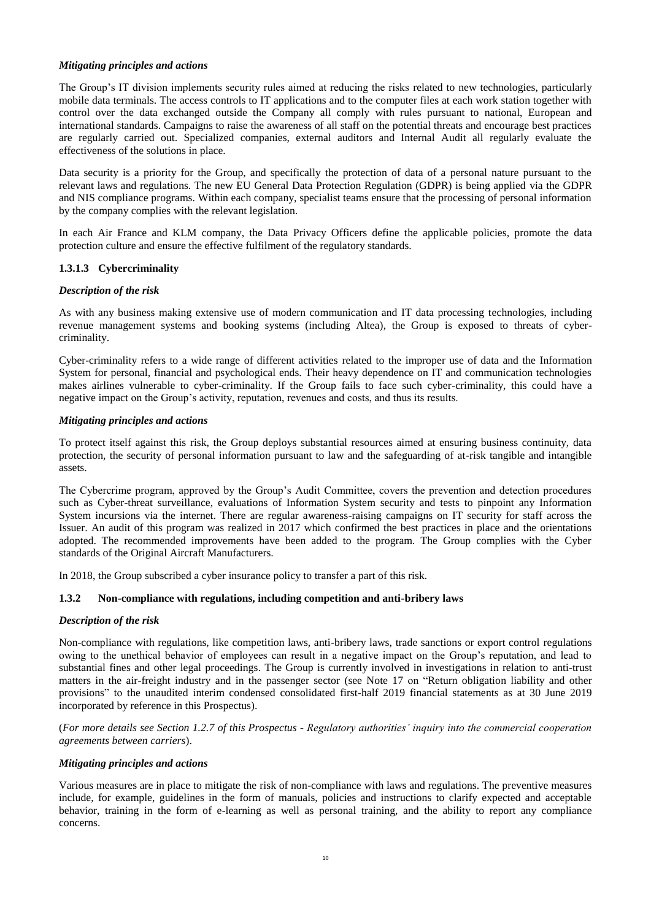*Mitigating principles and actions*

The Group's IT division implements security rules aimed at reducing the risks related to new technologies, particularly mobile data terminals. The access controls to IT applications and to the computer files at each work station together with control over the data exchanged outside the Company all comply with rules pursuant to national, European and international standards. Campaigns to raise the awareness of all staff on the potential threats and encourage best practices are regularly carried out. Specialized companies, external auditors and Internal Audit all regularly evaluate the effectiveness of the solutions in place.

Data security is a priority for the Group, and specifically the protection of data of a personal nature pursuant to the relevant laws and regulations. The new EU General Data Protection Regulation (GDPR) is being applied via the GDPR and NIS compliance programs. Within each company, specialist teams ensure that the processing of personal information by the company complies with the relevant legislation.

In each Air France and KLM company, the Data Privacy Officers define the applicable policies, promote the data protection culture and ensure the effective fulfilment of the regulatory standards.

#### 1.3.1.3 Cybercriminality

*Description of the risk*

As with any business making extensive use of modern communication and IT data processing technologies, including revenue management systems and booking systems (including Altea), the Group is exposed to threats of cyber-criminality.

Cyber-criminality refers to a wide range of different activities related to the improper use of data and the Information System for personal, financial and psychological ends. Their heavy dependence on IT and communication technologies makes airlines vulnerable to cyber-criminality. If the Group fails to face such cyber-criminality, this could have a negative impact on the Group's activity, reputation, revenues and costs, and thus its results.

*Mitigating principles and actions*

To protect itself against this risk, the Group deploys substantial resources aimed at ensuring business continuity, data protection, the security of personal information pursuant to law and the safeguarding of at-risk tangible and intangible assets.

The Cybercrime program, approved by the Group's Audit Committee, covers the prevention and detection procedures such as Cyber-threat surveillance, evaluations of Information System security and tests to pinpoint any Information System incursions via the internet. There are regular awareness-raising campaigns on IT security for staff across the Issuer. An audit of this program was realized in 2017 which confirmed the best practices in place and the orientations adopted. The recommended improvements have been added to the program. The Group complies with the Cyber standards of the Original Aircraft Manufacturers.

In 2018, the Group subscribed a cyber insurance policy to transfer a part of this risk.

### 1.3.2 Non-compliance with regulations, including competition and anti-bribery laws

*Description of the risk*

Non-compliance with regulations, like competition laws, anti-bribery laws, trade sanctions or export control regulations owing to the unethical behavior of employees can result in a negative impact on the Group's reputation, and lead to substantial fines and other legal proceedings. The Group is currently involved in investigations in relation to anti-trust matters in the air-freight industry and in the passenger sector (see Note 17 on "Return obligation liability and other provisions" to the unaudited interim condensed consolidated first-half 2019 financial statements as at 30 June 2019 incorporated by reference in this Prospectus).

(*For more details see Section 1.2.7 of this Prospectus - Regulatory authorities' inquiry into the commercial cooperation agreements between carriers*).

*Mitigating principles and actions*

Various measures are in place to mitigate the risk of non-compliance with laws and regulations. The preventive measures include, for example, guidelines in the form of manuals, policies and instructions to clarify expected and acceptable behavior, training in the form of e-learning as well as personal training, and the ability to report any compliance concerns.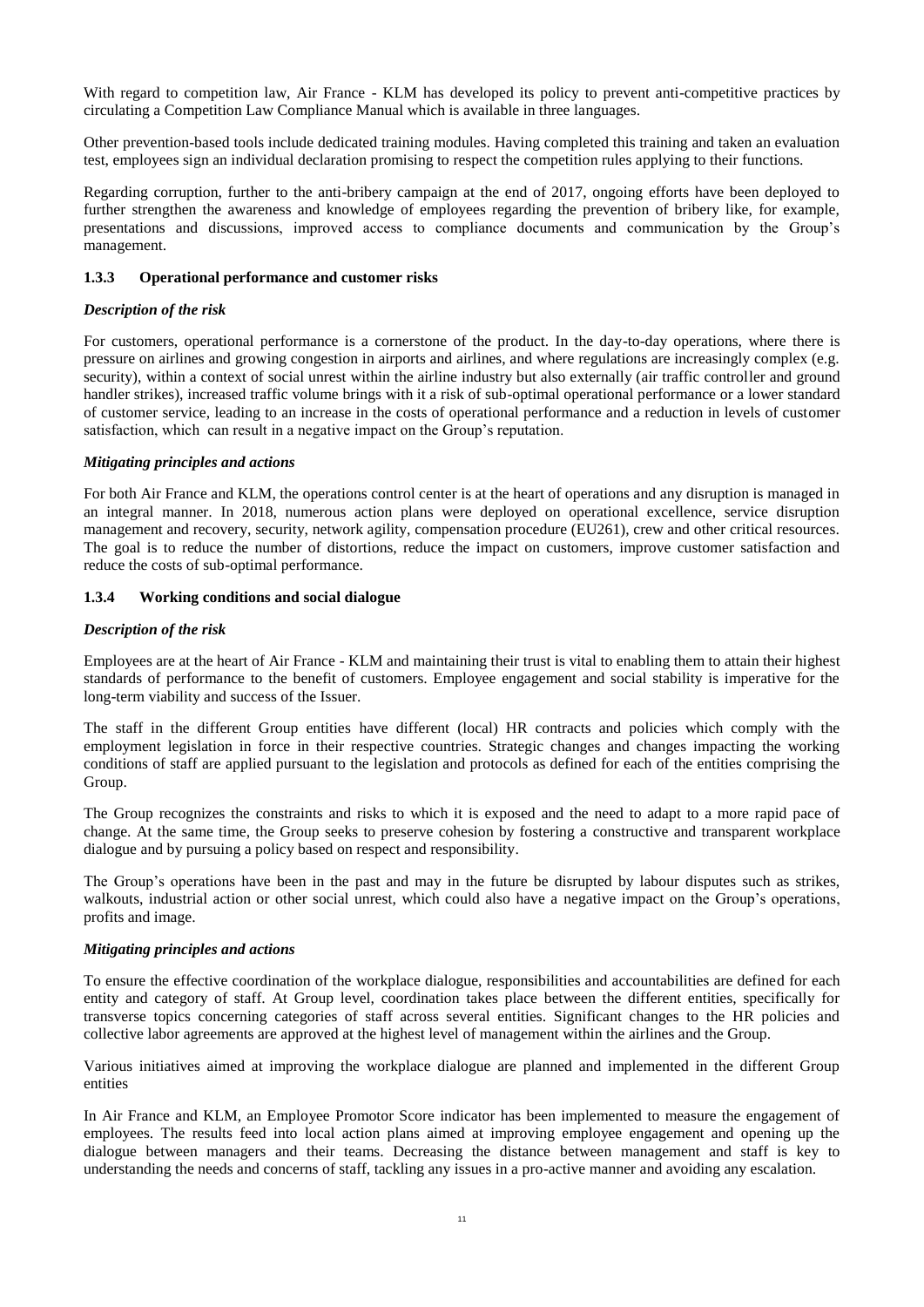With regard to competition law, Air France - KLM has developed its policy to prevent anti-competitive practices by circulating a Competition Law Compliance Manual which is available in three languages.

Other prevention-based tools include dedicated training modules. Having completed this training and taken an evaluation test, employees sign an individual declaration promising to respect the competition rules applying to their functions.

Regarding corruption, further to the anti-bribery campaign at the end of 2017, ongoing efforts have been deployed to further strengthen the awareness and knowledge of employees regarding the prevention of bribery like, for example, presentations and discussions, improved access to compliance documents and communication by the Group's management.

### 1.3.3 Operational performance and customer risks

***Description of the risk***

For customers, operational performance is a cornerstone of the product. In the day-to-day operations, where there is pressure on airlines and growing congestion in airports and airlines, and where regulations are increasingly complex (e.g. security), within a context of social unrest within the airline industry but also externally (air traffic controller and ground handler strikes), increased traffic volume brings with it a risk of sub-optimal operational performance or a lower standard of customer service, leading to an increase in the costs of operational performance and a reduction in levels of customer satisfaction, which can result in a negative impact on the Group's reputation.

***Mitigating principles and actions***

For both Air France and KLM, the operations control center is at the heart of operations and any disruption is managed in an integral manner. In 2018, numerous action plans were deployed on operational excellence, service disruption management and recovery, security, network agility, compensation procedure (EU261), crew and other critical resources. The goal is to reduce the number of distortions, reduce the impact on customers, improve customer satisfaction and reduce the costs of sub-optimal performance.

### 1.3.4 Working conditions and social dialogue

***Description of the risk***

Employees are at the heart of Air France - KLM and maintaining their trust is vital to enabling them to attain their highest standards of performance to the benefit of customers. Employee engagement and social stability is imperative for the long-term viability and success of the Issuer.

The staff in the different Group entities have different (local) HR contracts and policies which comply with the employment legislation in force in their respective countries. Strategic changes and changes impacting the working conditions of staff are applied pursuant to the legislation and protocols as defined for each of the entities comprising the Group.

The Group recognizes the constraints and risks to which it is exposed and the need to adapt to a more rapid pace of change. At the same time, the Group seeks to preserve cohesion by fostering a constructive and transparent workplace dialogue and by pursuing a policy based on respect and responsibility.

The Group's operations have been in the past and may in the future be disrupted by labour disputes such as strikes, walkouts, industrial action or other social unrest, which could also have a negative impact on the Group's operations, profits and image.

***Mitigating principles and actions***

To ensure the effective coordination of the workplace dialogue, responsibilities and accountabilities are defined for each entity and category of staff. At Group level, coordination takes place between the different entities, specifically for transverse topics concerning categories of staff across several entities. Significant changes to the HR policies and collective labor agreements are approved at the highest level of management within the airlines and the Group.

Various initiatives aimed at improving the workplace dialogue are planned and implemented in the different Group entities

In Air France and KLM, an Employee Promotor Score indicator has been implemented to measure the engagement of employees. The results feed into local action plans aimed at improving employee engagement and opening up the dialogue between managers and their teams. Decreasing the distance between management and staff is key to understanding the needs and concerns of staff, tackling any issues in a pro-active manner and avoiding any escalation.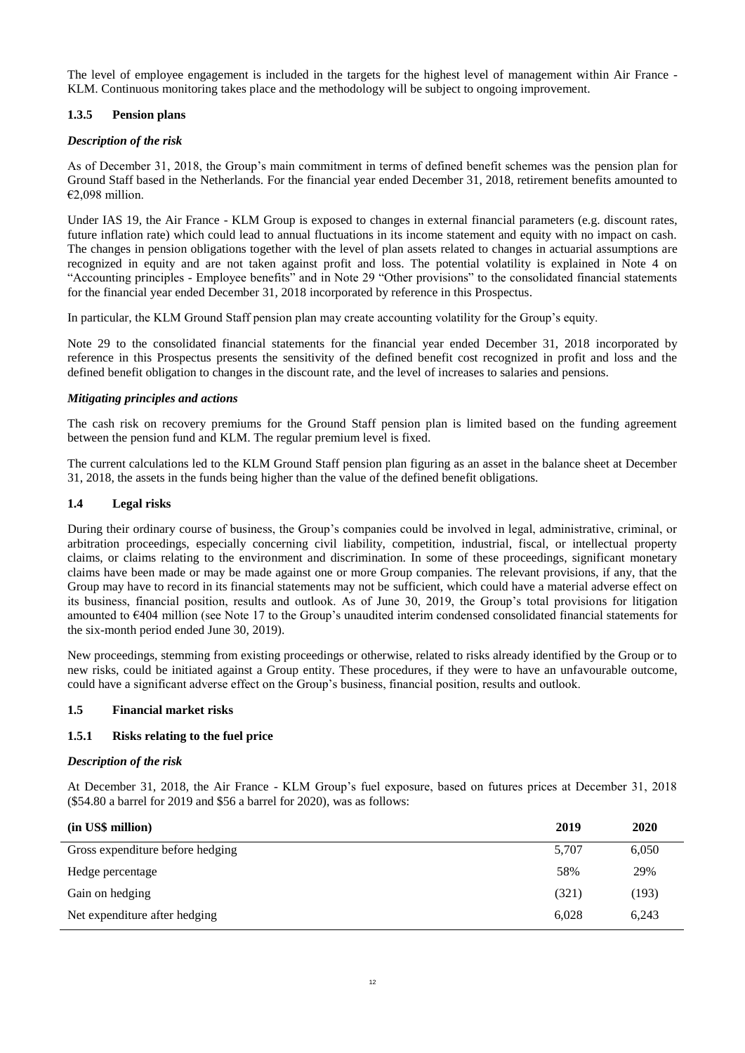The level of employee engagement is included in the targets for the highest level of management within Air France - KLM. Continuous monitoring takes place and the methodology will be subject to ongoing improvement.

### 1.3.5 Pension plans

***Description of the risk***

As of December 31, 2018, the Group's main commitment in terms of defined benefit schemes was the pension plan for Ground Staff based in the Netherlands. For the financial year ended December 31, 2018, retirement benefits amounted to €2,098 million.

Under IAS 19, the Air France - KLM Group is exposed to changes in external financial parameters (e.g. discount rates, future inflation rate) which could lead to annual fluctuations in its income statement and equity with no impact on cash. The changes in pension obligations together with the level of plan assets related to changes in actuarial assumptions are recognized in equity and are not taken against profit and loss. The potential volatility is explained in Note 4 on "Accounting principles - Employee benefits" and in Note 29 "Other provisions" to the consolidated financial statements for the financial year ended December 31, 2018 incorporated by reference in this Prospectus.

In particular, the KLM Ground Staff pension plan may create accounting volatility for the Group's equity.

Note 29 to the consolidated financial statements for the financial year ended December 31, 2018 incorporated by reference in this Prospectus presents the sensitivity of the defined benefit cost recognized in profit and loss and the defined benefit obligation to changes in the discount rate, and the level of increases to salaries and pensions.

***Mitigating principles and actions***

The cash risk on recovery premiums for the Ground Staff pension plan is limited based on the funding agreement between the pension fund and KLM. The regular premium level is fixed.

The current calculations led to the KLM Ground Staff pension plan figuring as an asset in the balance sheet at December 31, 2018, the assets in the funds being higher than the value of the defined benefit obligations.

## 1.4 Legal risks

During their ordinary course of business, the Group's companies could be involved in legal, administrative, criminal, or arbitration proceedings, especially concerning civil liability, competition, industrial, fiscal, or intellectual property claims, or claims relating to the environment and discrimination. In some of these proceedings, significant monetary claims have been made or may be made against one or more Group companies. The relevant provisions, if any, that the Group may have to record in its financial statements may not be sufficient, which could have a material adverse effect on its business, financial position, results and outlook. As of June 30, 2019, the Group's total provisions for litigation amounted to €404 million (see Note 17 to the Group's unaudited interim condensed consolidated financial statements for the six-month period ended June 30, 2019).

New proceedings, stemming from existing proceedings or otherwise, related to risks already identified by the Group or to new risks, could be initiated against a Group entity. These procedures, if they were to have an unfavourable outcome, could have a significant adverse effect on the Group's business, financial position, results and outlook.

## 1.5 Financial market risks

### 1.5.1 Risks relating to the fuel price

***Description of the risk***

At December 31, 2018, the Air France - KLM Group's fuel exposure, based on futures prices at December 31, 2018 ($54.80 a barrel for 2019 and $56 a barrel for 2020), was as follows:

| (in US$ million) | 2019 | 2020 |
|---|---|---|
| Gross expenditure before hedging | 5,707 | 6,050 |
| Hedge percentage | 58% | 29% |
| Gain on hedging | (321) | (193) |
| Net expenditure after hedging | 6,028 | 6,243 |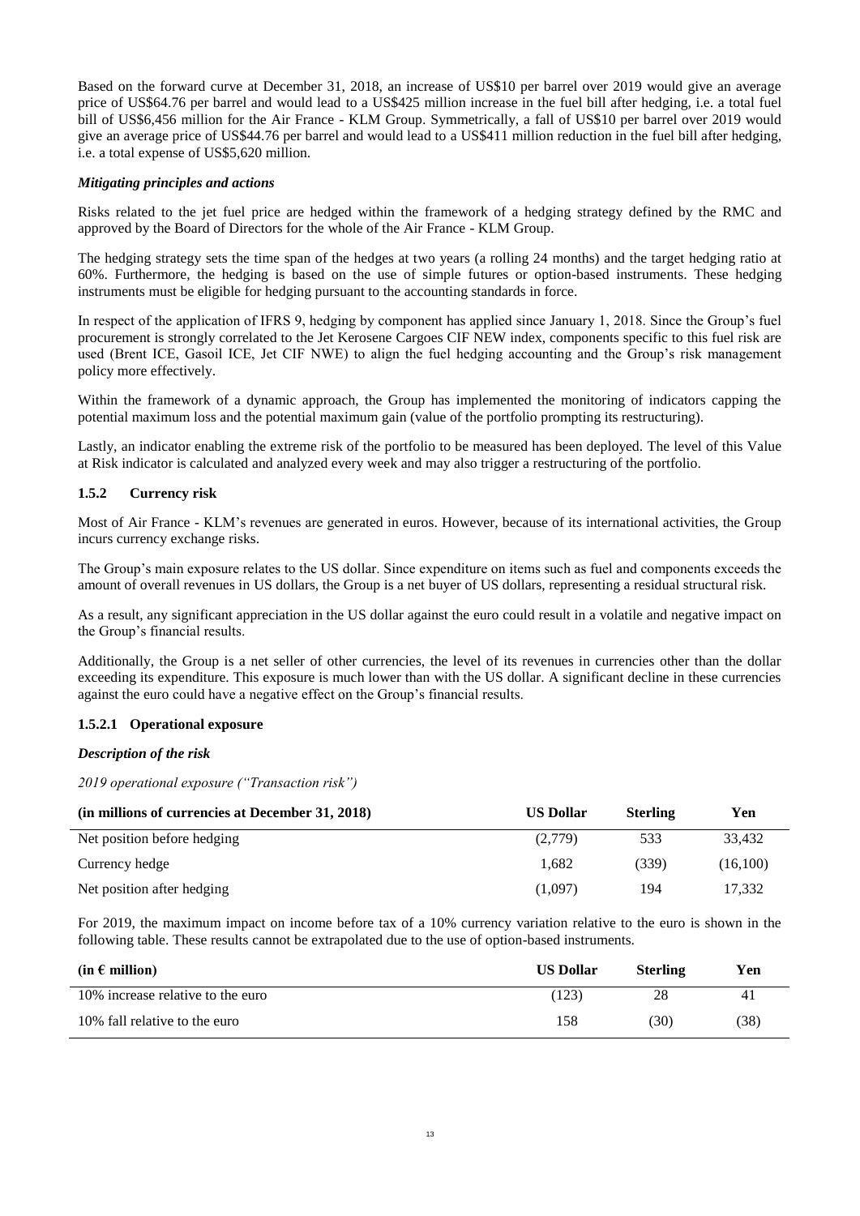Based on the forward curve at December 31, 2018, an increase of US$10 per barrel over 2019 would give an average price of US$64.76 per barrel and would lead to a US$425 million increase in the fuel bill after hedging, i.e. a total fuel bill of US$6,456 million for the Air France - KLM Group. Symmetrically, a fall of US$10 per barrel over 2019 would give an average price of US$44.76 per barrel and would lead to a US$411 million reduction in the fuel bill after hedging, i.e. a total expense of US$5,620 million.

***Mitigating principles and actions***

Risks related to the jet fuel price are hedged within the framework of a hedging strategy defined by the RMC and approved by the Board of Directors for the whole of the Air France - KLM Group.

The hedging strategy sets the time span of the hedges at two years (a rolling 24 months) and the target hedging ratio at 60%. Furthermore, the hedging is based on the use of simple futures or option-based instruments. These hedging instruments must be eligible for hedging pursuant to the accounting standards in force.

In respect of the application of IFRS 9, hedging by component has applied since January 1, 2018. Since the Group's fuel procurement is strongly correlated to the Jet Kerosene Cargoes CIF NEW index, components specific to this fuel risk are used (Brent ICE, Gasoil ICE, Jet CIF NWE) to align the fuel hedging accounting and the Group's risk management policy more effectively.

Within the framework of a dynamic approach, the Group has implemented the monitoring of indicators capping the potential maximum loss and the potential maximum gain (value of the portfolio prompting its restructuring).

Lastly, an indicator enabling the extreme risk of the portfolio to be measured has been deployed. The level of this Value at Risk indicator is calculated and analyzed every week and may also trigger a restructuring of the portfolio.

### 1.5.2 Currency risk

Most of Air France - KLM's revenues are generated in euros. However, because of its international activities, the Group incurs currency exchange risks.

The Group's main exposure relates to the US dollar. Since expenditure on items such as fuel and components exceeds the amount of overall revenues in US dollars, the Group is a net buyer of US dollars, representing a residual structural risk.

As a result, any significant appreciation in the US dollar against the euro could result in a volatile and negative impact on the Group's financial results.

Additionally, the Group is a net seller of other currencies, the level of its revenues in currencies other than the dollar exceeding its expenditure. This exposure is much lower than with the US dollar. A significant decline in these currencies against the euro could have a negative effect on the Group's financial results.

#### 1.5.2.1 Operational exposure

***Description of the risk***

*2019 operational exposure ("Transaction risk")*

| (in millions of currencies at December 31, 2018) | US Dollar | Sterling | Yen |
|---|---|---|---|
| Net position before hedging | (2,779) | 533 | 33,432 |
| Currency hedge | 1,682 | (339) | (16,100) |
| Net position after hedging | (1,097) | 194 | 17,332 |

For 2019, the maximum impact on income before tax of a 10% currency variation relative to the euro is shown in the following table. These results cannot be extrapolated due to the use of option-based instruments.

| (in € million) | US Dollar | Sterling | Yen |
|---|---|---|---|
| 10% increase relative to the euro | (123) | 28 | 41 |
| 10% fall relative to the euro | 158 | (30) | (38) |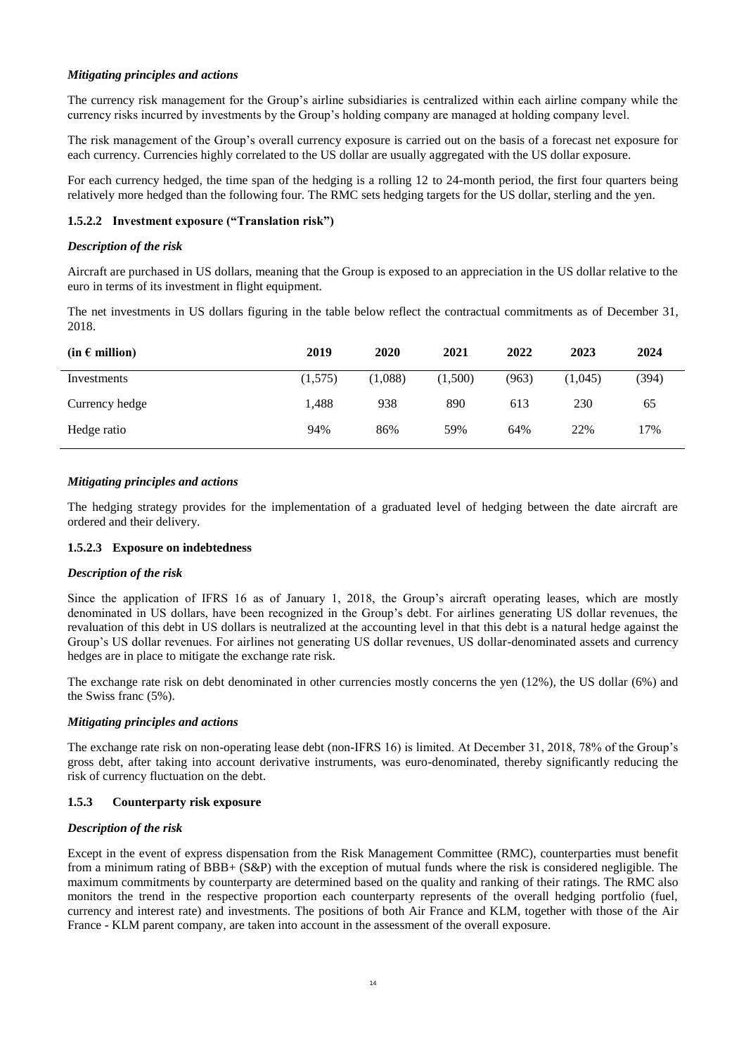*Mitigating principles and actions*

The currency risk management for the Group's airline subsidiaries is centralized within each airline company while the currency risks incurred by investments by the Group's holding company are managed at holding company level.

The risk management of the Group's overall currency exposure is carried out on the basis of a forecast net exposure for each currency. Currencies highly correlated to the US dollar are usually aggregated with the US dollar exposure.

For each currency hedged, the time span of the hedging is a rolling 12 to 24-month period, the first four quarters being relatively more hedged than the following four. The RMC sets hedging targets for the US dollar, sterling and the yen.

### 1.5.2.2 Investment exposure ("Translation risk")

*Description of the risk*

Aircraft are purchased in US dollars, meaning that the Group is exposed to an appreciation in the US dollar relative to the euro in terms of its investment in flight equipment.

The net investments in US dollars figuring in the table below reflect the contractual commitments as of December 31, 2018.

| (in € million) | 2019 | 2020 | 2021 | 2022 | 2023 | 2024 |
|---|---|---|---|---|---|---|
| Investments | (1,575) | (1,088) | (1,500) | (963) | (1,045) | (394) |
| Currency hedge | 1,488 | 938 | 890 | 613 | 230 | 65 |
| Hedge ratio | 94% | 86% | 59% | 64% | 22% | 17% |

*Mitigating principles and actions*

The hedging strategy provides for the implementation of a graduated level of hedging between the date aircraft are ordered and their delivery.

### 1.5.2.3 Exposure on indebtedness

*Description of the risk*

Since the application of IFRS 16 as of January 1, 2018, the Group's aircraft operating leases, which are mostly denominated in US dollars, have been recognized in the Group's debt. For airlines generating US dollar revenues, the revaluation of this debt in US dollars is neutralized at the accounting level in that this debt is a natural hedge against the Group's US dollar revenues. For airlines not generating US dollar revenues, US dollar-denominated assets and currency hedges are in place to mitigate the exchange rate risk.

The exchange rate risk on debt denominated in other currencies mostly concerns the yen (12%), the US dollar (6%) and the Swiss franc (5%).

*Mitigating principles and actions*

The exchange rate risk on non-operating lease debt (non-IFRS 16) is limited. At December 31, 2018, 78% of the Group's gross debt, after taking into account derivative instruments, was euro-denominated, thereby significantly reducing the risk of currency fluctuation on the debt.

### 1.5.3 Counterparty risk exposure

*Description of the risk*

Except in the event of express dispensation from the Risk Management Committee (RMC), counterparties must benefit from a minimum rating of BBB+ (S&P) with the exception of mutual funds where the risk is considered negligible. The maximum commitments by counterparty are determined based on the quality and ranking of their ratings. The RMC also monitors the trend in the respective proportion each counterparty represents of the overall hedging portfolio (fuel, currency and interest rate) and investments. The positions of both Air France and KLM, together with those of the Air France - KLM parent company, are taken into account in the assessment of the overall exposure.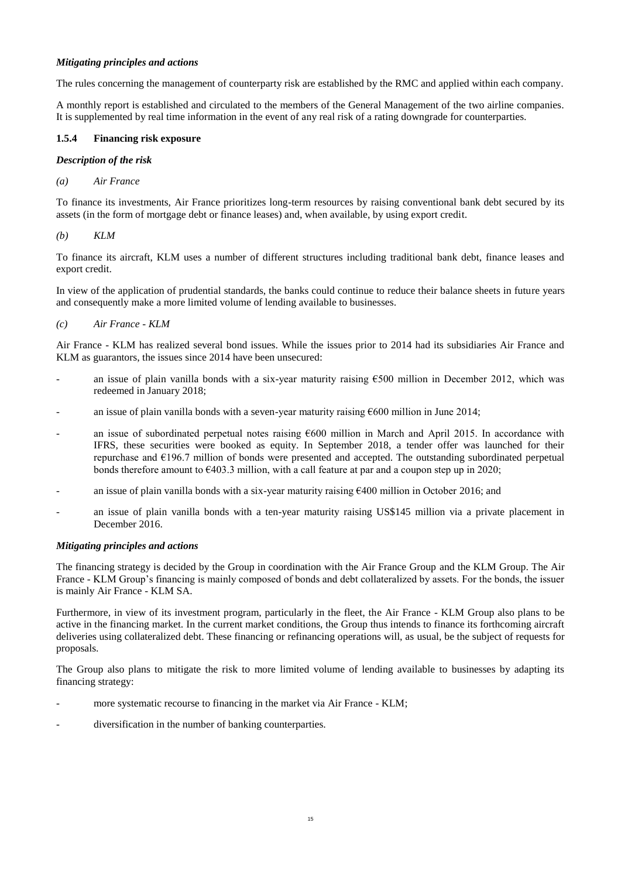*Mitigating principles and actions*

The rules concerning the management of counterparty risk are established by the RMC and applied within each company.

A monthly report is established and circulated to the members of the General Management of the two airline companies. It is supplemented by real time information in the event of any real risk of a rating downgrade for counterparties.

### 1.5.4 Financing risk exposure

*Description of the risk*

*(a) Air France*

To finance its investments, Air France prioritizes long-term resources by raising conventional bank debt secured by its assets (in the form of mortgage debt or finance leases) and, when available, by using export credit.

*(b) KLM*

To finance its aircraft, KLM uses a number of different structures including traditional bank debt, finance leases and export credit.

In view of the application of prudential standards, the banks could continue to reduce their balance sheets in future years and consequently make a more limited volume of lending available to businesses.

*(c) Air France - KLM*

Air France - KLM has realized several bond issues. While the issues prior to 2014 had its subsidiaries Air France and KLM as guarantors, the issues since 2014 have been unsecured:

- an issue of plain vanilla bonds with a six-year maturity raising €500 million in December 2012, which was redeemed in January 2018;
- an issue of plain vanilla bonds with a seven-year maturity raising €600 million in June 2014;
- an issue of subordinated perpetual notes raising €600 million in March and April 2015. In accordance with IFRS, these securities were booked as equity. In September 2018, a tender offer was launched for their repurchase and €196.7 million of bonds were presented and accepted. The outstanding subordinated perpetual bonds therefore amount to €403.3 million, with a call feature at par and a coupon step up in 2020;
- an issue of plain vanilla bonds with a six-year maturity raising €400 million in October 2016; and
- an issue of plain vanilla bonds with a ten-year maturity raising US$145 million via a private placement in December 2016.

*Mitigating principles and actions*

The financing strategy is decided by the Group in coordination with the Air France Group and the KLM Group. The Air France - KLM Group's financing is mainly composed of bonds and debt collateralized by assets. For the bonds, the issuer is mainly Air France - KLM SA.

Furthermore, in view of its investment program, particularly in the fleet, the Air France - KLM Group also plans to be active in the financing market. In the current market conditions, the Group thus intends to finance its forthcoming aircraft deliveries using collateralized debt. These financing or refinancing operations will, as usual, be the subject of requests for proposals.

The Group also plans to mitigate the risk to more limited volume of lending available to businesses by adapting its financing strategy:

- more systematic recourse to financing in the market via Air France - KLM;
- diversification in the number of banking counterparties.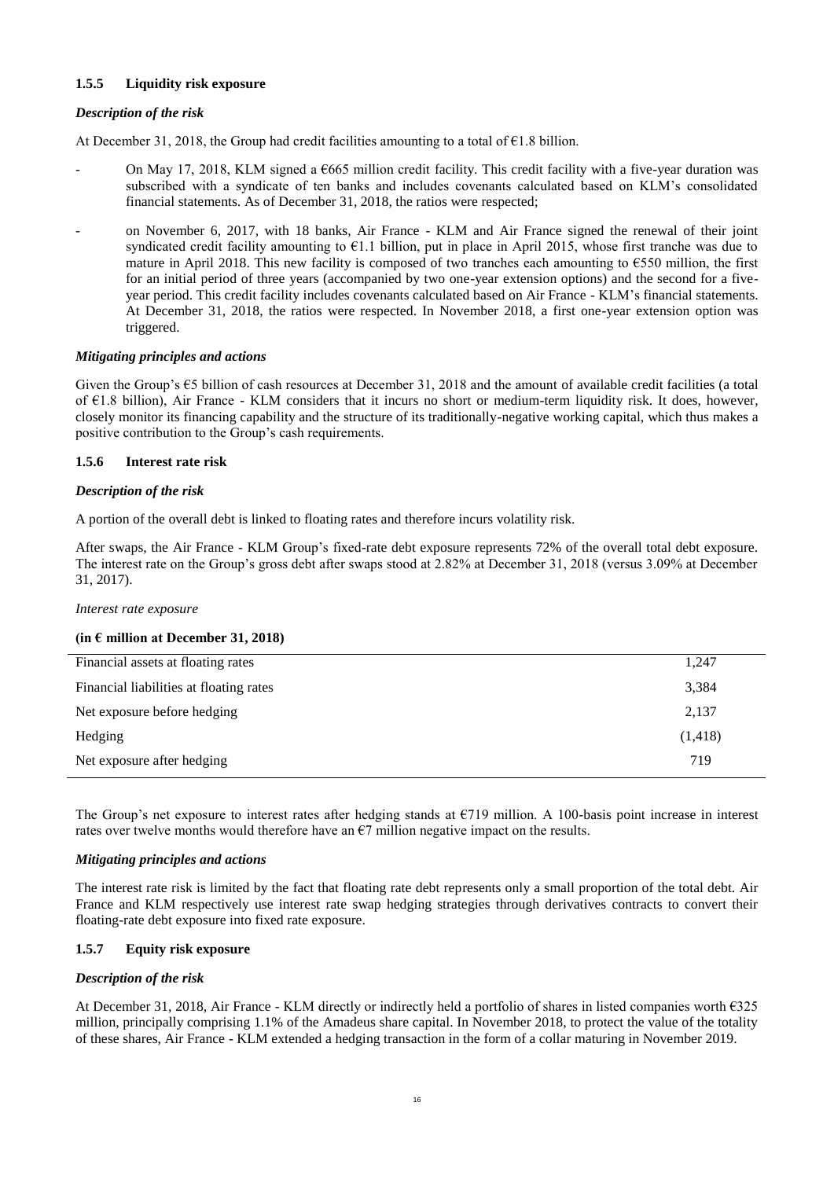### 1.5.5 Liquidity risk exposure

#### *Description of the risk*

At December 31, 2018, the Group had credit facilities amounting to a total of €1.8 billion.

- On May 17, 2018, KLM signed a €665 million credit facility. This credit facility with a five-year duration was subscribed with a syndicate of ten banks and includes covenants calculated based on KLM's consolidated financial statements. As of December 31, 2018, the ratios were respected;
- on November 6, 2017, with 18 banks, Air France - KLM and Air France signed the renewal of their joint syndicated credit facility amounting to €1.1 billion, put in place in April 2015, whose first tranche was due to mature in April 2018. This new facility is composed of two tranches each amounting to €550 million, the first for an initial period of three years (accompanied by two one-year extension options) and the second for a five-year period. This credit facility includes covenants calculated based on Air France - KLM's financial statements. At December 31, 2018, the ratios were respected. In November 2018, a first one-year extension option was triggered.

#### *Mitigating principles and actions*

Given the Group's €5 billion of cash resources at December 31, 2018 and the amount of available credit facilities (a total of €1.8 billion), Air France - KLM considers that it incurs no short or medium-term liquidity risk. It does, however, closely monitor its financing capability and the structure of its traditionally-negative working capital, which thus makes a positive contribution to the Group's cash requirements.

### 1.5.6 Interest rate risk

#### *Description of the risk*

A portion of the overall debt is linked to floating rates and therefore incurs volatility risk.

After swaps, the Air France - KLM Group's fixed-rate debt exposure represents 72% of the overall total debt exposure. The interest rate on the Group's gross debt after swaps stood at 2.82% at December 31, 2018 (versus 3.09% at December 31, 2017).

*Interest rate exposure*

**(in € million at December 31, 2018)**

| | |
|---|---|
| Financial assets at floating rates | 1,247 |
| Financial liabilities at floating rates | 3,384 |
| Net exposure before hedging | 2,137 |
| Hedging | (1,418) |
| Net exposure after hedging | 719 |

The Group's net exposure to interest rates after hedging stands at €719 million. A 100-basis point increase in interest rates over twelve months would therefore have an €7 million negative impact on the results.

#### *Mitigating principles and actions*

The interest rate risk is limited by the fact that floating rate debt represents only a small proportion of the total debt. Air France and KLM respectively use interest rate swap hedging strategies through derivatives contracts to convert their floating-rate debt exposure into fixed rate exposure.

### 1.5.7 Equity risk exposure

#### *Description of the risk*

At December 31, 2018, Air France - KLM directly or indirectly held a portfolio of shares in listed companies worth €325 million, principally comprising 1.1% of the Amadeus share capital. In November 2018, to protect the value of the totality of these shares, Air France - KLM extended a hedging transaction in the form of a collar maturing in November 2019.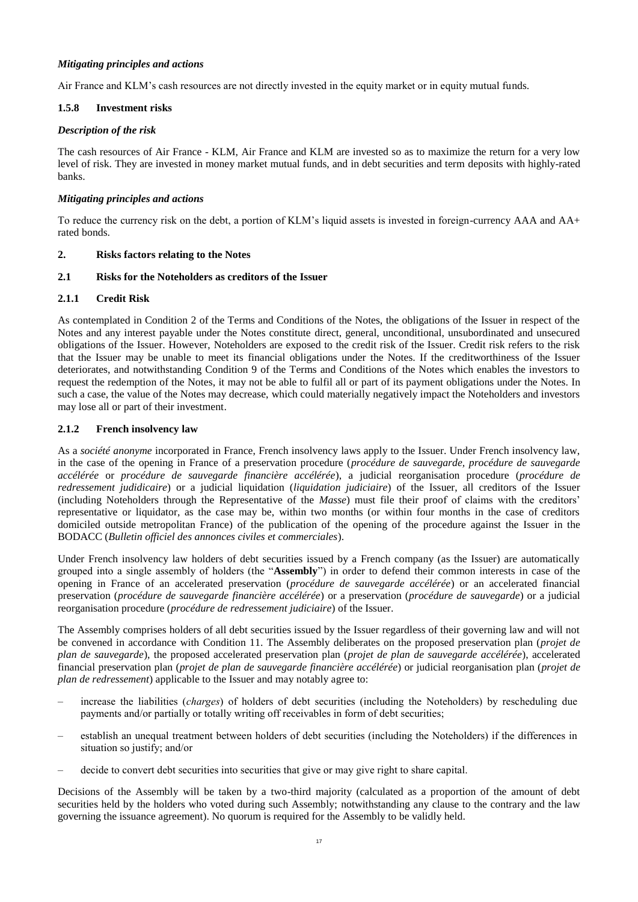*Mitigating principles and actions*

Air France and KLM's cash resources are not directly invested in the equity market or in equity mutual funds.

### 1.5.8 Investment risks

*Description of the risk*

The cash resources of Air France - KLM, Air France and KLM are invested so as to maximize the return for a very low level of risk. They are invested in money market mutual funds, and in debt securities and term deposits with highly-rated banks.

*Mitigating principles and actions*

To reduce the currency risk on the debt, a portion of KLM's liquid assets is invested in foreign-currency AAA and AA+ rated bonds.

## 2. Risks factors relating to the Notes

### 2.1 Risks for the Noteholders as creditors of the Issuer

### 2.1.1 Credit Risk

As contemplated in Condition 2 of the Terms and Conditions of the Notes, the obligations of the Issuer in respect of the Notes and any interest payable under the Notes constitute direct, general, unconditional, unsubordinated and unsecured obligations of the Issuer. However, Noteholders are exposed to the credit risk of the Issuer. Credit risk refers to the risk that the Issuer may be unable to meet its financial obligations under the Notes. If the creditworthiness of the Issuer deteriorates, and notwithstanding Condition 9 of the Terms and Conditions of the Notes which enables the investors to request the redemption of the Notes, it may not be able to fulfil all or part of its payment obligations under the Notes. In such a case, the value of the Notes may decrease, which could materially negatively impact the Noteholders and investors may lose all or part of their investment.

### 2.1.2 French insolvency law

As a *société anonyme* incorporated in France, French insolvency laws apply to the Issuer. Under French insolvency law, in the case of the opening in France of a preservation procedure (*procédure de sauvegarde, procédure de sauvegarde accélérée* or *procédure de sauvegarde financière accélérée*), a judicial reorganisation procedure (*procédure de redressement judidicaire*) or a judicial liquidation (*liquidation judiciaire*) of the Issuer, all creditors of the Issuer (including Noteholders through the Representative of the *Masse*) must file their proof of claims with the creditors' representative or liquidator, as the case may be, within two months (or within four months in the case of creditors domiciled outside metropolitan France) of the publication of the opening of the procedure against the Issuer in the BODACC (*Bulletin officiel des annonces civiles et commerciales*).

Under French insolvency law holders of debt securities issued by a French company (as the Issuer) are automatically grouped into a single assembly of holders (the "**Assembly**") in order to defend their common interests in case of the opening in France of an accelerated preservation (*procédure de sauvegarde accélérée*) or an accelerated financial preservation (*procédure de sauvegarde financière accélérée*) or a preservation (*procédure de sauvegarde*) or a judicial reorganisation procedure (*procédure de redressement judiciaire*) of the Issuer.

The Assembly comprises holders of all debt securities issued by the Issuer regardless of their governing law and will not be convened in accordance with Condition 11. The Assembly deliberates on the proposed preservation plan (*projet de plan de sauvegarde*), the proposed accelerated preservation plan (*projet de plan de sauvegarde accélérée*), accelerated financial preservation plan (*projet de plan de sauvegarde financière accélérée*) or judicial reorganisation plan (*projet de plan de redressement*) applicable to the Issuer and may notably agree to:

- increase the liabilities (*charges*) of holders of debt securities (including the Noteholders) by rescheduling due payments and/or partially or totally writing off receivables in form of debt securities;
- establish an unequal treatment between holders of debt securities (including the Noteholders) if the differences in situation so justify; and/or
- decide to convert debt securities into securities that give or may give right to share capital.

Decisions of the Assembly will be taken by a two-third majority (calculated as a proportion of the amount of debt securities held by the holders who voted during such Assembly; notwithstanding any clause to the contrary and the law governing the issuance agreement). No quorum is required for the Assembly to be validly held.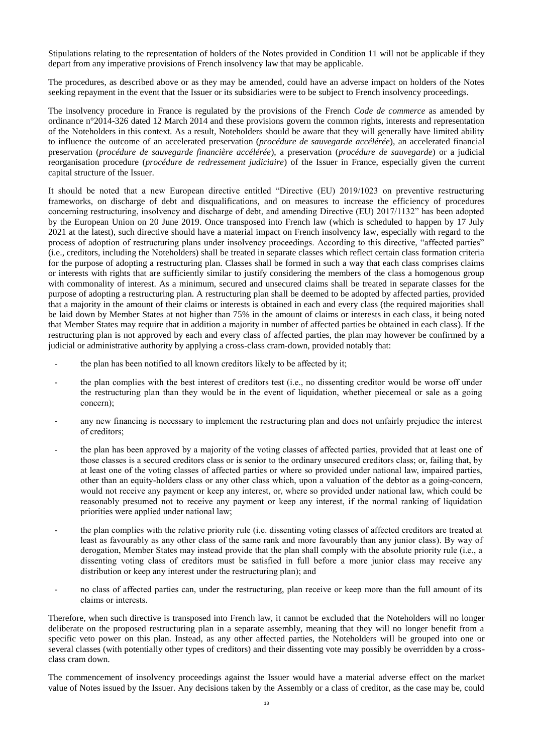Stipulations relating to the representation of holders of the Notes provided in Condition 11 will not be applicable if they depart from any imperative provisions of French insolvency law that may be applicable.

The procedures, as described above or as they may be amended, could have an adverse impact on holders of the Notes seeking repayment in the event that the Issuer or its subsidiaries were to be subject to French insolvency proceedings.

The insolvency procedure in France is regulated by the provisions of the French *Code de commerce* as amended by ordinance n°2014-326 dated 12 March 2014 and these provisions govern the common rights, interests and representation of the Noteholders in this context. As a result, Noteholders should be aware that they will generally have limited ability to influence the outcome of an accelerated preservation (*procédure de sauvegarde accélérée*), an accelerated financial preservation (*procédure de sauvegarde financière accélérée*), a preservation (*procédure de sauvegarde*) or a judicial reorganisation procedure (*procédure de redressement judiciaire*) of the Issuer in France, especially given the current capital structure of the Issuer.

It should be noted that a new European directive entitled "Directive (EU) 2019/1023 on preventive restructuring frameworks, on discharge of debt and disqualifications, and on measures to increase the efficiency of procedures concerning restructuring, insolvency and discharge of debt, and amending Directive (EU) 2017/1132" has been adopted by the European Union on 20 June 2019. Once transposed into French law (which is scheduled to happen by 17 July 2021 at the latest), such directive should have a material impact on French insolvency law, especially with regard to the process of adoption of restructuring plans under insolvency proceedings. According to this directive, "affected parties" (i.e., creditors, including the Noteholders) shall be treated in separate classes which reflect certain class formation criteria for the purpose of adopting a restructuring plan. Classes shall be formed in such a way that each class comprises claims or interests with rights that are sufficiently similar to justify considering the members of the class a homogenous group with commonality of interest. As a minimum, secured and unsecured claims shall be treated in separate classes for the purpose of adopting a restructuring plan. A restructuring plan shall be deemed to be adopted by affected parties, provided that a majority in the amount of their claims or interests is obtained in each and every class (the required majorities shall be laid down by Member States at not higher than 75% in the amount of claims or interests in each class, it being noted that Member States may require that in addition a majority in number of affected parties be obtained in each class). If the restructuring plan is not approved by each and every class of affected parties, the plan may however be confirmed by a judicial or administrative authority by applying a cross-class cram-down, provided notably that:

- the plan has been notified to all known creditors likely to be affected by it;
- the plan complies with the best interest of creditors test (i.e., no dissenting creditor would be worse off under the restructuring plan than they would be in the event of liquidation, whether piecemeal or sale as a going concern);
- any new financing is necessary to implement the restructuring plan and does not unfairly prejudice the interest of creditors;
- the plan has been approved by a majority of the voting classes of affected parties, provided that at least one of those classes is a secured creditors class or is senior to the ordinary unsecured creditors class; or, failing that, by at least one of the voting classes of affected parties or where so provided under national law, impaired parties, other than an equity-holders class or any other class which, upon a valuation of the debtor as a going-concern, would not receive any payment or keep any interest, or, where so provided under national law, which could be reasonably presumed not to receive any payment or keep any interest, if the normal ranking of liquidation priorities were applied under national law;
- the plan complies with the relative priority rule (i.e. dissenting voting classes of affected creditors are treated at least as favourably as any other class of the same rank and more favourably than any junior class). By way of derogation, Member States may instead provide that the plan shall comply with the absolute priority rule (i.e., a dissenting voting class of creditors must be satisfied in full before a more junior class may receive any distribution or keep any interest under the restructuring plan); and
- no class of affected parties can, under the restructuring, plan receive or keep more than the full amount of its claims or interests.

Therefore, when such directive is transposed into French law, it cannot be excluded that the Noteholders will no longer deliberate on the proposed restructuring plan in a separate assembly, meaning that they will no longer benefit from a specific veto power on this plan. Instead, as any other affected parties, the Noteholders will be grouped into one or several classes (with potentially other types of creditors) and their dissenting vote may possibly be overridden by a cross-class cram down.

The commencement of insolvency proceedings against the Issuer would have a material adverse effect on the market value of Notes issued by the Issuer. Any decisions taken by the Assembly or a class of creditor, as the case may be, could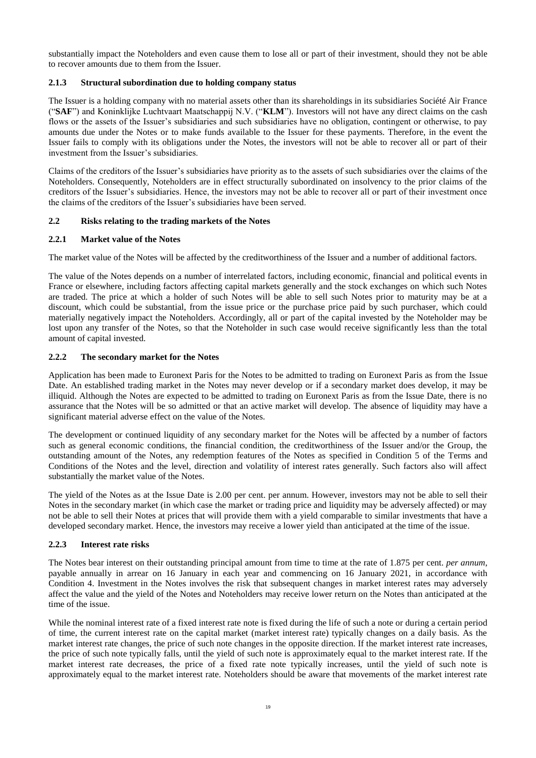substantially impact the Noteholders and even cause them to lose all or part of their investment, should they not be able to recover amounts due to them from the Issuer.

### 2.1.3 Structural subordination due to holding company status

The Issuer is a holding company with no material assets other than its shareholdings in its subsidiaries Société Air France ("**SAF**") and Koninklijke Luchtvaart Maatschappij N.V. ("**KLM**"). Investors will not have any direct claims on the cash flows or the assets of the Issuer's subsidiaries and such subsidiaries have no obligation, contingent or otherwise, to pay amounts due under the Notes or to make funds available to the Issuer for these payments. Therefore, in the event the Issuer fails to comply with its obligations under the Notes, the investors will not be able to recover all or part of their investment from the Issuer's subsidiaries.

Claims of the creditors of the Issuer's subsidiaries have priority as to the assets of such subsidiaries over the claims of the Noteholders. Consequently, Noteholders are in effect structurally subordinated on insolvency to the prior claims of the creditors of the Issuer's subsidiaries. Hence, the investors may not be able to recover all or part of their investment once the claims of the creditors of the Issuer's subsidiaries have been served.

## 2.2 Risks relating to the trading markets of the Notes

### 2.2.1 Market value of the Notes

The market value of the Notes will be affected by the creditworthiness of the Issuer and a number of additional factors.

The value of the Notes depends on a number of interrelated factors, including economic, financial and political events in France or elsewhere, including factors affecting capital markets generally and the stock exchanges on which such Notes are traded. The price at which a holder of such Notes will be able to sell such Notes prior to maturity may be at a discount, which could be substantial, from the issue price or the purchase price paid by such purchaser, which could materially negatively impact the Noteholders. Accordingly, all or part of the capital invested by the Noteholder may be lost upon any transfer of the Notes, so that the Noteholder in such case would receive significantly less than the total amount of capital invested.

### 2.2.2 The secondary market for the Notes

Application has been made to Euronext Paris for the Notes to be admitted to trading on Euronext Paris as from the Issue Date. An established trading market in the Notes may never develop or if a secondary market does develop, it may be illiquid. Although the Notes are expected to be admitted to trading on Euronext Paris as from the Issue Date, there is no assurance that the Notes will be so admitted or that an active market will develop. The absence of liquidity may have a significant material adverse effect on the value of the Notes.

The development or continued liquidity of any secondary market for the Notes will be affected by a number of factors such as general economic conditions, the financial condition, the creditworthiness of the Issuer and/or the Group, the outstanding amount of the Notes, any redemption features of the Notes as specified in Condition 5 of the Terms and Conditions of the Notes and the level, direction and volatility of interest rates generally. Such factors also will affect substantially the market value of the Notes.

The yield of the Notes as at the Issue Date is 2.00 per cent. per annum. However, investors may not be able to sell their Notes in the secondary market (in which case the market or trading price and liquidity may be adversely affected) or may not be able to sell their Notes at prices that will provide them with a yield comparable to similar investments that have a developed secondary market. Hence, the investors may receive a lower yield than anticipated at the time of the issue.

### 2.2.3 Interest rate risks

The Notes bear interest on their outstanding principal amount from time to time at the rate of 1.875 per cent. *per annum*, payable annually in arrear on 16 January in each year and commencing on 16 January 2021, in accordance with Condition 4. Investment in the Notes involves the risk that subsequent changes in market interest rates may adversely affect the value and the yield of the Notes and Noteholders may receive lower return on the Notes than anticipated at the time of the issue.

While the nominal interest rate of a fixed interest rate note is fixed during the life of such a note or during a certain period of time, the current interest rate on the capital market (market interest rate) typically changes on a daily basis. As the market interest rate changes, the price of such note changes in the opposite direction. If the market interest rate increases, the price of such note typically falls, until the yield of such note is approximately equal to the market interest rate. If the market interest rate decreases, the price of a fixed rate note typically increases, until the yield of such note is approximately equal to the market interest rate. Noteholders should be aware that movements of the market interest rate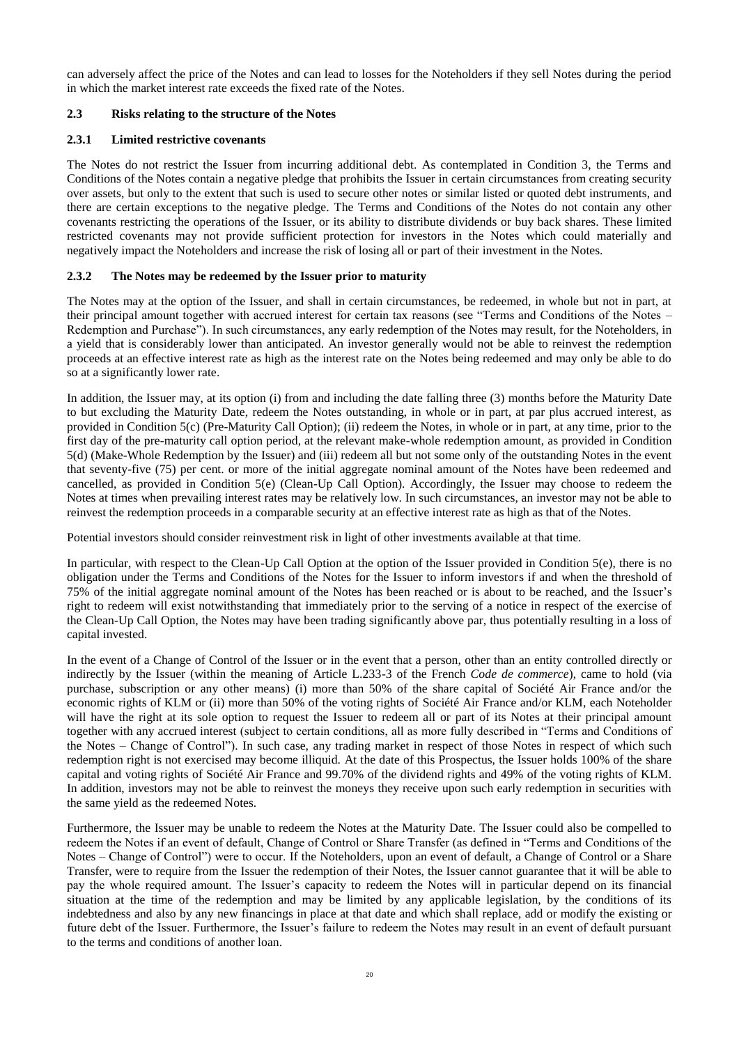can adversely affect the price of the Notes and can lead to losses for the Noteholders if they sell Notes during the period in which the market interest rate exceeds the fixed rate of the Notes.

### 2.3 Risks relating to the structure of the Notes

#### 2.3.1 Limited restrictive covenants

The Notes do not restrict the Issuer from incurring additional debt. As contemplated in Condition 3, the Terms and Conditions of the Notes contain a negative pledge that prohibits the Issuer in certain circumstances from creating security over assets, but only to the extent that such is used to secure other notes or similar listed or quoted debt instruments, and there are certain exceptions to the negative pledge. The Terms and Conditions of the Notes do not contain any other covenants restricting the operations of the Issuer, or its ability to distribute dividends or buy back shares. These limited restricted covenants may not provide sufficient protection for investors in the Notes which could materially and negatively impact the Noteholders and increase the risk of losing all or part of their investment in the Notes.

#### 2.3.2 The Notes may be redeemed by the Issuer prior to maturity

The Notes may at the option of the Issuer, and shall in certain circumstances, be redeemed, in whole but not in part, at their principal amount together with accrued interest for certain tax reasons (see "Terms and Conditions of the Notes – Redemption and Purchase"). In such circumstances, any early redemption of the Notes may result, for the Noteholders, in a yield that is considerably lower than anticipated. An investor generally would not be able to reinvest the redemption proceeds at an effective interest rate as high as the interest rate on the Notes being redeemed and may only be able to do so at a significantly lower rate.

In addition, the Issuer may, at its option (i) from and including the date falling three (3) months before the Maturity Date to but excluding the Maturity Date, redeem the Notes outstanding, in whole or in part, at par plus accrued interest, as provided in Condition 5(c) (Pre-Maturity Call Option); (ii) redeem the Notes, in whole or in part, at any time, prior to the first day of the pre-maturity call option period, at the relevant make-whole redemption amount, as provided in Condition 5(d) (Make-Whole Redemption by the Issuer) and (iii) redeem all but not some only of the outstanding Notes in the event that seventy-five (75) per cent. or more of the initial aggregate nominal amount of the Notes have been redeemed and cancelled, as provided in Condition 5(e) (Clean-Up Call Option). Accordingly, the Issuer may choose to redeem the Notes at times when prevailing interest rates may be relatively low. In such circumstances, an investor may not be able to reinvest the redemption proceeds in a comparable security at an effective interest rate as high as that of the Notes.

Potential investors should consider reinvestment risk in light of other investments available at that time.

In particular, with respect to the Clean-Up Call Option at the option of the Issuer provided in Condition 5(e), there is no obligation under the Terms and Conditions of the Notes for the Issuer to inform investors if and when the threshold of 75% of the initial aggregate nominal amount of the Notes has been reached or is about to be reached, and the Issuer's right to redeem will exist notwithstanding that immediately prior to the serving of a notice in respect of the exercise of the Clean-Up Call Option, the Notes may have been trading significantly above par, thus potentially resulting in a loss of capital invested.

In the event of a Change of Control of the Issuer or in the event that a person, other than an entity controlled directly or indirectly by the Issuer (within the meaning of Article L.233-3 of the French *Code de commerce*), came to hold (via purchase, subscription or any other means) (i) more than 50% of the share capital of Société Air France and/or the economic rights of KLM or (ii) more than 50% of the voting rights of Société Air France and/or KLM, each Noteholder will have the right at its sole option to request the Issuer to redeem all or part of its Notes at their principal amount together with any accrued interest (subject to certain conditions, all as more fully described in "Terms and Conditions of the Notes – Change of Control"). In such case, any trading market in respect of those Notes in respect of which such redemption right is not exercised may become illiquid. At the date of this Prospectus, the Issuer holds 100% of the share capital and voting rights of Société Air France and 99.70% of the dividend rights and 49% of the voting rights of KLM. In addition, investors may not be able to reinvest the moneys they receive upon such early redemption in securities with the same yield as the redeemed Notes.

Furthermore, the Issuer may be unable to redeem the Notes at the Maturity Date. The Issuer could also be compelled to redeem the Notes if an event of default, Change of Control or Share Transfer (as defined in "Terms and Conditions of the Notes – Change of Control") were to occur. If the Noteholders, upon an event of default, a Change of Control or a Share Transfer, were to require from the Issuer the redemption of their Notes, the Issuer cannot guarantee that it will be able to pay the whole required amount. The Issuer's capacity to redeem the Notes will in particular depend on its financial situation at the time of the redemption and may be limited by any applicable legislation, by the conditions of its indebtedness and also by any new financings in place at that date and which shall replace, add or modify the existing or future debt of the Issuer. Furthermore, the Issuer's failure to redeem the Notes may result in an event of default pursuant to the terms and conditions of another loan.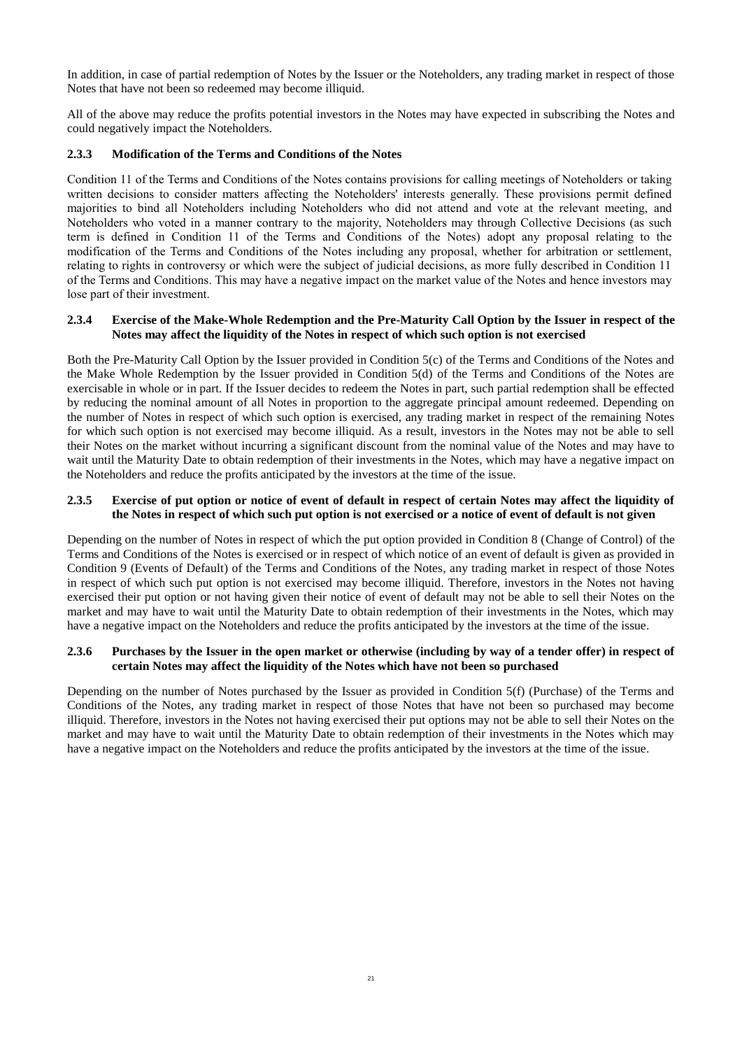In addition, in case of partial redemption of Notes by the Issuer or the Noteholders, any trading market in respect of those Notes that have not been so redeemed may become illiquid.

All of the above may reduce the profits potential investors in the Notes may have expected in subscribing the Notes and could negatively impact the Noteholders.

### 2.3.3 Modification of the Terms and Conditions of the Notes

Condition 11 of the Terms and Conditions of the Notes contains provisions for calling meetings of Noteholders or taking written decisions to consider matters affecting the Noteholders' interests generally. These provisions permit defined majorities to bind all Noteholders including Noteholders who did not attend and vote at the relevant meeting, and Noteholders who voted in a manner contrary to the majority, Noteholders may through Collective Decisions (as such term is defined in Condition 11 of the Terms and Conditions of the Notes) adopt any proposal relating to the modification of the Terms and Conditions of the Notes including any proposal, whether for arbitration or settlement, relating to rights in controversy or which were the subject of judicial decisions, as more fully described in Condition 11 of the Terms and Conditions. This may have a negative impact on the market value of the Notes and hence investors may lose part of their investment.

### 2.3.4 Exercise of the Make-Whole Redemption and the Pre-Maturity Call Option by the Issuer in respect of the Notes may affect the liquidity of the Notes in respect of which such option is not exercised

Both the Pre-Maturity Call Option by the Issuer provided in Condition 5(c) of the Terms and Conditions of the Notes and the Make Whole Redemption by the Issuer provided in Condition 5(d) of the Terms and Conditions of the Notes are exercisable in whole or in part. If the Issuer decides to redeem the Notes in part, such partial redemption shall be effected by reducing the nominal amount of all Notes in proportion to the aggregate principal amount redeemed. Depending on the number of Notes in respect of which such option is exercised, any trading market in respect of the remaining Notes for which such option is not exercised may become illiquid. As a result, investors in the Notes may not be able to sell their Notes on the market without incurring a significant discount from the nominal value of the Notes and may have to wait until the Maturity Date to obtain redemption of their investments in the Notes, which may have a negative impact on the Noteholders and reduce the profits anticipated by the investors at the time of the issue.

### 2.3.5 Exercise of put option or notice of event of default in respect of certain Notes may affect the liquidity of the Notes in respect of which such put option is not exercised or a notice of event of default is not given

Depending on the number of Notes in respect of which the put option provided in Condition 8 (Change of Control) of the Terms and Conditions of the Notes is exercised or in respect of which notice of an event of default is given as provided in Condition 9 (Events of Default) of the Terms and Conditions of the Notes, any trading market in respect of those Notes in respect of which such put option is not exercised may become illiquid. Therefore, investors in the Notes not having exercised their put option or not having given their notice of event of default may not be able to sell their Notes on the market and may have to wait until the Maturity Date to obtain redemption of their investments in the Notes, which may have a negative impact on the Noteholders and reduce the profits anticipated by the investors at the time of the issue.

### 2.3.6 Purchases by the Issuer in the open market or otherwise (including by way of a tender offer) in respect of certain Notes may affect the liquidity of the Notes which have not been so purchased

Depending on the number of Notes purchased by the Issuer as provided in Condition 5(f) (Purchase) of the Terms and Conditions of the Notes, any trading market in respect of those Notes that have not been so purchased may become illiquid. Therefore, investors in the Notes not having exercised their put options may not be able to sell their Notes on the market and may have to wait until the Maturity Date to obtain redemption of their investments in the Notes which may have a negative impact on the Noteholders and reduce the profits anticipated by the investors at the time of the issue.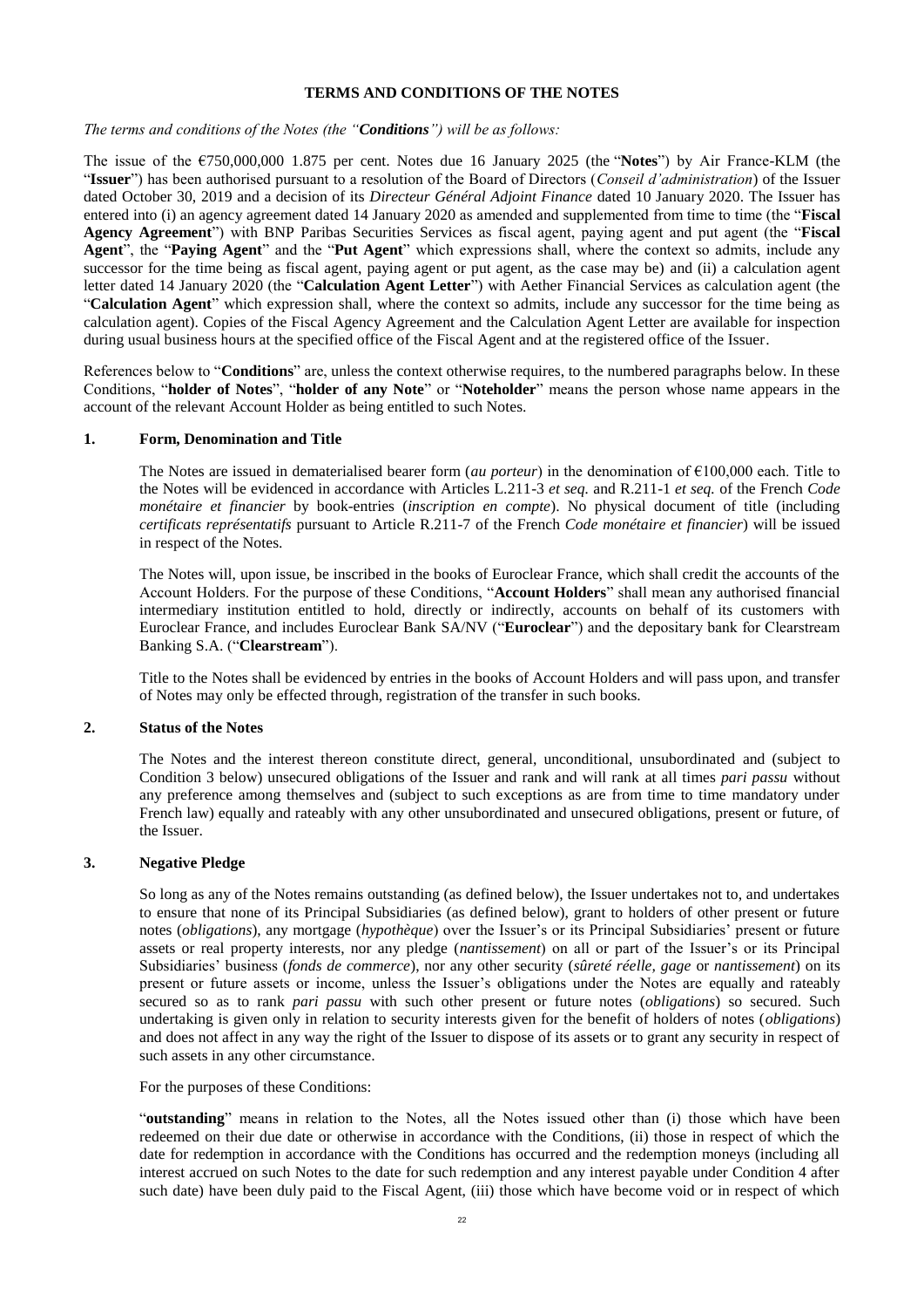## TERMS AND CONDITIONS OF THE NOTES

*The terms and conditions of the Notes (the "**Conditions**") will be as follows:*

The issue of the €750,000,000 1.875 per cent. Notes due 16 January 2025 (the "**Notes**") by Air France-KLM (the "**Issuer**") has been authorised pursuant to a resolution of the Board of Directors (*Conseil d'administration*) of the Issuer dated October 30, 2019 and a decision of its *Directeur Général Adjoint Finance* dated 10 January 2020. The Issuer has entered into (i) an agency agreement dated 14 January 2020 as amended and supplemented from time to time (the "**Fiscal Agency Agreement**") with BNP Paribas Securities Services as fiscal agent, paying agent and put agent (the "**Fiscal Agent**", the "**Paying Agent**" and the "**Put Agent**" which expressions shall, where the context so admits, include any successor for the time being as fiscal agent, paying agent or put agent, as the case may be) and (ii) a calculation agent letter dated 14 January 2020 (the "**Calculation Agent Letter**") with Aether Financial Services as calculation agent (the "**Calculation Agent**" which expression shall, where the context so admits, include any successor for the time being as calculation agent). Copies of the Fiscal Agency Agreement and the Calculation Agent Letter are available for inspection during usual business hours at the specified office of the Fiscal Agent and at the registered office of the Issuer.

References below to "**Conditions**" are, unless the context otherwise requires, to the numbered paragraphs below. In these Conditions, "**holder of Notes**", "**holder of any Note**" or "**Noteholder**" means the person whose name appears in the account of the relevant Account Holder as being entitled to such Notes.

### 1. Form, Denomination and Title

The Notes are issued in dematerialised bearer form (*au porteur*) in the denomination of €100,000 each. Title to the Notes will be evidenced in accordance with Articles L.211-3 *et seq.* and R.211-1 *et seq.* of the French *Code monétaire et financier* by book-entries (*inscription en compte*). No physical document of title (including *certificats représentatifs* pursuant to Article R.211-7 of the French *Code monétaire et financier*) will be issued in respect of the Notes.

The Notes will, upon issue, be inscribed in the books of Euroclear France, which shall credit the accounts of the Account Holders. For the purpose of these Conditions, "**Account Holders**" shall mean any authorised financial intermediary institution entitled to hold, directly or indirectly, accounts on behalf of its customers with Euroclear France, and includes Euroclear Bank SA/NV ("**Euroclear**") and the depositary bank for Clearstream Banking S.A. ("**Clearstream**").

Title to the Notes shall be evidenced by entries in the books of Account Holders and will pass upon, and transfer of Notes may only be effected through, registration of the transfer in such books.

### 2. Status of the Notes

The Notes and the interest thereon constitute direct, general, unconditional, unsubordinated and (subject to Condition 3 below) unsecured obligations of the Issuer and rank and will rank at all times *pari passu* without any preference among themselves and (subject to such exceptions as are from time to time mandatory under French law) equally and rateably with any other unsubordinated and unsecured obligations, present or future, of the Issuer.

### 3. Negative Pledge

So long as any of the Notes remains outstanding (as defined below), the Issuer undertakes not to, and undertakes to ensure that none of its Principal Subsidiaries (as defined below), grant to holders of other present or future notes (*obligations*), any mortgage (*hypothèque*) over the Issuer's or its Principal Subsidiaries' present or future assets or real property interests, nor any pledge (*nantissement*) on all or part of the Issuer's or its Principal Subsidiaries' business (*fonds de commerce*), nor any other security (*sûreté réelle, gage* or *nantissement*) on its present or future assets or income, unless the Issuer's obligations under the Notes are equally and rateably secured so as to rank *pari passu* with such other present or future notes (*obligations*) so secured. Such undertaking is given only in relation to security interests given for the benefit of holders of notes (*obligations*) and does not affect in any way the right of the Issuer to dispose of its assets or to grant any security in respect of such assets in any other circumstance.

For the purposes of these Conditions:

"**outstanding**" means in relation to the Notes, all the Notes issued other than (i) those which have been redeemed on their due date or otherwise in accordance with the Conditions, (ii) those in respect of which the date for redemption in accordance with the Conditions has occurred and the redemption moneys (including all interest accrued on such Notes to the date for such redemption and any interest payable under Condition 4 after such date) have been duly paid to the Fiscal Agent, (iii) those which have become void or in respect of which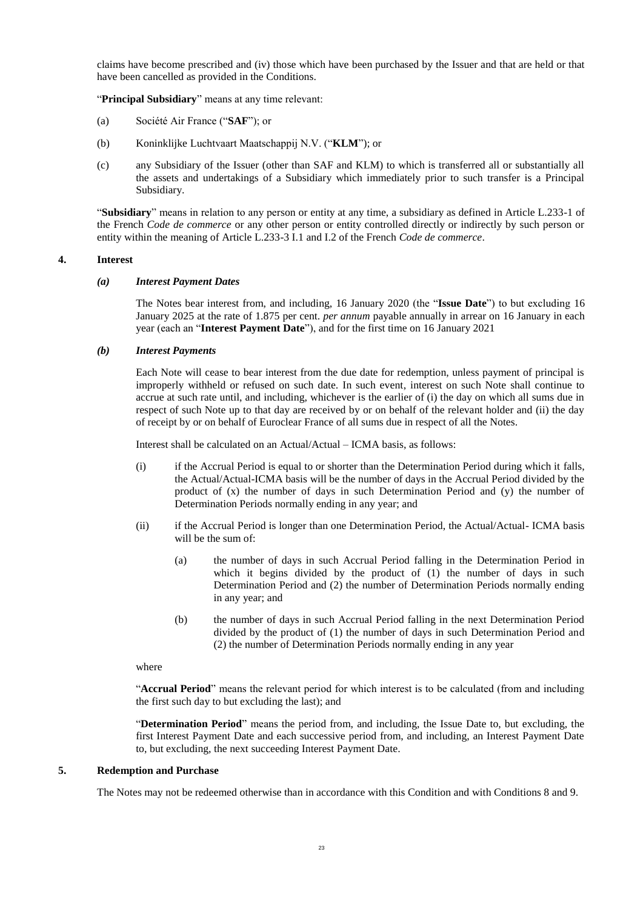claims have become prescribed and (iv) those which have been purchased by the Issuer and that are held or that have been cancelled as provided in the Conditions.

"**Principal Subsidiary**" means at any time relevant:

(a) Société Air France ("**SAF**"); or

(b) Koninklijke Luchtvaart Maatschappij N.V. ("**KLM**"); or

(c) any Subsidiary of the Issuer (other than SAF and KLM) to which is transferred all or substantially all the assets and undertakings of a Subsidiary which immediately prior to such transfer is a Principal Subsidiary.

"**Subsidiary**" means in relation to any person or entity at any time, a subsidiary as defined in Article L.233-1 of the French *Code de commerce* or any other person or entity controlled directly or indirectly by such person or entity within the meaning of Article L.233-3 I.1 and I.2 of the French *Code de commerce*.

## 4. Interest

### *(a) Interest Payment Dates*

The Notes bear interest from, and including, 16 January 2020 (the "**Issue Date**") to but excluding 16 January 2025 at the rate of 1.875 per cent. *per annum* payable annually in arrear on 16 January in each year (each an "**Interest Payment Date**"), and for the first time on 16 January 2021

### *(b) Interest Payments*

Each Note will cease to bear interest from the due date for redemption, unless payment of principal is improperly withheld or refused on such date. In such event, interest on such Note shall continue to accrue at such rate until, and including, whichever is the earlier of (i) the day on which all sums due in respect of such Note up to that day are received by or on behalf of the relevant holder and (ii) the day of receipt by or on behalf of Euroclear France of all sums due in respect of all the Notes.

Interest shall be calculated on an Actual/Actual – ICMA basis, as follows:

(i) if the Accrual Period is equal to or shorter than the Determination Period during which it falls, the Actual/Actual-ICMA basis will be the number of days in the Accrual Period divided by the product of (x) the number of days in such Determination Period and (y) the number of Determination Periods normally ending in any year; and

(ii) if the Accrual Period is longer than one Determination Period, the Actual/Actual- ICMA basis will be the sum of:

(a) the number of days in such Accrual Period falling in the Determination Period in which it begins divided by the product of (1) the number of days in such Determination Period and (2) the number of Determination Periods normally ending in any year; and

(b) the number of days in such Accrual Period falling in the next Determination Period divided by the product of (1) the number of days in such Determination Period and (2) the number of Determination Periods normally ending in any year

where

"**Accrual Period**" means the relevant period for which interest is to be calculated (from and including the first such day to but excluding the last); and

"**Determination Period**" means the period from, and including, the Issue Date to, but excluding, the first Interest Payment Date and each successive period from, and including, an Interest Payment Date to, but excluding, the next succeeding Interest Payment Date.

## 5. Redemption and Purchase

The Notes may not be redeemed otherwise than in accordance with this Condition and with Conditions 8 and 9.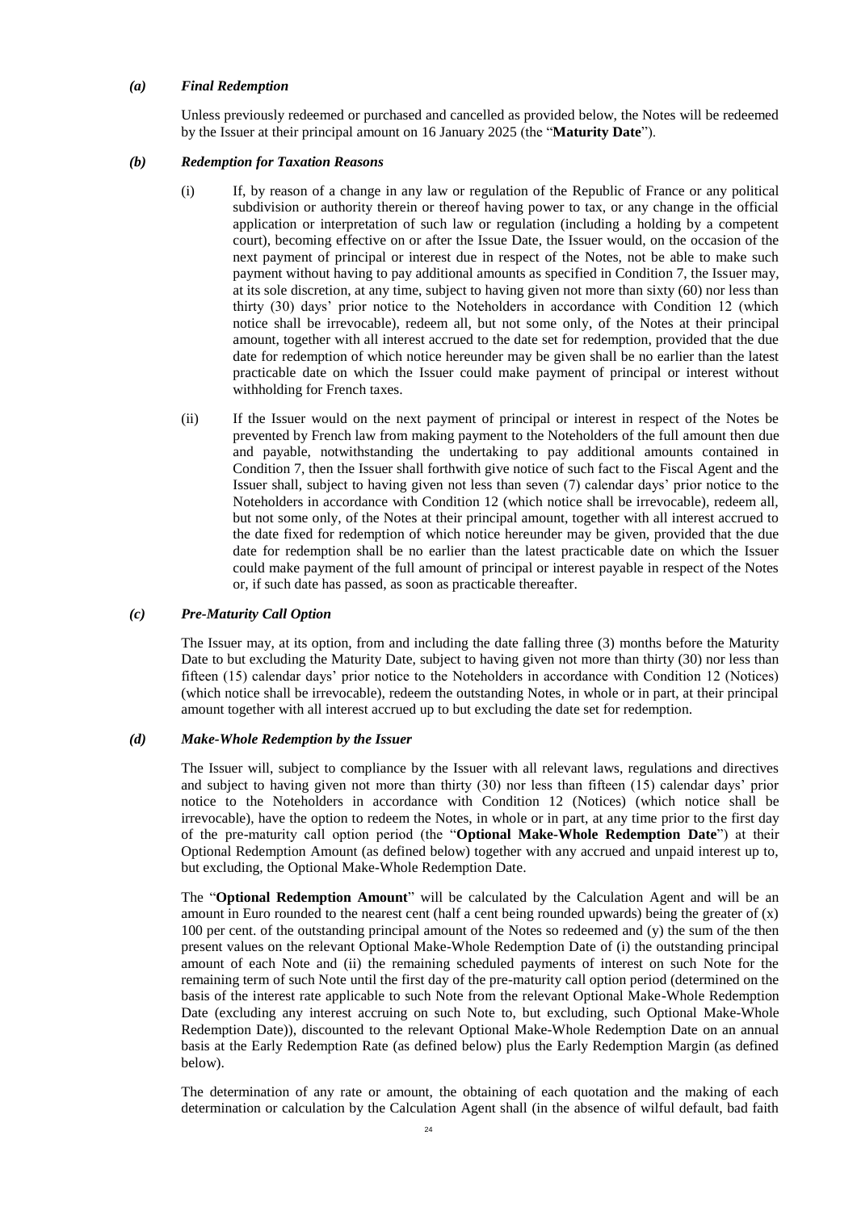*(a)* ***Final Redemption***

Unless previously redeemed or purchased and cancelled as provided below, the Notes will be redeemed by the Issuer at their principal amount on 16 January 2025 (the "**Maturity Date**").

*(b)* ***Redemption for Taxation Reasons***

(i) If, by reason of a change in any law or regulation of the Republic of France or any political subdivision or authority therein or thereof having power to tax, or any change in the official application or interpretation of such law or regulation (including a holding by a competent court), becoming effective on or after the Issue Date, the Issuer would, on the occasion of the next payment of principal or interest due in respect of the Notes, not be able to make such payment without having to pay additional amounts as specified in Condition 7, the Issuer may, at its sole discretion, at any time, subject to having given not more than sixty (60) nor less than thirty (30) days' prior notice to the Noteholders in accordance with Condition 12 (which notice shall be irrevocable), redeem all, but not some only, of the Notes at their principal amount, together with all interest accrued to the date set for redemption, provided that the due date for redemption of which notice hereunder may be given shall be no earlier than the latest practicable date on which the Issuer could make payment of principal or interest without withholding for French taxes.

(ii) If the Issuer would on the next payment of principal or interest in respect of the Notes be prevented by French law from making payment to the Noteholders of the full amount then due and payable, notwithstanding the undertaking to pay additional amounts contained in Condition 7, then the Issuer shall forthwith give notice of such fact to the Fiscal Agent and the Issuer shall, subject to having given not less than seven (7) calendar days' prior notice to the Noteholders in accordance with Condition 12 (which notice shall be irrevocable), redeem all, but not some only, of the Notes at their principal amount, together with all interest accrued to the date fixed for redemption of which notice hereunder may be given, provided that the due date for redemption shall be no earlier than the latest practicable date on which the Issuer could make payment of the full amount of principal or interest payable in respect of the Notes or, if such date has passed, as soon as practicable thereafter.

*(c)* ***Pre-Maturity Call Option***

The Issuer may, at its option, from and including the date falling three (3) months before the Maturity Date to but excluding the Maturity Date, subject to having given not more than thirty (30) nor less than fifteen (15) calendar days' prior notice to the Noteholders in accordance with Condition 12 (Notices) (which notice shall be irrevocable), redeem the outstanding Notes, in whole or in part, at their principal amount together with all interest accrued up to but excluding the date set for redemption.

*(d)* ***Make-Whole Redemption by the Issuer***

The Issuer will, subject to compliance by the Issuer with all relevant laws, regulations and directives and subject to having given not more than thirty (30) nor less than fifteen (15) calendar days' prior notice to the Noteholders in accordance with Condition 12 (Notices) (which notice shall be irrevocable), have the option to redeem the Notes, in whole or in part, at any time prior to the first day of the pre-maturity call option period (the "**Optional Make-Whole Redemption Date**") at their Optional Redemption Amount (as defined below) together with any accrued and unpaid interest up to, but excluding, the Optional Make-Whole Redemption Date.

The "**Optional Redemption Amount**" will be calculated by the Calculation Agent and will be an amount in Euro rounded to the nearest cent (half a cent being rounded upwards) being the greater of (x) 100 per cent. of the outstanding principal amount of the Notes so redeemed and (y) the sum of the then present values on the relevant Optional Make-Whole Redemption Date of (i) the outstanding principal amount of each Note and (ii) the remaining scheduled payments of interest on such Note for the remaining term of such Note until the first day of the pre-maturity call option period (determined on the basis of the interest rate applicable to such Note from the relevant Optional Make-Whole Redemption Date (excluding any interest accruing on such Note to, but excluding, such Optional Make-Whole Redemption Date)), discounted to the relevant Optional Make-Whole Redemption Date on an annual basis at the Early Redemption Rate (as defined below) plus the Early Redemption Margin (as defined below).

The determination of any rate or amount, the obtaining of each quotation and the making of each determination or calculation by the Calculation Agent shall (in the absence of wilful default, bad faith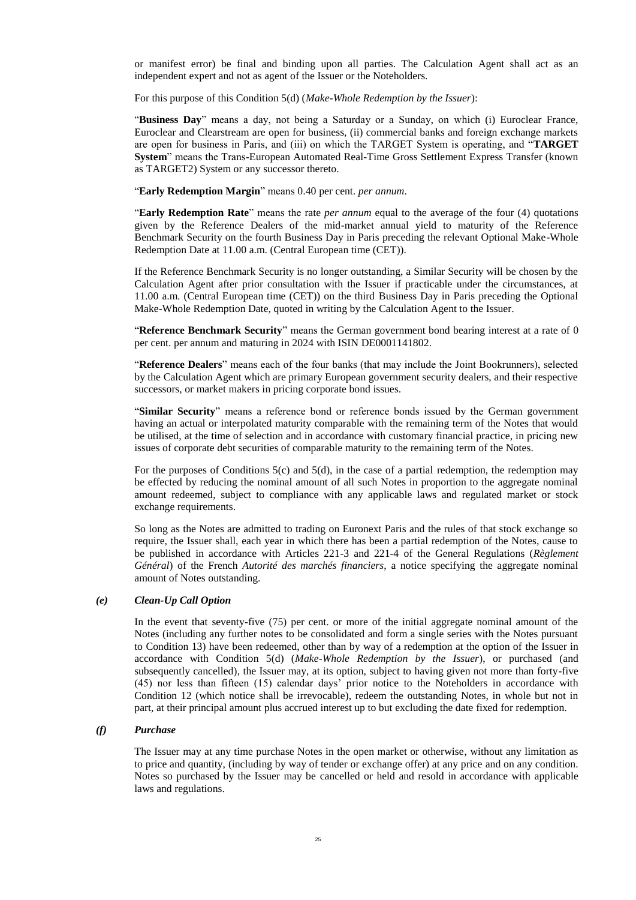or manifest error) be final and binding upon all parties. The Calculation Agent shall act as an independent expert and not as agent of the Issuer or the Noteholders.

For this purpose of this Condition 5(d) (*Make-Whole Redemption by the Issuer*):

"**Business Day**" means a day, not being a Saturday or a Sunday, on which (i) Euroclear France, Euroclear and Clearstream are open for business, (ii) commercial banks and foreign exchange markets are open for business in Paris, and (iii) on which the TARGET System is operating, and "**TARGET System**" means the Trans-European Automated Real-Time Gross Settlement Express Transfer (known as TARGET2) System or any successor thereto.

"**Early Redemption Margin**" means 0.40 per cent. *per annum*.

"**Early Redemption Rate**" means the rate *per annum* equal to the average of the four (4) quotations given by the Reference Dealers of the mid-market annual yield to maturity of the Reference Benchmark Security on the fourth Business Day in Paris preceding the relevant Optional Make-Whole Redemption Date at 11.00 a.m. (Central European time (CET)).

If the Reference Benchmark Security is no longer outstanding, a Similar Security will be chosen by the Calculation Agent after prior consultation with the Issuer if practicable under the circumstances, at 11.00 a.m. (Central European time (CET)) on the third Business Day in Paris preceding the Optional Make-Whole Redemption Date, quoted in writing by the Calculation Agent to the Issuer.

"**Reference Benchmark Security**" means the German government bond bearing interest at a rate of 0 per cent. per annum and maturing in 2024 with ISIN DE0001141802.

"**Reference Dealers**" means each of the four banks (that may include the Joint Bookrunners), selected by the Calculation Agent which are primary European government security dealers, and their respective successors, or market makers in pricing corporate bond issues.

"**Similar Security**" means a reference bond or reference bonds issued by the German government having an actual or interpolated maturity comparable with the remaining term of the Notes that would be utilised, at the time of selection and in accordance with customary financial practice, in pricing new issues of corporate debt securities of comparable maturity to the remaining term of the Notes.

For the purposes of Conditions 5(c) and 5(d), in the case of a partial redemption, the redemption may be effected by reducing the nominal amount of all such Notes in proportion to the aggregate nominal amount redeemed, subject to compliance with any applicable laws and regulated market or stock exchange requirements.

So long as the Notes are admitted to trading on Euronext Paris and the rules of that stock exchange so require, the Issuer shall, each year in which there has been a partial redemption of the Notes, cause to be published in accordance with Articles 221-3 and 221-4 of the General Regulations (*Règlement Général*) of the French *Autorité des marchés financiers*, a notice specifying the aggregate nominal amount of Notes outstanding.

### *(e) Clean-Up Call Option*

In the event that seventy-five (75) per cent. or more of the initial aggregate nominal amount of the Notes (including any further notes to be consolidated and form a single series with the Notes pursuant to Condition 13) have been redeemed, other than by way of a redemption at the option of the Issuer in accordance with Condition 5(d) (*Make-Whole Redemption by the Issuer*), or purchased (and subsequently cancelled), the Issuer may, at its option, subject to having given not more than forty-five (45) nor less than fifteen (15) calendar days' prior notice to the Noteholders in accordance with Condition 12 (which notice shall be irrevocable), redeem the outstanding Notes, in whole but not in part, at their principal amount plus accrued interest up to but excluding the date fixed for redemption.

### *(f) Purchase*

The Issuer may at any time purchase Notes in the open market or otherwise, without any limitation as to price and quantity, (including by way of tender or exchange offer) at any price and on any condition. Notes so purchased by the Issuer may be cancelled or held and resold in accordance with applicable laws and regulations.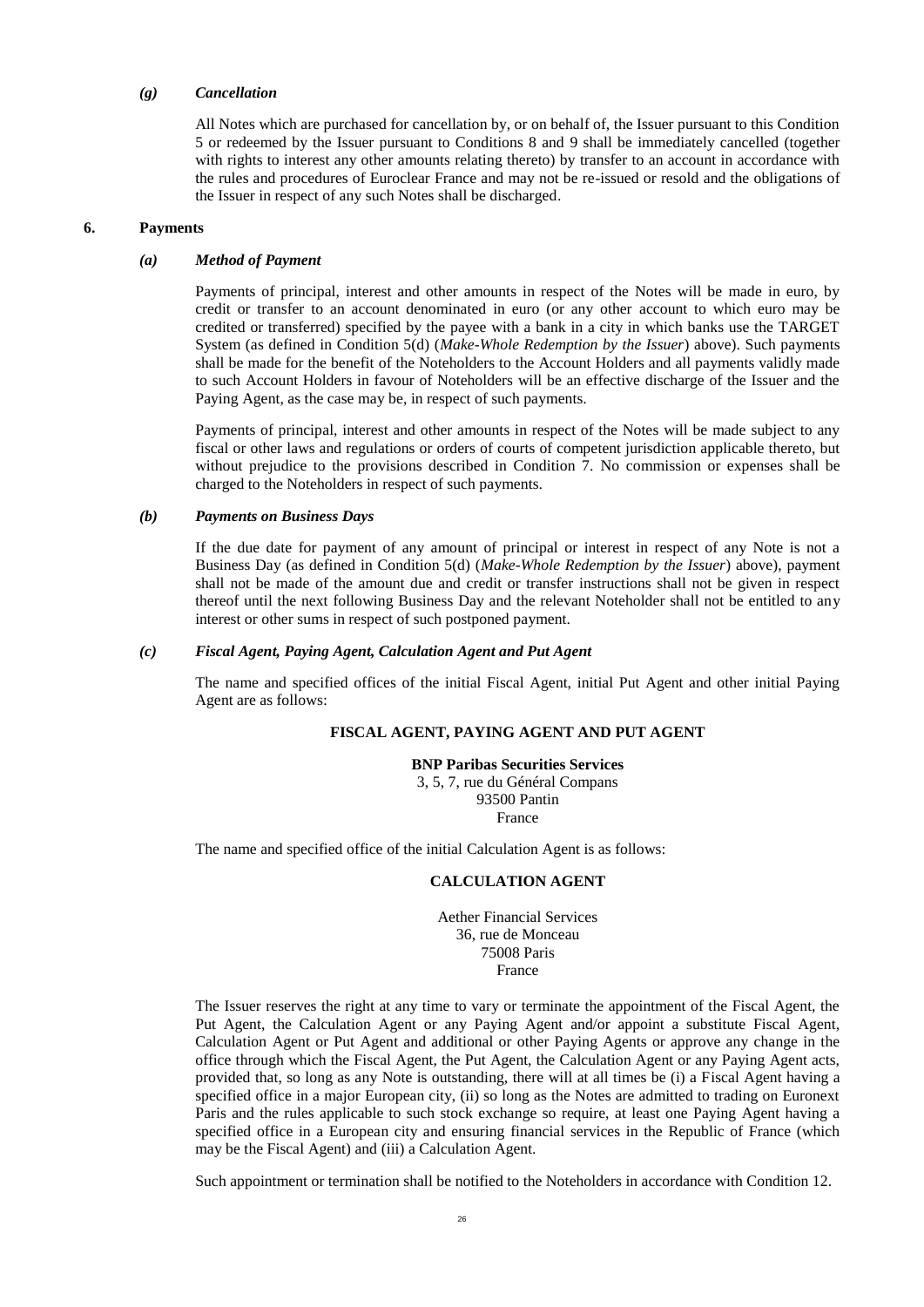### *(g) Cancellation*

All Notes which are purchased for cancellation by, or on behalf of, the Issuer pursuant to this Condition 5 or redeemed by the Issuer pursuant to Conditions 8 and 9 shall be immediately cancelled (together with rights to interest any other amounts relating thereto) by transfer to an account in accordance with the rules and procedures of Euroclear France and may not be re-issued or resold and the obligations of the Issuer in respect of any such Notes shall be discharged.

## 6. Payments

### *(a) Method of Payment*

Payments of principal, interest and other amounts in respect of the Notes will be made in euro, by credit or transfer to an account denominated in euro (or any other account to which euro may be credited or transferred) specified by the payee with a bank in a city in which banks use the TARGET System (as defined in Condition 5(d) (*Make-Whole Redemption by the Issuer*) above). Such payments shall be made for the benefit of the Noteholders to the Account Holders and all payments validly made to such Account Holders in favour of Noteholders will be an effective discharge of the Issuer and the Paying Agent, as the case may be, in respect of such payments.

Payments of principal, interest and other amounts in respect of the Notes will be made subject to any fiscal or other laws and regulations or orders of courts of competent jurisdiction applicable thereto, but without prejudice to the provisions described in Condition 7. No commission or expenses shall be charged to the Noteholders in respect of such payments.

### *(b) Payments on Business Days*

If the due date for payment of any amount of principal or interest in respect of any Note is not a Business Day (as defined in Condition 5(d) (*Make-Whole Redemption by the Issuer*) above), payment shall not be made of the amount due and credit or transfer instructions shall not be given in respect thereof until the next following Business Day and the relevant Noteholder shall not be entitled to any interest or other sums in respect of such postponed payment.

### *(c) Fiscal Agent, Paying Agent, Calculation Agent and Put Agent*

The name and specified offices of the initial Fiscal Agent, initial Put Agent and other initial Paying Agent are as follows:

**FISCAL AGENT, PAYING AGENT AND PUT AGENT**

**BNP Paribas Securities Services**
3, 5, 7, rue du Général Compans
93500 Pantin
France

The name and specified office of the initial Calculation Agent is as follows:

**CALCULATION AGENT**

Aether Financial Services
36, rue de Monceau
75008 Paris
France

The Issuer reserves the right at any time to vary or terminate the appointment of the Fiscal Agent, the Put Agent, the Calculation Agent or any Paying Agent and/or appoint a substitute Fiscal Agent, Calculation Agent or Put Agent and additional or other Paying Agents or approve any change in the office through which the Fiscal Agent, the Put Agent, the Calculation Agent or any Paying Agent acts, provided that, so long as any Note is outstanding, there will at all times be (i) a Fiscal Agent having a specified office in a major European city, (ii) so long as the Notes are admitted to trading on Euronext Paris and the rules applicable to such stock exchange so require, at least one Paying Agent having a specified office in a European city and ensuring financial services in the Republic of France (which may be the Fiscal Agent) and (iii) a Calculation Agent.

Such appointment or termination shall be notified to the Noteholders in accordance with Condition 12.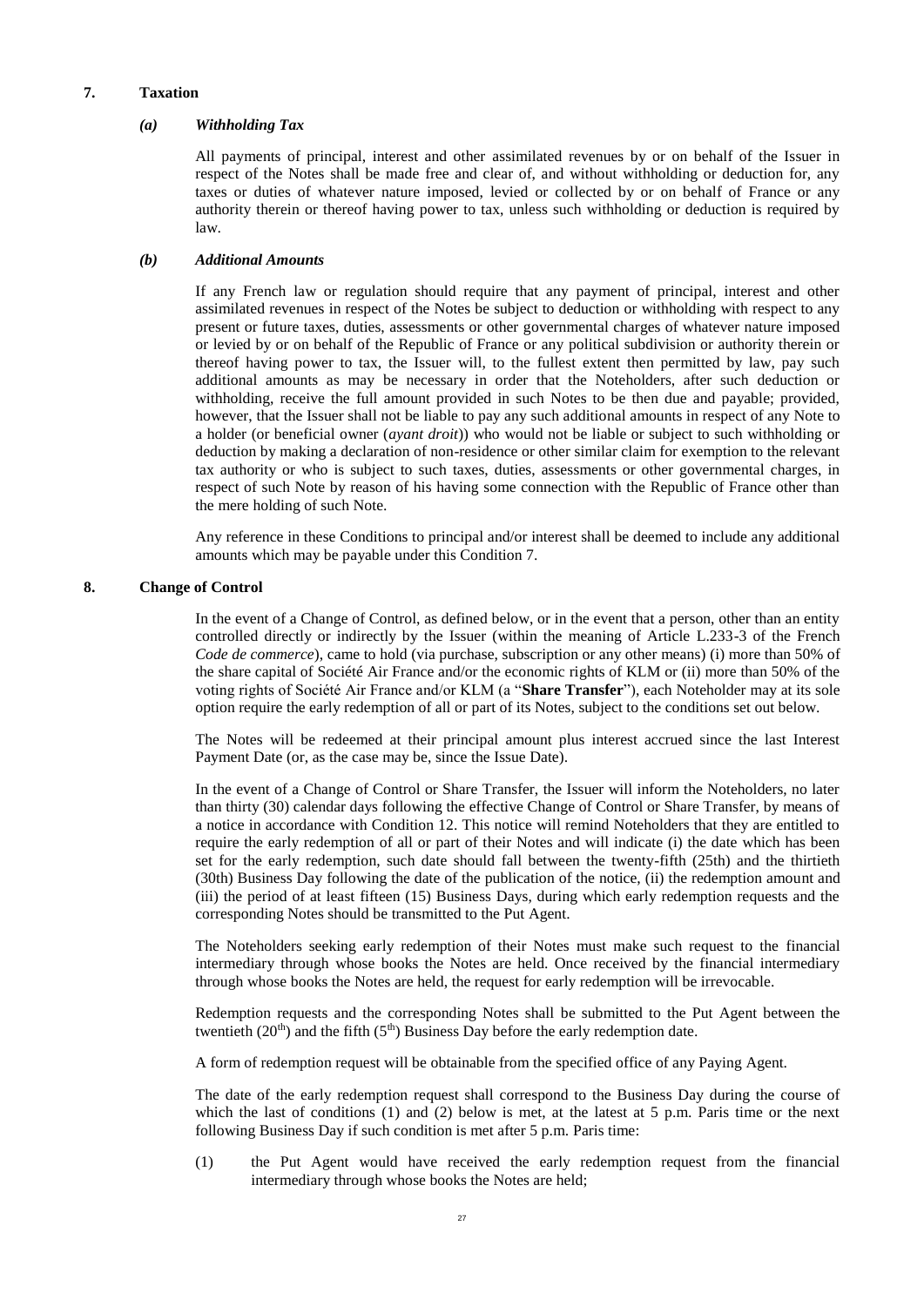## 7. Taxation

### *(a) Withholding Tax*

All payments of principal, interest and other assimilated revenues by or on behalf of the Issuer in respect of the Notes shall be made free and clear of, and without withholding or deduction for, any taxes or duties of whatever nature imposed, levied or collected by or on behalf of France or any authority therein or thereof having power to tax, unless such withholding or deduction is required by law.

### *(b) Additional Amounts*

If any French law or regulation should require that any payment of principal, interest and other assimilated revenues in respect of the Notes be subject to deduction or withholding with respect to any present or future taxes, duties, assessments or other governmental charges of whatever nature imposed or levied by or on behalf of the Republic of France or any political subdivision or authority therein or thereof having power to tax, the Issuer will, to the fullest extent then permitted by law, pay such additional amounts as may be necessary in order that the Noteholders, after such deduction or withholding, receive the full amount provided in such Notes to be then due and payable; provided, however, that the Issuer shall not be liable to pay any such additional amounts in respect of any Note to a holder (or beneficial owner (*ayant droit*)) who would not be liable or subject to such withholding or deduction by making a declaration of non-residence or other similar claim for exemption to the relevant tax authority or who is subject to such taxes, duties, assessments or other governmental charges, in respect of such Note by reason of his having some connection with the Republic of France other than the mere holding of such Note.

Any reference in these Conditions to principal and/or interest shall be deemed to include any additional amounts which may be payable under this Condition 7.

## 8. Change of Control

In the event of a Change of Control, as defined below, or in the event that a person, other than an entity controlled directly or indirectly by the Issuer (within the meaning of Article L.233-3 of the French *Code de commerce*), came to hold (via purchase, subscription or any other means) (i) more than 50% of the share capital of Société Air France and/or the economic rights of KLM or (ii) more than 50% of the voting rights of Société Air France and/or KLM (a "**Share Transfer**"), each Noteholder may at its sole option require the early redemption of all or part of its Notes, subject to the conditions set out below.

The Notes will be redeemed at their principal amount plus interest accrued since the last Interest Payment Date (or, as the case may be, since the Issue Date).

In the event of a Change of Control or Share Transfer, the Issuer will inform the Noteholders, no later than thirty (30) calendar days following the effective Change of Control or Share Transfer, by means of a notice in accordance with Condition 12. This notice will remind Noteholders that they are entitled to require the early redemption of all or part of their Notes and will indicate (i) the date which has been set for the early redemption, such date should fall between the twenty-fifth (25th) and the thirtieth (30th) Business Day following the date of the publication of the notice, (ii) the redemption amount and (iii) the period of at least fifteen (15) Business Days, during which early redemption requests and the corresponding Notes should be transmitted to the Put Agent.

The Noteholders seeking early redemption of their Notes must make such request to the financial intermediary through whose books the Notes are held. Once received by the financial intermediary through whose books the Notes are held, the request for early redemption will be irrevocable.

Redemption requests and the corresponding Notes shall be submitted to the Put Agent between the twentieth (20th) and the fifth (5th) Business Day before the early redemption date.

A form of redemption request will be obtainable from the specified office of any Paying Agent.

The date of the early redemption request shall correspond to the Business Day during the course of which the last of conditions (1) and (2) below is met, at the latest at 5 p.m. Paris time or the next following Business Day if such condition is met after 5 p.m. Paris time:

(1) the Put Agent would have received the early redemption request from the financial intermediary through whose books the Notes are held;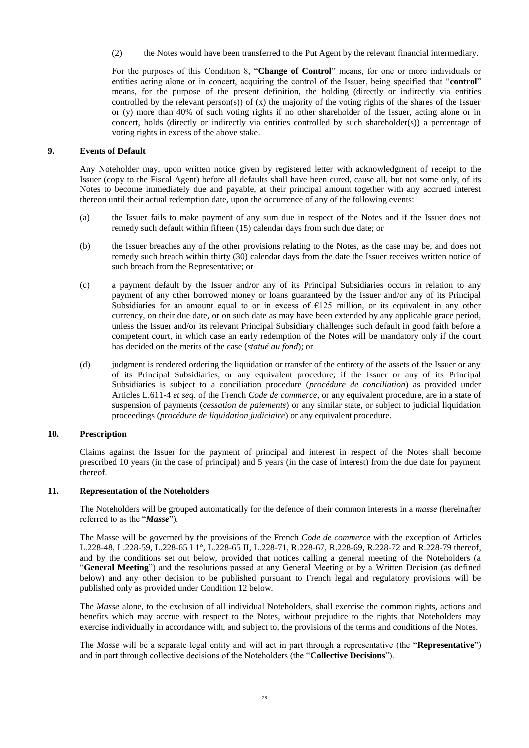(2) the Notes would have been transferred to the Put Agent by the relevant financial intermediary.

For the purposes of this Condition 8, "**Change of Control**" means, for one or more individuals or entities acting alone or in concert, acquiring the control of the Issuer, being specified that "**control**" means, for the purpose of the present definition, the holding (directly or indirectly via entities controlled by the relevant person(s)) of (x) the majority of the voting rights of the shares of the Issuer or (y) more than 40% of such voting rights if no other shareholder of the Issuer, acting alone or in concert, holds (directly or indirectly via entities controlled by such shareholder(s)) a percentage of voting rights in excess of the above stake.

## 9. Events of Default

Any Noteholder may, upon written notice given by registered letter with acknowledgment of receipt to the Issuer (copy to the Fiscal Agent) before all defaults shall have been cured, cause all, but not some only, of its Notes to become immediately due and payable, at their principal amount together with any accrued interest thereon until their actual redemption date, upon the occurrence of any of the following events:

(a) the Issuer fails to make payment of any sum due in respect of the Notes and if the Issuer does not remedy such default within fifteen (15) calendar days from such due date; or

(b) the Issuer breaches any of the other provisions relating to the Notes, as the case may be, and does not remedy such breach within thirty (30) calendar days from the date the Issuer receives written notice of such breach from the Representative; or

(c) a payment default by the Issuer and/or any of its Principal Subsidiaries occurs in relation to any payment of any other borrowed money or loans guaranteed by the Issuer and/or any of its Principal Subsidiaries for an amount equal to or in excess of €125 million, or its equivalent in any other currency, on their due date, or on such date as may have been extended by any applicable grace period, unless the Issuer and/or its relevant Principal Subsidiary challenges such default in good faith before a competent court, in which case an early redemption of the Notes will be mandatory only if the court has decided on the merits of the case (*statué au fond*); or

(d) judgment is rendered ordering the liquidation or transfer of the entirety of the assets of the Issuer or any of its Principal Subsidiaries, or any equivalent procedure; if the Issuer or any of its Principal Subsidiaries is subject to a conciliation procedure (*procédure de conciliation*) as provided under Articles L.611-4 *et seq.* of the French *Code de commerce*, or any equivalent procedure, are in a state of suspension of payments (*cessation de paiements*) or any similar state, or subject to judicial liquidation proceedings (*procédure de liquidation judiciaire*) or any equivalent procedure.

## 10. Prescription

Claims against the Issuer for the payment of principal and interest in respect of the Notes shall become prescribed 10 years (in the case of principal) and 5 years (in the case of interest) from the due date for payment thereof.

## 11. Representation of the Noteholders

The Noteholders will be grouped automatically for the defence of their common interests in a *masse* (hereinafter referred to as the "***Masse***").

The Masse will be governed by the provisions of the French *Code de commerce* with the exception of Articles L.228-48, L.228-59, L.228-65 I 1°, L.228-65 II, L.228-71, R.228-67, R.228-69, R.228-72 and R.228-79 thereof, and by the conditions set out below, provided that notices calling a general meeting of the Noteholders (a "**General Meeting**") and the resolutions passed at any General Meeting or by a Written Decision (as defined below) and any other decision to be published pursuant to French legal and regulatory provisions will be published only as provided under Condition 12 below.

The *Masse* alone, to the exclusion of all individual Noteholders, shall exercise the common rights, actions and benefits which may accrue with respect to the Notes, without prejudice to the rights that Noteholders may exercise individually in accordance with, and subject to, the provisions of the terms and conditions of the Notes.

The *Masse* will be a separate legal entity and will act in part through a representative (the "**Representative**") and in part through collective decisions of the Noteholders (the "**Collective Decisions**").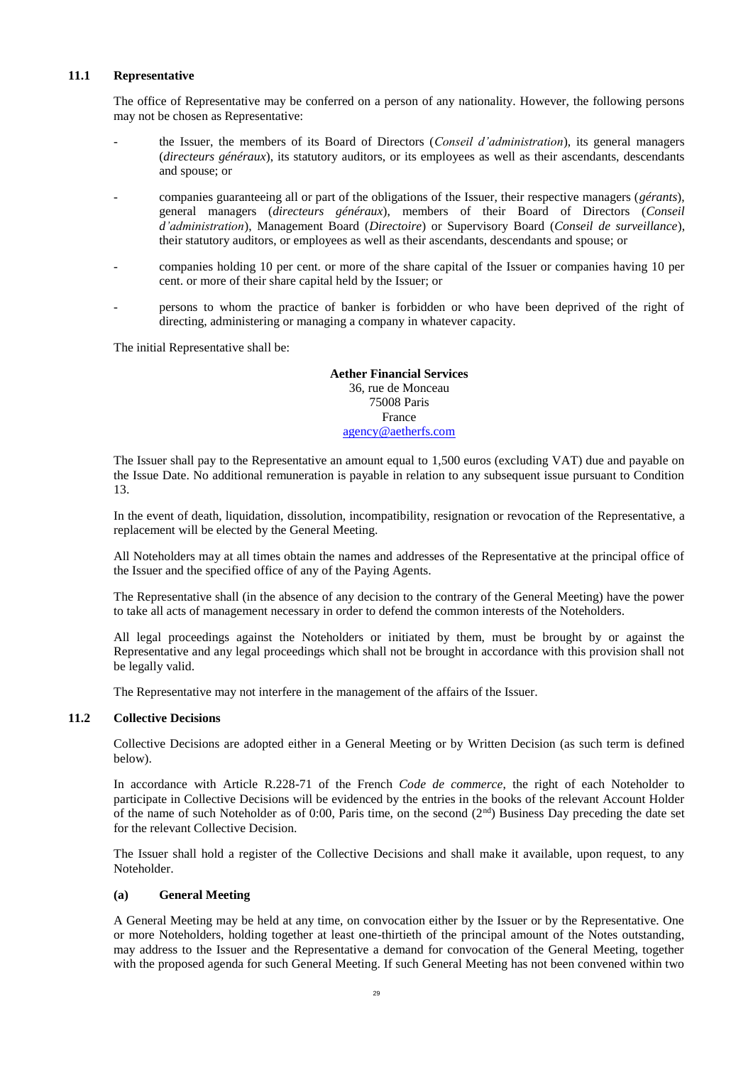### 11.1 Representative

The office of Representative may be conferred on a person of any nationality. However, the following persons may not be chosen as Representative:

- the Issuer, the members of its Board of Directors (*Conseil d'administration*), its general managers (*directeurs généraux*), its statutory auditors, or its employees as well as their ascendants, descendants and spouse; or
- companies guaranteeing all or part of the obligations of the Issuer, their respective managers (*gérants*), general managers (*directeurs généraux*), members of their Board of Directors (*Conseil d'administration*), Management Board (*Directoire*) or Supervisory Board (*Conseil de surveillance*), their statutory auditors, or employees as well as their ascendants, descendants and spouse; or
- companies holding 10 per cent. or more of the share capital of the Issuer or companies having 10 per cent. or more of their share capital held by the Issuer; or
- persons to whom the practice of banker is forbidden or who have been deprived of the right of directing, administering or managing a company in whatever capacity.

The initial Representative shall be:

**Aether Financial Services**
36, rue de Monceau
75008 Paris
France
agency@aetherfs.com

The Issuer shall pay to the Representative an amount equal to 1,500 euros (excluding VAT) due and payable on the Issue Date. No additional remuneration is payable in relation to any subsequent issue pursuant to Condition 13.

In the event of death, liquidation, dissolution, incompatibility, resignation or revocation of the Representative, a replacement will be elected by the General Meeting.

All Noteholders may at all times obtain the names and addresses of the Representative at the principal office of the Issuer and the specified office of any of the Paying Agents.

The Representative shall (in the absence of any decision to the contrary of the General Meeting) have the power to take all acts of management necessary in order to defend the common interests of the Noteholders.

All legal proceedings against the Noteholders or initiated by them, must be brought by or against the Representative and any legal proceedings which shall not be brought in accordance with this provision shall not be legally valid.

The Representative may not interfere in the management of the affairs of the Issuer.

### 11.2 Collective Decisions

Collective Decisions are adopted either in a General Meeting or by Written Decision (as such term is defined below).

In accordance with Article R.228-71 of the French *Code de commerce*, the right of each Noteholder to participate in Collective Decisions will be evidenced by the entries in the books of the relevant Account Holder of the name of such Noteholder as of 0:00, Paris time, on the second (2nd) Business Day preceding the date set for the relevant Collective Decision.

The Issuer shall hold a register of the Collective Decisions and shall make it available, upon request, to any Noteholder.

#### (a) General Meeting

A General Meeting may be held at any time, on convocation either by the Issuer or by the Representative. One or more Noteholders, holding together at least one-thirtieth of the principal amount of the Notes outstanding, may address to the Issuer and the Representative a demand for convocation of the General Meeting, together with the proposed agenda for such General Meeting. If such General Meeting has not been convened within two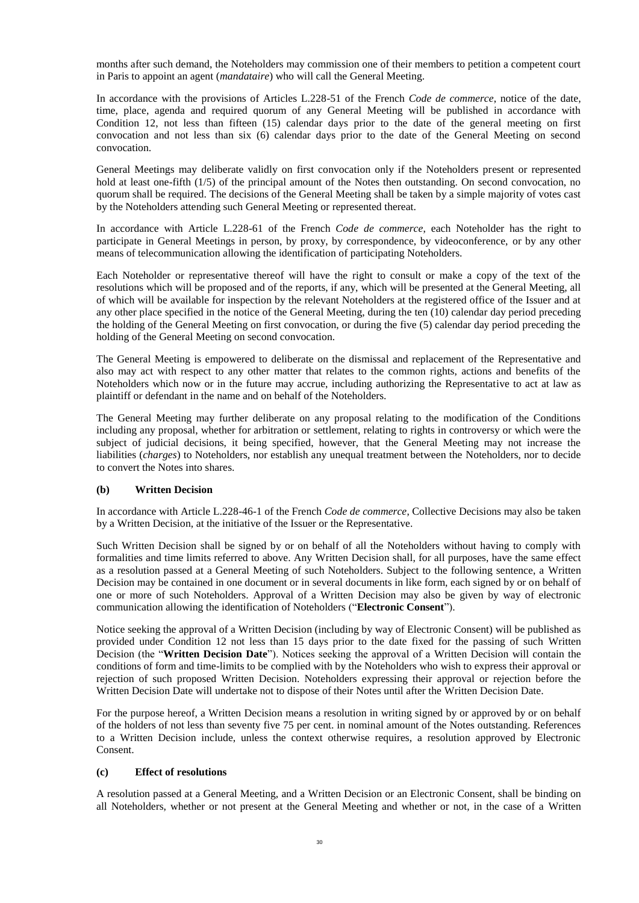months after such demand, the Noteholders may commission one of their members to petition a competent court in Paris to appoint an agent (*mandataire*) who will call the General Meeting.

In accordance with the provisions of Articles L.228-51 of the French *Code de commerce*, notice of the date, time, place, agenda and required quorum of any General Meeting will be published in accordance with Condition 12, not less than fifteen (15) calendar days prior to the date of the general meeting on first convocation and not less than six (6) calendar days prior to the date of the General Meeting on second convocation.

General Meetings may deliberate validly on first convocation only if the Noteholders present or represented hold at least one-fifth (1/5) of the principal amount of the Notes then outstanding. On second convocation, no quorum shall be required. The decisions of the General Meeting shall be taken by a simple majority of votes cast by the Noteholders attending such General Meeting or represented thereat.

In accordance with Article L.228-61 of the French *Code de commerce*, each Noteholder has the right to participate in General Meetings in person, by proxy, by correspondence, by videoconference, or by any other means of telecommunication allowing the identification of participating Noteholders.

Each Noteholder or representative thereof will have the right to consult or make a copy of the text of the resolutions which will be proposed and of the reports, if any, which will be presented at the General Meeting, all of which will be available for inspection by the relevant Noteholders at the registered office of the Issuer and at any other place specified in the notice of the General Meeting, during the ten (10) calendar day period preceding the holding of the General Meeting on first convocation, or during the five (5) calendar day period preceding the holding of the General Meeting on second convocation.

The General Meeting is empowered to deliberate on the dismissal and replacement of the Representative and also may act with respect to any other matter that relates to the common rights, actions and benefits of the Noteholders which now or in the future may accrue, including authorizing the Representative to act at law as plaintiff or defendant in the name and on behalf of the Noteholders.

The General Meeting may further deliberate on any proposal relating to the modification of the Conditions including any proposal, whether for arbitration or settlement, relating to rights in controversy or which were the subject of judicial decisions, it being specified, however, that the General Meeting may not increase the liabilities (*charges*) to Noteholders, nor establish any unequal treatment between the Noteholders, nor to decide to convert the Notes into shares.

**(b) Written Decision**

In accordance with Article L.228-46-1 of the French *Code de commerce*, Collective Decisions may also be taken by a Written Decision, at the initiative of the Issuer or the Representative.

Such Written Decision shall be signed by or on behalf of all the Noteholders without having to comply with formalities and time limits referred to above. Any Written Decision shall, for all purposes, have the same effect as a resolution passed at a General Meeting of such Noteholders. Subject to the following sentence, a Written Decision may be contained in one document or in several documents in like form, each signed by or on behalf of one or more of such Noteholders. Approval of a Written Decision may also be given by way of electronic communication allowing the identification of Noteholders ("**Electronic Consent**").

Notice seeking the approval of a Written Decision (including by way of Electronic Consent) will be published as provided under Condition 12 not less than 15 days prior to the date fixed for the passing of such Written Decision (the "**Written Decision Date**"). Notices seeking the approval of a Written Decision will contain the conditions of form and time-limits to be complied with by the Noteholders who wish to express their approval or rejection of such proposed Written Decision. Noteholders expressing their approval or rejection before the Written Decision Date will undertake not to dispose of their Notes until after the Written Decision Date.

For the purpose hereof, a Written Decision means a resolution in writing signed by or approved by or on behalf of the holders of not less than seventy five 75 per cent. in nominal amount of the Notes outstanding. References to a Written Decision include, unless the context otherwise requires, a resolution approved by Electronic Consent.

**(c) Effect of resolutions**

A resolution passed at a General Meeting, and a Written Decision or an Electronic Consent, shall be binding on all Noteholders, whether or not present at the General Meeting and whether or not, in the case of a Written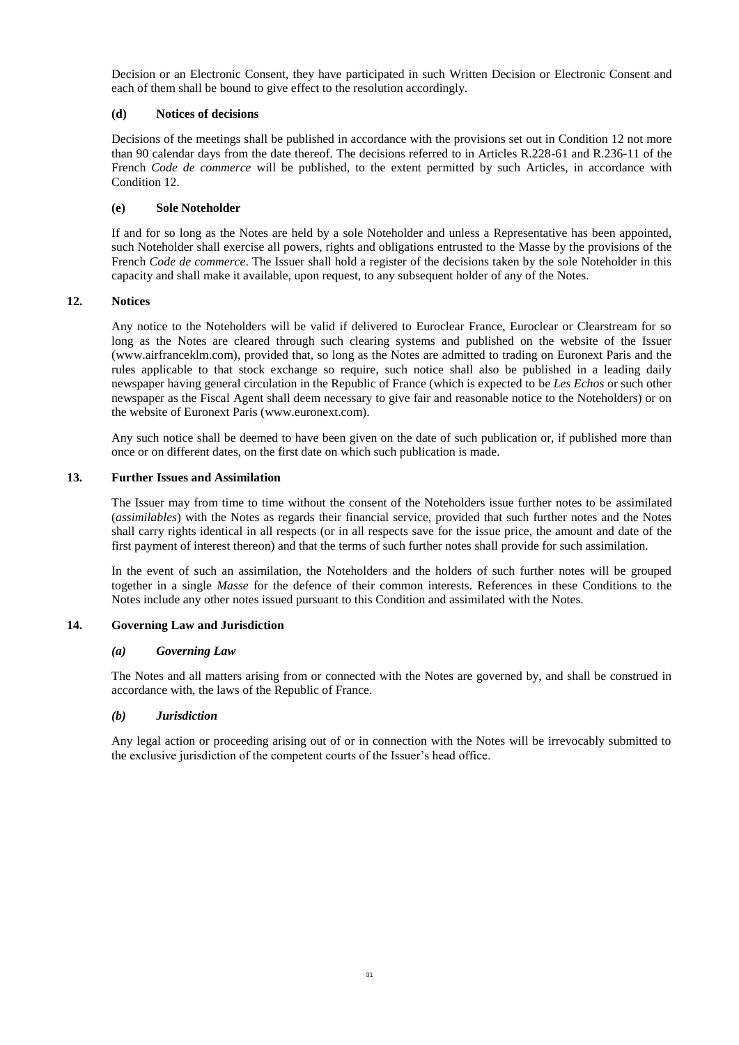Decision or an Electronic Consent, they have participated in such Written Decision or Electronic Consent and each of them shall be bound to give effect to the resolution accordingly.

**(d) Notices of decisions**

Decisions of the meetings shall be published in accordance with the provisions set out in Condition 12 not more than 90 calendar days from the date thereof. The decisions referred to in Articles R.228-61 and R.236-11 of the French *Code de commerce* will be published, to the extent permitted by such Articles, in accordance with Condition 12.

**(e) Sole Noteholder**

If and for so long as the Notes are held by a sole Noteholder and unless a Representative has been appointed, such Noteholder shall exercise all powers, rights and obligations entrusted to the Masse by the provisions of the French *Code de commerce*. The Issuer shall hold a register of the decisions taken by the sole Noteholder in this capacity and shall make it available, upon request, to any subsequent holder of any of the Notes.

## 12. Notices

Any notice to the Noteholders will be valid if delivered to Euroclear France, Euroclear or Clearstream for so long as the Notes are cleared through such clearing systems and published on the website of the Issuer (www.airfranceklm.com), provided that, so long as the Notes are admitted to trading on Euronext Paris and the rules applicable to that stock exchange so require, such notice shall also be published in a leading daily newspaper having general circulation in the Republic of France (which is expected to be *Les Echos* or such other newspaper as the Fiscal Agent shall deem necessary to give fair and reasonable notice to the Noteholders) or on the website of Euronext Paris (www.euronext.com).

Any such notice shall be deemed to have been given on the date of such publication or, if published more than once or on different dates, on the first date on which such publication is made.

## 13. Further Issues and Assimilation

The Issuer may from time to time without the consent of the Noteholders issue further notes to be assimilated (*assimilables*) with the Notes as regards their financial service, provided that such further notes and the Notes shall carry rights identical in all respects (or in all respects save for the issue price, the amount and date of the first payment of interest thereon) and that the terms of such further notes shall provide for such assimilation.

In the event of such an assimilation, the Noteholders and the holders of such further notes will be grouped together in a single *Masse* for the defence of their common interests. References in these Conditions to the Notes include any other notes issued pursuant to this Condition and assimilated with the Notes.

## 14. Governing Law and Jurisdiction

***(a) Governing Law***

The Notes and all matters arising from or connected with the Notes are governed by, and shall be construed in accordance with, the laws of the Republic of France.

***(b) Jurisdiction***

Any legal action or proceeding arising out of or in connection with the Notes will be irrevocably submitted to the exclusive jurisdiction of the competent courts of the Issuer's head office.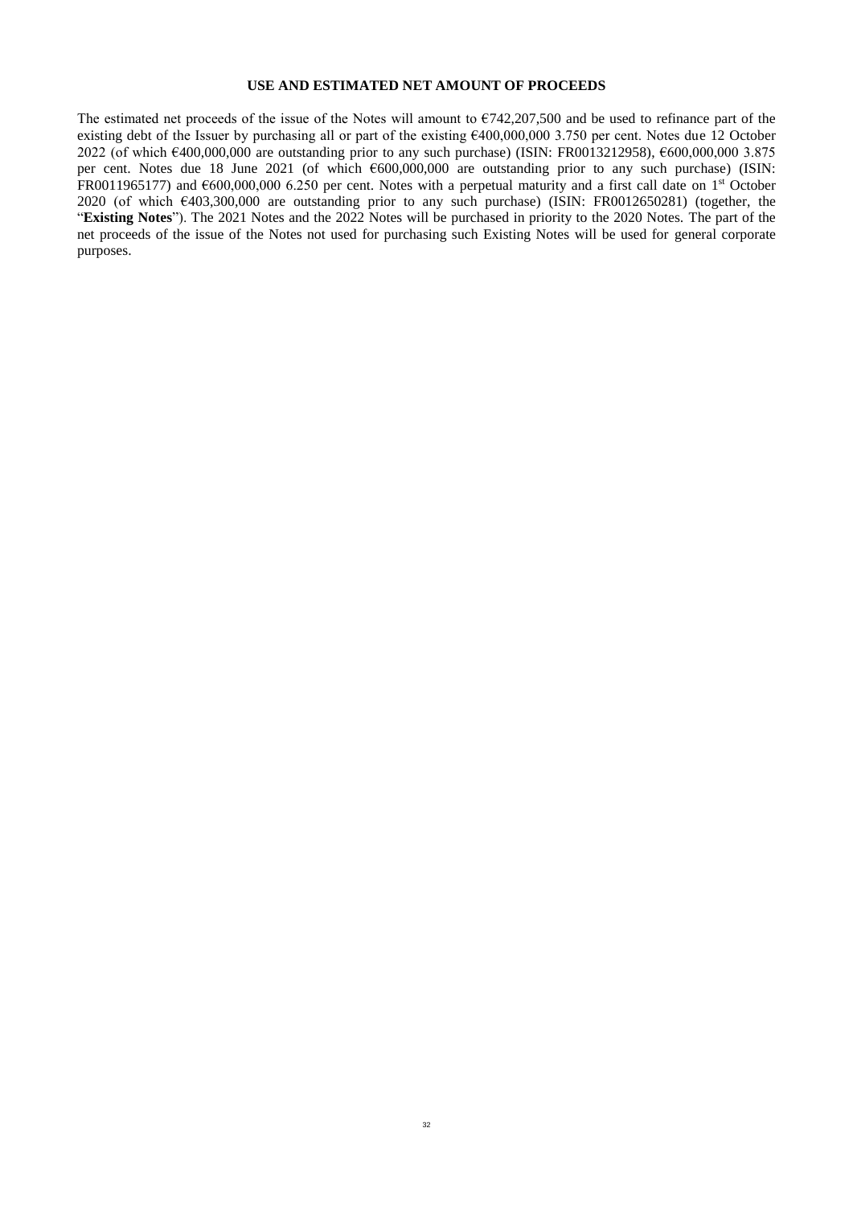## USE AND ESTIMATED NET AMOUNT OF PROCEEDS

The estimated net proceeds of the issue of the Notes will amount to €742,207,500 and be used to refinance part of the existing debt of the Issuer by purchasing all or part of the existing €400,000,000 3.750 per cent. Notes due 12 October 2022 (of which €400,000,000 are outstanding prior to any such purchase) (ISIN: FR0013212958), €600,000,000 3.875 per cent. Notes due 18 June 2021 (of which €600,000,000 are outstanding prior to any such purchase) (ISIN: FR0011965177) and €600,000,000 6.250 per cent. Notes with a perpetual maturity and a first call date on 1st October 2020 (of which €403,300,000 are outstanding prior to any such purchase) (ISIN: FR0012650281) (together, the "**Existing Notes**"). The 2021 Notes and the 2022 Notes will be purchased in priority to the 2020 Notes. The part of the net proceeds of the issue of the Notes not used for purchasing such Existing Notes will be used for general corporate purposes.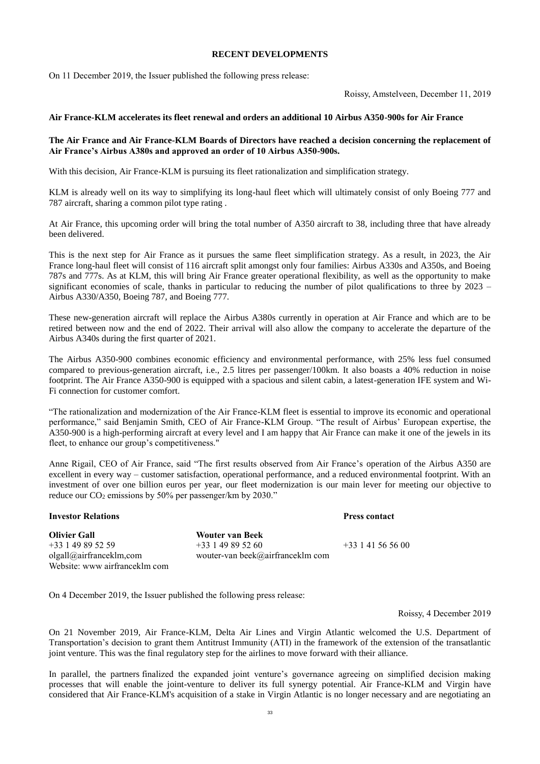## RECENT DEVELOPMENTS

On 11 December 2019, the Issuer published the following press release:

Roissy, Amstelveen, December 11, 2019

**Air France-KLM accelerates its fleet renewal and orders an additional 10 Airbus A350-900s for Air France**

**The Air France and Air France-KLM Boards of Directors have reached a decision concerning the replacement of Air France's Airbus A380s and approved an order of 10 Airbus A350-900s.**

With this decision, Air France-KLM is pursuing its fleet rationalization and simplification strategy.

KLM is already well on its way to simplifying its long-haul fleet which will ultimately consist of only Boeing 777 and 787 aircraft, sharing a common pilot type rating .

At Air France, this upcoming order will bring the total number of A350 aircraft to 38, including three that have already been delivered.

This is the next step for Air France as it pursues the same fleet simplification strategy. As a result, in 2023, the Air France long-haul fleet will consist of 116 aircraft split amongst only four families: Airbus A330s and A350s, and Boeing 787s and 777s. As at KLM, this will bring Air France greater operational flexibility, as well as the opportunity to make significant economies of scale, thanks in particular to reducing the number of pilot qualifications to three by 2023 – Airbus A330/A350, Boeing 787, and Boeing 777.

These new-generation aircraft will replace the Airbus A380s currently in operation at Air France and which are to be retired between now and the end of 2022. Their arrival will also allow the company to accelerate the departure of the Airbus A340s during the first quarter of 2021.

The Airbus A350-900 combines economic efficiency and environmental performance, with 25% less fuel consumed compared to previous-generation aircraft, i.e., 2.5 litres per passenger/100km. It also boasts a 40% reduction in noise footprint. The Air France A350-900 is equipped with a spacious and silent cabin, a latest-generation IFE system and Wi-Fi connection for customer comfort.

"The rationalization and modernization of the Air France-KLM fleet is essential to improve its economic and operational performance," said Benjamin Smith, CEO of Air France-KLM Group. "The result of Airbus' European expertise, the A350-900 is a high-performing aircraft at every level and I am happy that Air France can make it one of the jewels in its fleet, to enhance our group's competitiveness."

Anne Rigail, CEO of Air France, said "The first results observed from Air France's operation of the Airbus A350 are excellent in every way – customer satisfaction, operational performance, and a reduced environmental footprint. With an investment of over one billion euros per year, our fleet modernization is our main lever for meeting our objective to reduce our $CO_2$ emissions by 50% per passenger/km by 2030."

**Investor Relations**

**Olivier Gall**
+33 1 49 89 52 59
olgall@airfranceklm,com
Website: www airfranceklm com

**Wouter van Beek**
+33 1 49 89 52 60
wouter-van beek@airfranceklm com

**Press contact**

+33 1 41 56 56 00

On 4 December 2019, the Issuer published the following press release:

Roissy, 4 December 2019

On 21 November 2019, Air France-KLM, Delta Air Lines and Virgin Atlantic welcomed the U.S. Department of Transportation's decision to grant them Antitrust Immunity (ATI) in the framework of the extension of the transatlantic joint venture. This was the final regulatory step for the airlines to move forward with their alliance.

In parallel, the partners finalized the expanded joint venture's governance agreeing on simplified decision making processes that will enable the joint-venture to deliver its full synergy potential. Air France-KLM and Virgin have considered that Air France-KLM's acquisition of a stake in Virgin Atlantic is no longer necessary and are negotiating an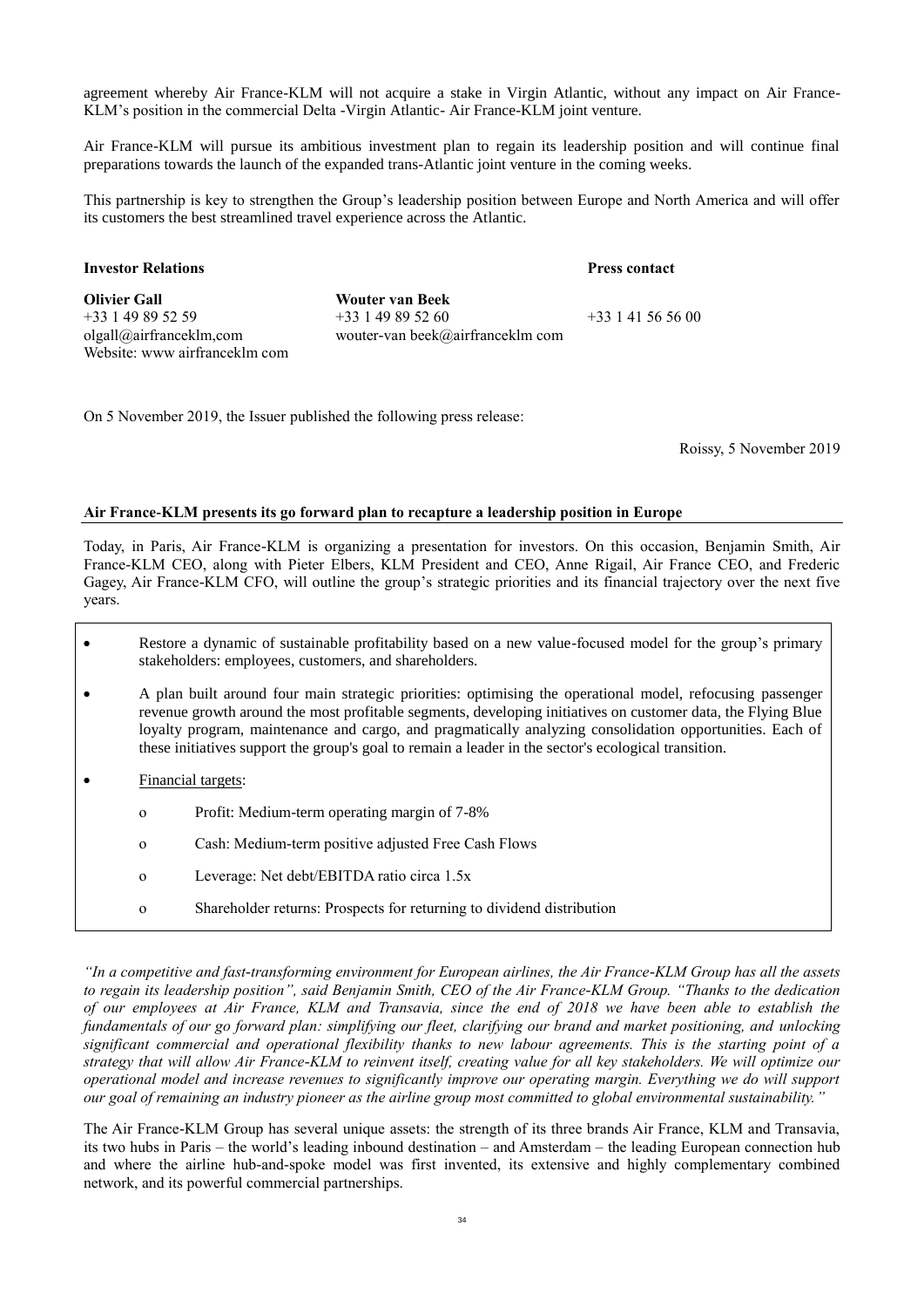agreement whereby Air France-KLM will not acquire a stake in Virgin Atlantic, without any impact on Air France-KLM's position in the commercial Delta -Virgin Atlantic- Air France-KLM joint venture.

Air France-KLM will pursue its ambitious investment plan to regain its leadership position and will continue final preparations towards the launch of the expanded trans-Atlantic joint venture in the coming weeks.

This partnership is key to strengthen the Group's leadership position between Europe and North America and will offer its customers the best streamlined travel experience across the Atlantic.

| **Investor Relations** | | **Press contact** |
|---|---|---|
| **Olivier Gall** | **Wouter van Beek** | |
| +33 1 49 89 52 59 | +33 1 49 89 52 60 | +33 1 41 56 56 00 |
| olgall@airfranceklm,com | wouter-van beek@airfranceklm com | |
| Website: www airfranceklm com | | |

On 5 November 2019, the Issuer published the following press release:

Roissy, 5 November 2019

**Air France-KLM presents its go forward plan to recapture a leadership position in Europe**

Today, in Paris, Air France-KLM is organizing a presentation for investors. On this occasion, Benjamin Smith, Air France-KLM CEO, along with Pieter Elbers, KLM President and CEO, Anne Rigail, Air France CEO, and Frederic Gagey, Air France-KLM CFO, will outline the group's strategic priorities and its financial trajectory over the next five years.

- Restore a dynamic of sustainable profitability based on a new value-focused model for the group's primary stakeholders: employees, customers, and shareholders.
- A plan built around four main strategic priorities: optimising the operational model, refocusing passenger revenue growth around the most profitable segments, developing initiatives on customer data, the Flying Blue loyalty program, maintenance and cargo, and pragmatically analyzing consolidation opportunities. Each of these initiatives support the group's goal to remain a leader in the sector's ecological transition.
- Financial targets:
  - o Profit: Medium-term operating margin of 7-8%
  - o Cash: Medium-term positive adjusted Free Cash Flows
  - o Leverage: Net debt/EBITDA ratio circa 1.5x
  - o Shareholder returns: Prospects for returning to dividend distribution

*"In a competitive and fast-transforming environment for European airlines, the Air France-KLM Group has all the assets to regain its leadership position", said Benjamin Smith, CEO of the Air France-KLM Group. "Thanks to the dedication of our employees at Air France, KLM and Transavia, since the end of 2018 we have been able to establish the fundamentals of our go forward plan: simplifying our fleet, clarifying our brand and market positioning, and unlocking significant commercial and operational flexibility thanks to new labour agreements. This is the starting point of a strategy that will allow Air France-KLM to reinvent itself, creating value for all key stakeholders. We will optimize our operational model and increase revenues to significantly improve our operating margin. Everything we do will support our goal of remaining an industry pioneer as the airline group most committed to global environmental sustainability."*

The Air France-KLM Group has several unique assets: the strength of its three brands Air France, KLM and Transavia, its two hubs in Paris – the world's leading inbound destination – and Amsterdam – the leading European connection hub and where the airline hub-and-spoke model was first invented, its extensive and highly complementary combined network, and its powerful commercial partnerships.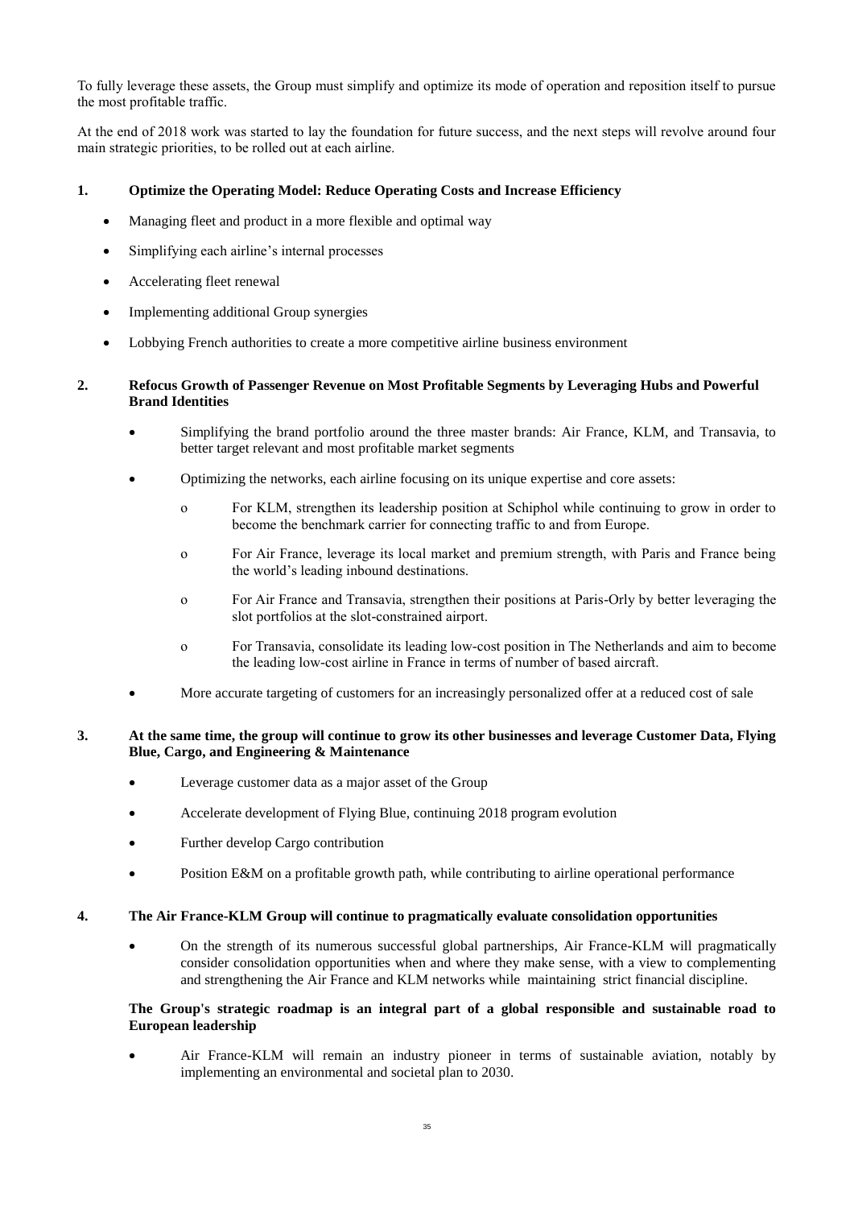To fully leverage these assets, the Group must simplify and optimize its mode of operation and reposition itself to pursue the most profitable traffic.

At the end of 2018 work was started to lay the foundation for future success, and the next steps will revolve around four main strategic priorities, to be rolled out at each airline.

**1. Optimize the Operating Model: Reduce Operating Costs and Increase Efficiency**

- Managing fleet and product in a more flexible and optimal way
- Simplifying each airline's internal processes
- Accelerating fleet renewal
- Implementing additional Group synergies
- Lobbying French authorities to create a more competitive airline business environment

**2. Refocus Growth of Passenger Revenue on Most Profitable Segments by Leveraging Hubs and Powerful Brand Identities**

- Simplifying the brand portfolio around the three master brands: Air France, KLM, and Transavia, to better target relevant and most profitable market segments
- Optimizing the networks, each airline focusing on its unique expertise and core assets:
  - For KLM, strengthen its leadership position at Schiphol while continuing to grow in order to become the benchmark carrier for connecting traffic to and from Europe.
  - For Air France, leverage its local market and premium strength, with Paris and France being the world's leading inbound destinations.
  - For Air France and Transavia, strengthen their positions at Paris-Orly by better leveraging the slot portfolios at the slot-constrained airport.
  - For Transavia, consolidate its leading low-cost position in The Netherlands and aim to become the leading low-cost airline in France in terms of number of based aircraft.
- More accurate targeting of customers for an increasingly personalized offer at a reduced cost of sale

**3. At the same time, the group will continue to grow its other businesses and leverage Customer Data, Flying Blue, Cargo, and Engineering & Maintenance**

- Leverage customer data as a major asset of the Group
- Accelerate development of Flying Blue, continuing 2018 program evolution
- Further develop Cargo contribution
- Position E&M on a profitable growth path, while contributing to airline operational performance

**4. The Air France-KLM Group will continue to pragmatically evaluate consolidation opportunities**

- On the strength of its numerous successful global partnerships, Air France-KLM will pragmatically consider consolidation opportunities when and where they make sense, with a view to complementing and strengthening the Air France and KLM networks while maintaining strict financial discipline.

**The Group's strategic roadmap is an integral part of a global responsible and sustainable road to European leadership**

- Air France-KLM will remain an industry pioneer in terms of sustainable aviation, notably by implementing an environmental and societal plan to 2030.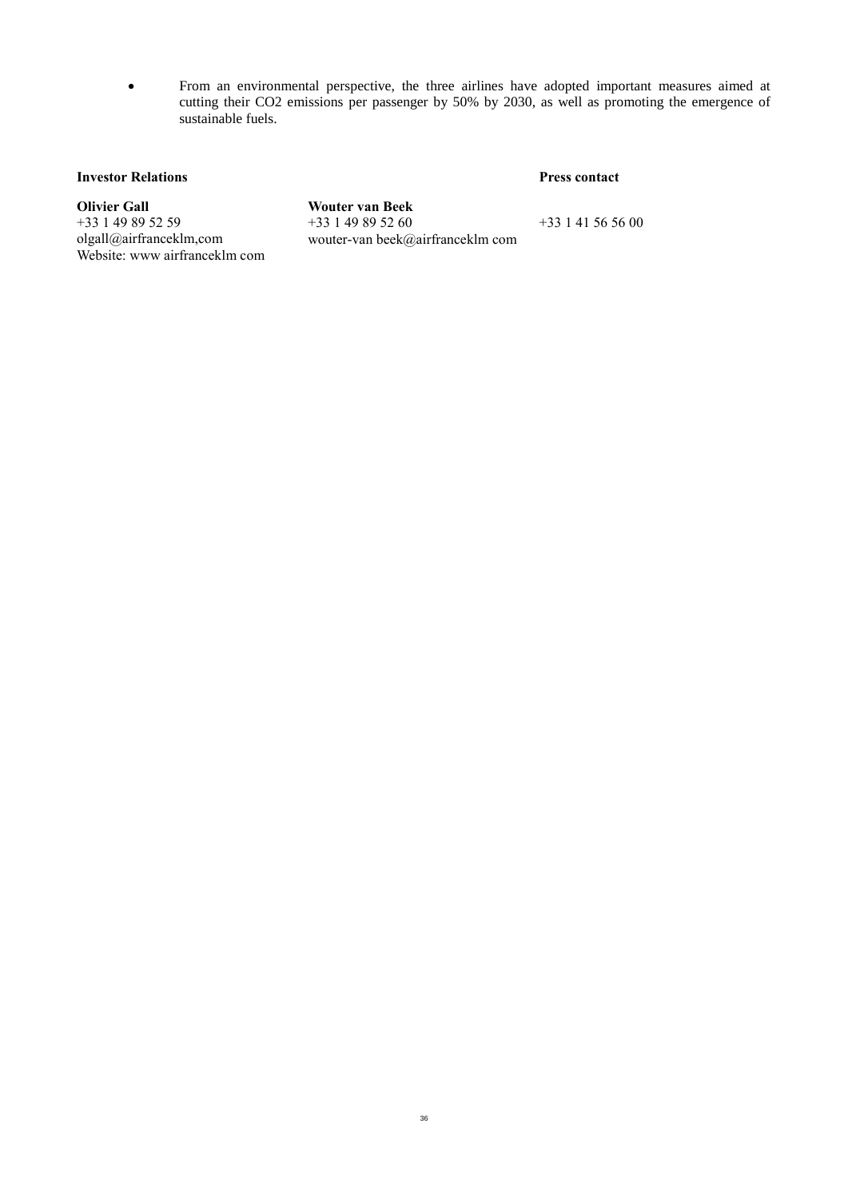- From an environmental perspective, the three airlines have adopted important measures aimed at cutting their $CO_2$ emissions per passenger by 50% by 2030, as well as promoting the emergence of sustainable fuels.

| **Investor Relations** | | **Press contact** |
|---|---|---|
| **Olivier Gall** | **Wouter van Beek** | |
| +33 1 49 89 52 59 | +33 1 49 89 52 60 | +33 1 41 56 56 00 |
| olgall@airfranceklm,com | wouter-van beek@airfranceklm com | |
| Website: www airfranceklm com | | |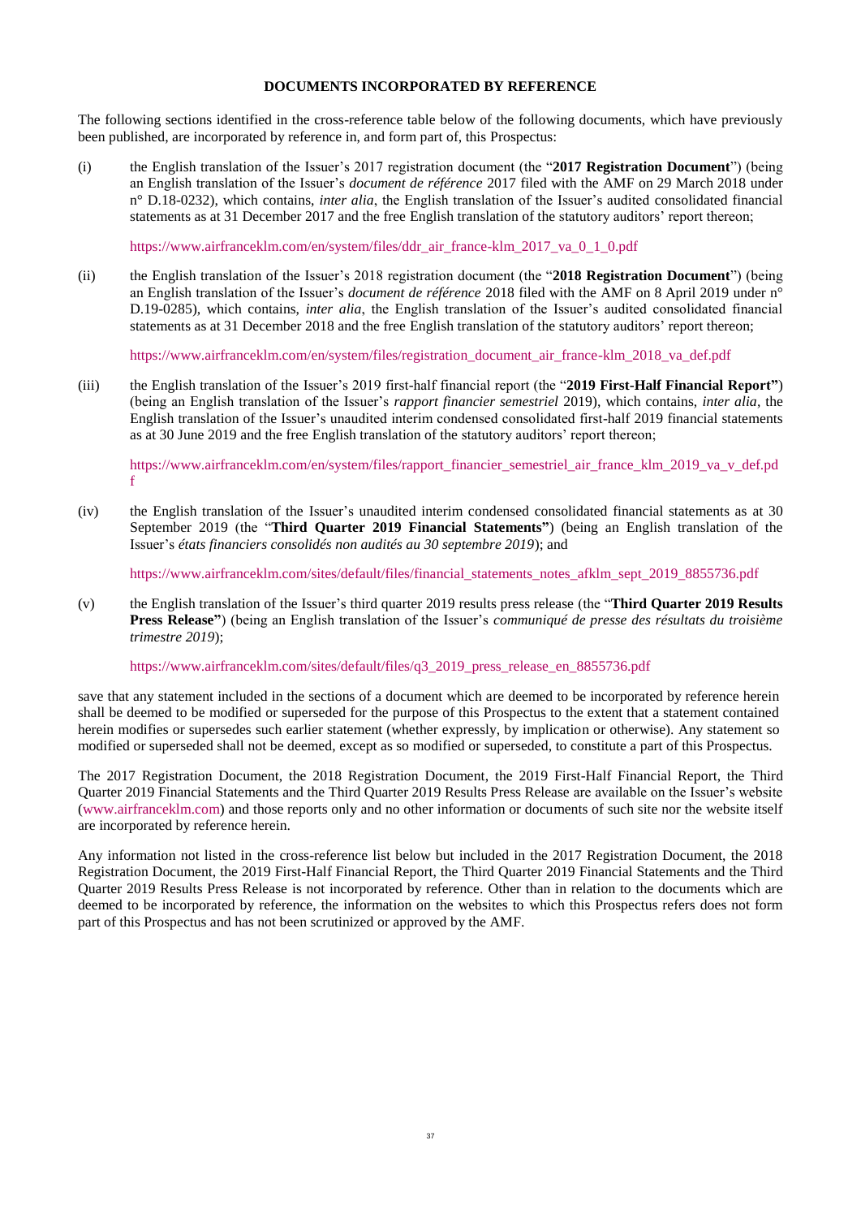# DOCUMENTS INCORPORATED BY REFERENCE

The following sections identified in the cross-reference table below of the following documents, which have previously been published, are incorporated by reference in, and form part of, this Prospectus:

(i) the English translation of the Issuer's 2017 registration document (the "**2017 Registration Document**") (being an English translation of the Issuer's *document de référence* 2017 filed with the AMF on 29 March 2018 under n° D.18-0232), which contains, *inter alia*, the English translation of the Issuer's audited consolidated financial statements as at 31 December 2017 and the free English translation of the statutory auditors' report thereon;

https://www.airfranceklm.com/en/system/files/ddr_air_france-klm_2017_va_0_1_0.pdf

(ii) the English translation of the Issuer's 2018 registration document (the "**2018 Registration Document**") (being an English translation of the Issuer's *document de référence* 2018 filed with the AMF on 8 April 2019 under n° D.19-0285), which contains, *inter alia*, the English translation of the Issuer's audited consolidated financial statements as at 31 December 2018 and the free English translation of the statutory auditors' report thereon;

https://www.airfranceklm.com/en/system/files/registration_document_air_france-klm_2018_va_def.pdf

(iii) the English translation of the Issuer's 2019 first-half financial report (the "**2019 First-Half Financial Report"**) (being an English translation of the Issuer's *rapport financier semestriel* 2019), which contains, *inter alia*, the English translation of the Issuer's unaudited interim condensed consolidated first-half 2019 financial statements as at 30 June 2019 and the free English translation of the statutory auditors' report thereon;

https://www.airfranceklm.com/en/system/files/rapport_financier_semestriel_air_france_klm_2019_va_v_def.pdf

(iv) the English translation of the Issuer's unaudited interim condensed consolidated financial statements as at 30 September 2019 (the "**Third Quarter 2019 Financial Statements"**) (being an English translation of the Issuer's *états financiers consolidés non audités au 30 septembre 2019*); and

https://www.airfranceklm.com/sites/default/files/financial_statements_notes_afklm_sept_2019_8855736.pdf

(v) the English translation of the Issuer's third quarter 2019 results press release (the "**Third Quarter 2019 Results Press Release"**) (being an English translation of the Issuer's *communiqué de presse des résultats du troisième trimestre 2019*);

https://www.airfranceklm.com/sites/default/files/q3_2019_press_release_en_8855736.pdf

save that any statement included in the sections of a document which are deemed to be incorporated by reference herein shall be deemed to be modified or superseded for the purpose of this Prospectus to the extent that a statement contained herein modifies or supersedes such earlier statement (whether expressly, by implication or otherwise). Any statement so modified or superseded shall not be deemed, except as so modified or superseded, to constitute a part of this Prospectus.

The 2017 Registration Document, the 2018 Registration Document, the 2019 First-Half Financial Report, the Third Quarter 2019 Financial Statements and the Third Quarter 2019 Results Press Release are available on the Issuer's website (www.airfranceklm.com) and those reports only and no other information or documents of such site nor the website itself are incorporated by reference herein.

Any information not listed in the cross-reference list below but included in the 2017 Registration Document, the 2018 Registration Document, the 2019 First-Half Financial Report, the Third Quarter 2019 Financial Statements and the Third Quarter 2019 Results Press Release is not incorporated by reference. Other than in relation to the documents which are deemed to be incorporated by reference, the information on the websites to which this Prospectus refers does not form part of this Prospectus and has not been scrutinized or approved by the AMF.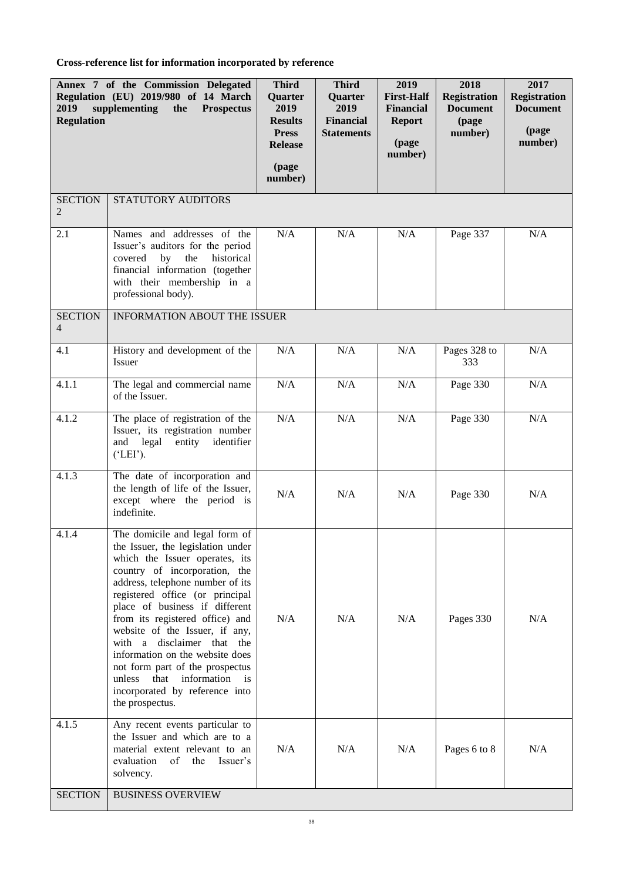**Cross-reference list for information incorporated by reference**

| Annex 7 of the Commission Delegated Regulation (EU) 2019/980 of 14 March 2019 supplementing the Prospectus Regulation | | Third Quarter 2019 Results Press Release (page number) | Third Quarter 2019 Financial Statements | 2019 First-Half Financial Report (page number) | 2018 Registration Document (page number) | 2017 Registration Document (page number) |
|---|---|---|---|---|---|---|
| SECTION 2 | STATUTORY AUDITORS | | | | | |
| 2.1 | Names and addresses of the Issuer's auditors for the period covered by the historical financial information (together with their membership in a professional body). | N/A | N/A | N/A | Page 337 | N/A |
| SECTION 4 | INFORMATION ABOUT THE ISSUER | | | | | |
| 4.1 | History and development of the Issuer | N/A | N/A | N/A | Pages 328 to 333 | N/A |
| 4.1.1 | The legal and commercial name of the Issuer. | N/A | N/A | N/A | Page 330 | N/A |
| 4.1.2 | The place of registration of the Issuer, its registration number and legal entity identifier ('LEI'). | N/A | N/A | N/A | Page 330 | N/A |
| 4.1.3 | The date of incorporation and the length of life of the Issuer, except where the period is indefinite. | N/A | N/A | N/A | Page 330 | N/A |
| 4.1.4 | The domicile and legal form of the Issuer, the legislation under which the Issuer operates, its country of incorporation, the address, telephone number of its registered office (or principal place of business if different from its registered office) and website of the Issuer, if any, with a disclaimer that the information on the website does not form part of the prospectus unless that information is incorporated by reference into the prospectus. | N/A | N/A | N/A | Pages 330 | N/A |
| 4.1.5 | Any recent events particular to the Issuer and which are to a material extent relevant to an evaluation of the Issuer's solvency. | N/A | N/A | N/A | Pages 6 to 8 | N/A |
| SECTION | BUSINESS OVERVIEW | | | | | |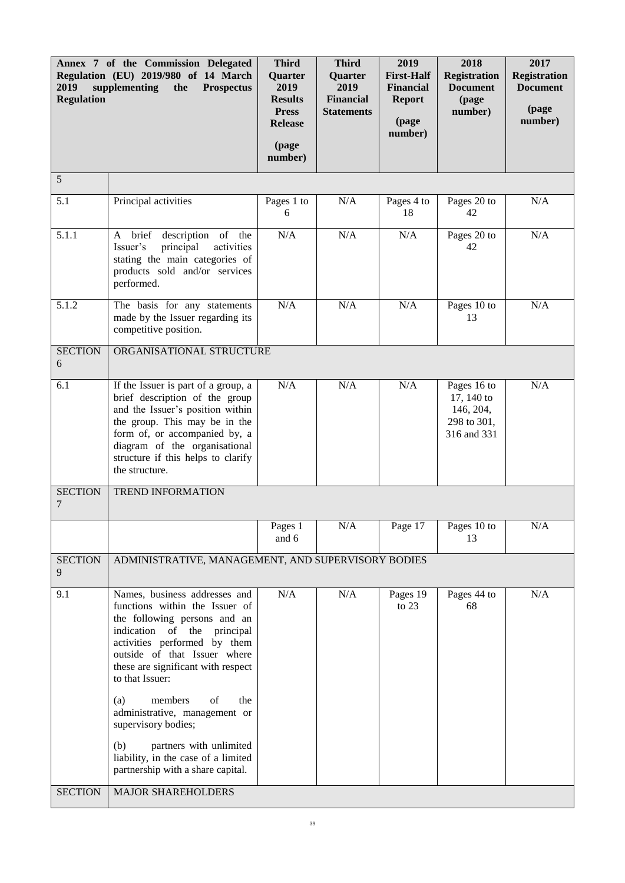| Annex 7 of the Commission Delegated Regulation (EU) 2019/980 of 14 March 2019 supplementing the Prospectus Regulation | | Third Quarter 2019 Results Press Release (page number) | Third Quarter 2019 Financial Statements | 2019 First-Half Financial Report (page number) | 2018 Registration Document (page number) | 2017 Registration Document (page number) |
|---|---|---|---|---|---|---|
| 5 | | | | | | |
| 5.1 | Principal activities | Pages 1 to 6 | N/A | Pages 4 to 18 | Pages 20 to 42 | N/A |
| 5.1.1 | A brief description of the Issuer's principal activities stating the main categories of products sold and/or services performed. | N/A | N/A | N/A | Pages 20 to 42 | N/A |
| 5.1.2 | The basis for any statements made by the Issuer regarding its competitive position. | N/A | N/A | N/A | Pages 10 to 13 | N/A |
| SECTION 6 | ORGANISATIONAL STRUCTURE | | | | | |
| 6.1 | If the Issuer is part of a group, a brief description of the group and the Issuer's position within the group. This may be in the form of, or accompanied by, a diagram of the organisational structure if this helps to clarify the structure. | N/A | N/A | N/A | Pages 16 to 17, 140 to 146, 204, 298 to 301, 316 and 331 | N/A |
| SECTION 7 | TREND INFORMATION | | | | | |
| | | Pages 1 and 6 | N/A | Page 17 | Pages 10 to 13 | N/A |
| SECTION 9 | ADMINISTRATIVE, MANAGEMENT, AND SUPERVISORY BODIES | | | | | |
| 9.1 | Names, business addresses and functions within the Issuer of the following persons and an indication of the principal activities performed by them outside of that Issuer where these are significant with respect to that Issuer:<br><br>(a) members of the administrative, management or supervisory bodies;<br><br>(b) partners with unlimited liability, in the case of a limited partnership with a share capital. | N/A | N/A | Pages 19 to 23 | Pages 44 to 68 | N/A |
| SECTION | MAJOR SHAREHOLDERS | | | | | |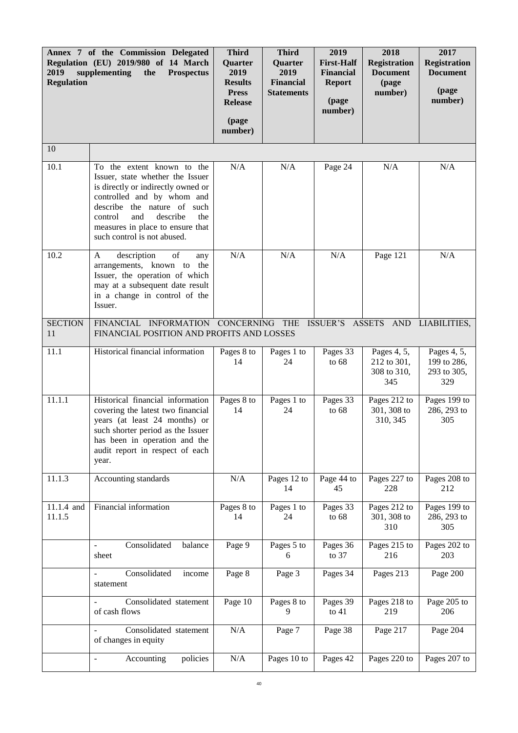| Annex 7 of the Commission Delegated Regulation (EU) 2019/980 of 14 March 2019 supplementing the Prospectus Regulation | | Third Quarter 2019 Results Press Release (page number) | Third Quarter 2019 Financial Statements | 2019 First-Half Financial Report (page number) | 2018 Registration Document (page number) | 2017 Registration Document (page number) |
|---|---|---|---|---|---|---|
| 10 | | | | | | |
| 10.1 | To the extent known to the Issuer, state whether the Issuer is directly or indirectly owned or controlled and by whom and describe the nature of such control and describe the measures in place to ensure that such control is not abused. | N/A | N/A | Page 24 | N/A | N/A |
| 10.2 | A description of any arrangements, known to the Issuer, the operation of which may at a subsequent date result in a change in control of the Issuer. | N/A | N/A | N/A | Page 121 | N/A |
| SECTION 11 | FINANCIAL INFORMATION CONCERNING THE ISSUER'S ASSETS AND LIABILITIES, FINANCIAL POSITION AND PROFITS AND LOSSES | | | | | |
| 11.1 | Historical financial information | Pages 8 to 14 | Pages 1 to 24 | Pages 33 to 68 | Pages 4, 5, 212 to 301, 308 to 310, 345 | Pages 4, 5, 199 to 286, 293 to 305, 329 |
| 11.1.1 | Historical financial information covering the latest two financial years (at least 24 months) or such shorter period as the Issuer has been in operation and the audit report in respect of each year. | Pages 8 to 14 | Pages 1 to 24 | Pages 33 to 68 | Pages 212 to 301, 308 to 310, 345 | Pages 199 to 286, 293 to 305 |
| 11.1.3 | Accounting standards | N/A | Pages 12 to 14 | Page 44 to 45 | Pages 227 to 228 | Pages 208 to 212 |
| 11.1.4 and 11.1.5 | Financial information | Pages 8 to 14 | Pages 1 to 24 | Pages 33 to 68 | Pages 212 to 301, 308 to 310 | Pages 199 to 286, 293 to 305 |
| | - Consolidated balance sheet | Page 9 | Pages 5 to 6 | Pages 36 to 37 | Pages 215 to 216 | Pages 202 to 203 |
| | - Consolidated income statement | Page 8 | Page 3 | Pages 34 | Pages 213 | Page 200 |
| | - Consolidated statement of cash flows | Page 10 | Pages 8 to 9 | Pages 39 to 41 | Pages 218 to 219 | Page 205 to 206 |
| | - Consolidated statement of changes in equity | N/A | Page 7 | Page 38 | Page 217 | Page 204 |
| | - Accounting policies | N/A | Pages 10 to | Pages 42 | Pages 220 to | Pages 207 to |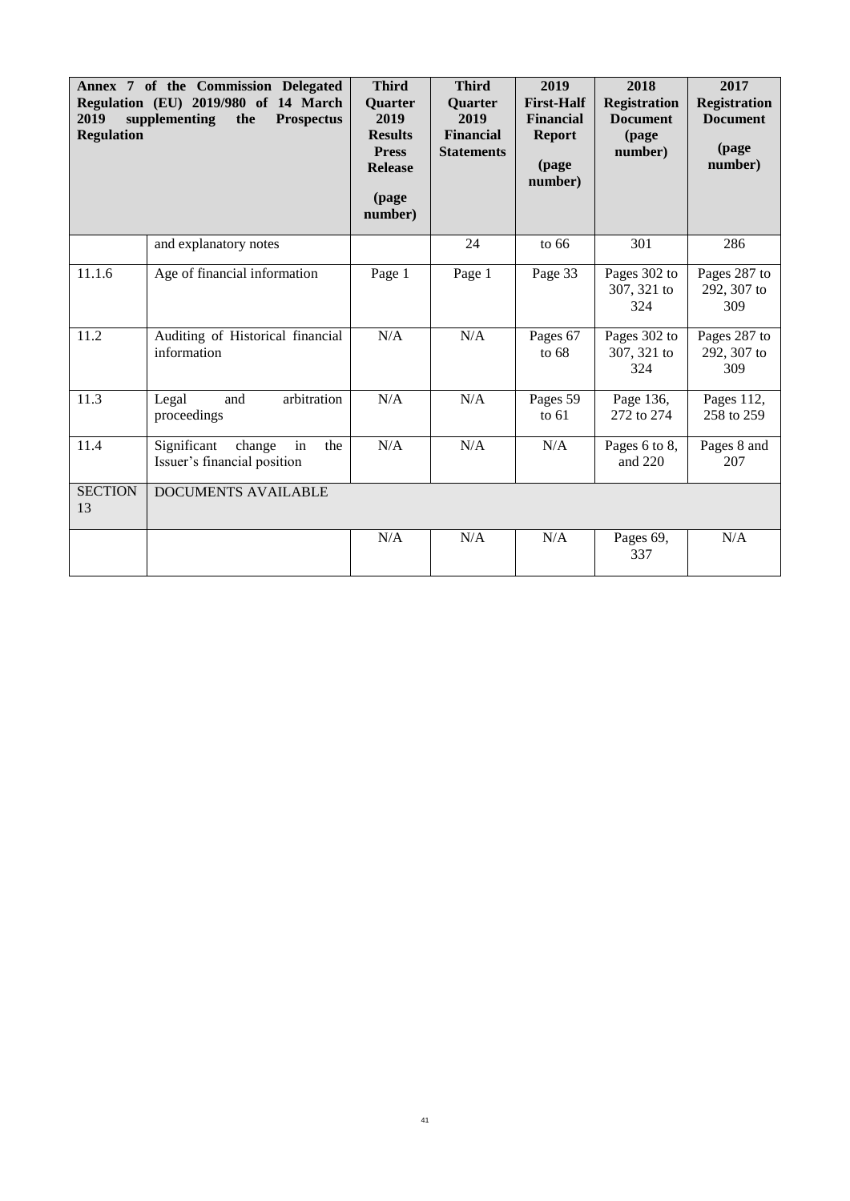| Annex 7 of the Commission Delegated Regulation (EU) 2019/980 of 14 March 2019 supplementing the Prospectus Regulation | | Third Quarter 2019 Results Press Release (page number) | Third Quarter 2019 Financial Statements | 2019 First-Half Financial Report (page number) | 2018 Registration Document (page number) | 2017 Registration Document (page number) |
|---|---|---|---|---|---|---|
| | and explanatory notes | | 24 | to 66 | 301 | 286 |
| 11.1.6 | Age of financial information | Page 1 | Page 1 | Page 33 | Pages 302 to 307, 321 to 324 | Pages 287 to 292, 307 to 309 |
| 11.2 | Auditing of Historical financial information | N/A | N/A | Pages 67 to 68 | Pages 302 to 307, 321 to 324 | Pages 287 to 292, 307 to 309 |
| 11.3 | Legal and arbitration proceedings | N/A | N/A | Pages 59 to 61 | Page 136, 272 to 274 | Pages 112, 258 to 259 |
| 11.4 | Significant change in the Issuer's financial position | N/A | N/A | N/A | Pages 6 to 8, and 220 | Pages 8 and 207 |
| SECTION 13 | DOCUMENTS AVAILABLE | | | | | |
| | | N/A | N/A | N/A | Pages 69, 337 | N/A |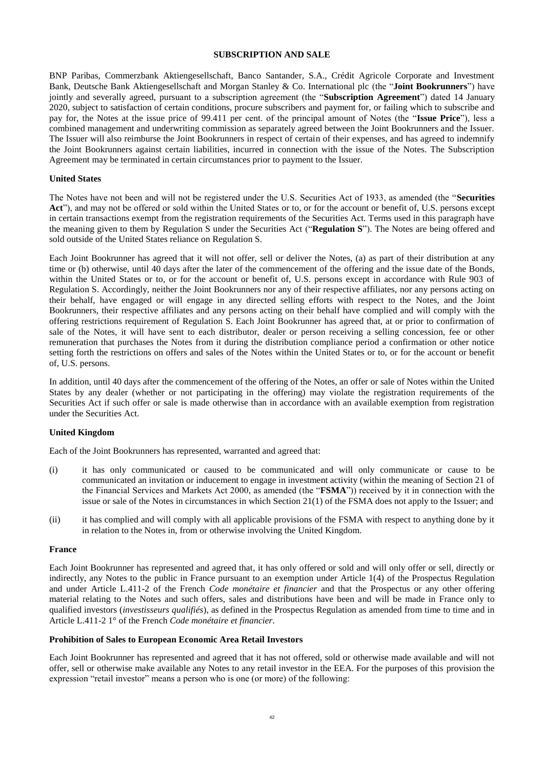## SUBSCRIPTION AND SALE

BNP Paribas, Commerzbank Aktiengesellschaft, Banco Santander, S.A., Crédit Agricole Corporate and Investment Bank, Deutsche Bank Aktiengesellschaft and Morgan Stanley & Co. International plc (the "**Joint Bookrunners**") have jointly and severally agreed, pursuant to a subscription agreement (the "**Subscription Agreement**") dated 14 January 2020, subject to satisfaction of certain conditions, procure subscribers and payment for, or failing which to subscribe and pay for, the Notes at the issue price of 99.411 per cent. of the principal amount of Notes (the "**Issue Price**"), less a combined management and underwriting commission as separately agreed between the Joint Bookrunners and the Issuer. The Issuer will also reimburse the Joint Bookrunners in respect of certain of their expenses, and has agreed to indemnify the Joint Bookrunners against certain liabilities, incurred in connection with the issue of the Notes. The Subscription Agreement may be terminated in certain circumstances prior to payment to the Issuer.

### United States

The Notes have not been and will not be registered under the U.S. Securities Act of 1933, as amended (the "**Securities Act**"), and may not be offered or sold within the United States or to, or for the account or benefit of, U.S. persons except in certain transactions exempt from the registration requirements of the Securities Act. Terms used in this paragraph have the meaning given to them by Regulation S under the Securities Act ("**Regulation S**"). The Notes are being offered and sold outside of the United States reliance on Regulation S.

Each Joint Bookrunner has agreed that it will not offer, sell or deliver the Notes, (a) as part of their distribution at any time or (b) otherwise, until 40 days after the later of the commencement of the offering and the issue date of the Bonds, within the United States or to, or for the account or benefit of, U.S. persons except in accordance with Rule 903 of Regulation S. Accordingly, neither the Joint Bookrunners nor any of their respective affiliates, nor any persons acting on their behalf, have engaged or will engage in any directed selling efforts with respect to the Notes, and the Joint Bookrunners, their respective affiliates and any persons acting on their behalf have complied and will comply with the offering restrictions requirement of Regulation S. Each Joint Bookrunner has agreed that, at or prior to confirmation of sale of the Notes, it will have sent to each distributor, dealer or person receiving a selling concession, fee or other remuneration that purchases the Notes from it during the distribution compliance period a confirmation or other notice setting forth the restrictions on offers and sales of the Notes within the United States or to, or for the account or benefit of, U.S. persons.

In addition, until 40 days after the commencement of the offering of the Notes, an offer or sale of Notes within the United States by any dealer (whether or not participating in the offering) may violate the registration requirements of the Securities Act if such offer or sale is made otherwise than in accordance with an available exemption from registration under the Securities Act.

### United Kingdom

Each of the Joint Bookrunners has represented, warranted and agreed that:

(i) it has only communicated or caused to be communicated and will only communicate or cause to be communicated an invitation or inducement to engage in investment activity (within the meaning of Section 21 of the Financial Services and Markets Act 2000, as amended (the "**FSMA**")) received by it in connection with the issue or sale of the Notes in circumstances in which Section 21(1) of the FSMA does not apply to the Issuer; and

(ii) it has complied and will comply with all applicable provisions of the FSMA with respect to anything done by it in relation to the Notes in, from or otherwise involving the United Kingdom.

### France

Each Joint Bookrunner has represented and agreed that, it has only offered or sold and will only offer or sell, directly or indirectly, any Notes to the public in France pursuant to an exemption under Article 1(4) of the Prospectus Regulation and under Article L.411-2 of the French *Code monétaire et financier* and that the Prospectus or any other offering material relating to the Notes and such offers, sales and distributions have been and will be made in France only to qualified investors (*investisseurs qualifiés*), as defined in the Prospectus Regulation as amended from time to time and in Article L.411-2 1° of the French *Code monétaire et financier*.

### Prohibition of Sales to European Economic Area Retail Investors

Each Joint Bookrunner has represented and agreed that it has not offered, sold or otherwise made available and will not offer, sell or otherwise make available any Notes to any retail investor in the EEA. For the purposes of this provision the expression "retail investor" means a person who is one (or more) of the following: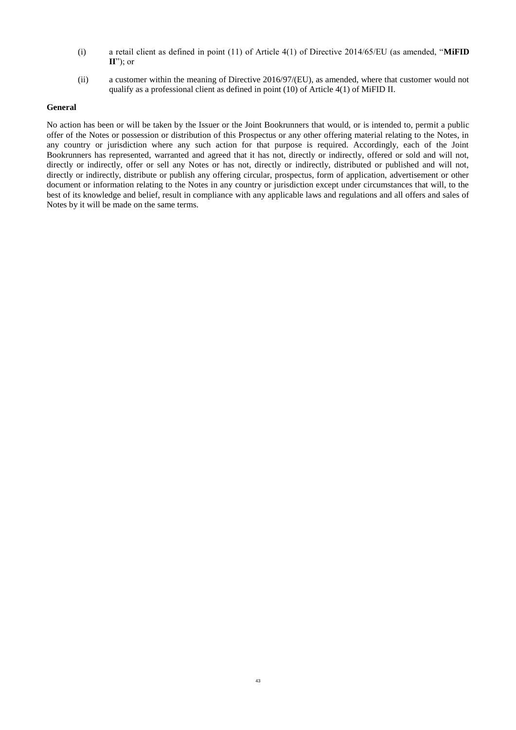(i) a retail client as defined in point (11) of Article 4(1) of Directive 2014/65/EU (as amended, "**MiFID II**"); or

(ii) a customer within the meaning of Directive 2016/97/(EU), as amended, where that customer would not qualify as a professional client as defined in point (10) of Article 4(1) of MiFID II.

**General**

No action has been or will be taken by the Issuer or the Joint Bookrunners that would, or is intended to, permit a public offer of the Notes or possession or distribution of this Prospectus or any other offering material relating to the Notes, in any country or jurisdiction where any such action for that purpose is required. Accordingly, each of the Joint Bookrunners has represented, warranted and agreed that it has not, directly or indirectly, offered or sold and will not, directly or indirectly, offer or sell any Notes or has not, directly or indirectly, distributed or published and will not, directly or indirectly, distribute or publish any offering circular, prospectus, form of application, advertisement or other document or information relating to the Notes in any country or jurisdiction except under circumstances that will, to the best of its knowledge and belief, result in compliance with any applicable laws and regulations and all offers and sales of Notes by it will be made on the same terms.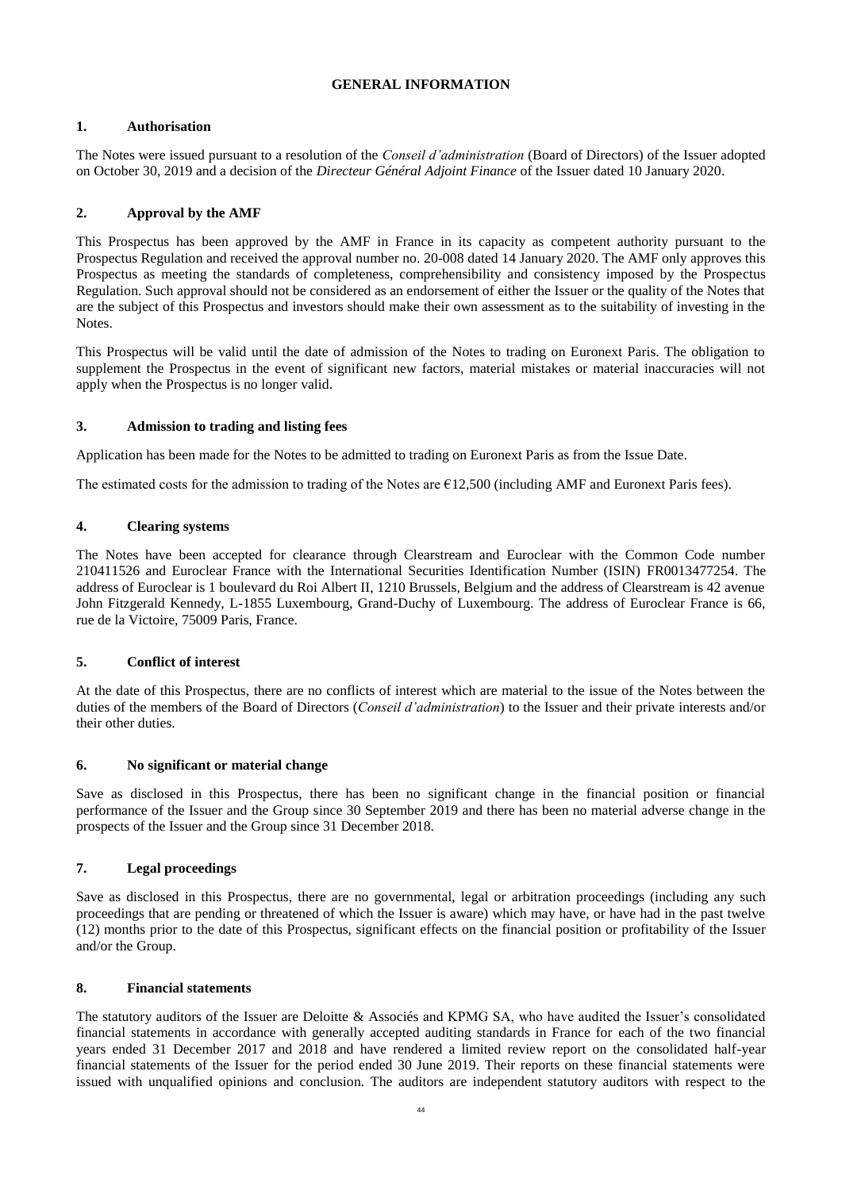## GENERAL INFORMATION

### 1. Authorisation

The Notes were issued pursuant to a resolution of the *Conseil d'administration* (Board of Directors) of the Issuer adopted on October 30, 2019 and a decision of the *Directeur Général Adjoint Finance* of the Issuer dated 10 January 2020.

### 2. Approval by the AMF

This Prospectus has been approved by the AMF in France in its capacity as competent authority pursuant to the Prospectus Regulation and received the approval number no. 20-008 dated 14 January 2020. The AMF only approves this Prospectus as meeting the standards of completeness, comprehensibility and consistency imposed by the Prospectus Regulation. Such approval should not be considered as an endorsement of either the Issuer or the quality of the Notes that are the subject of this Prospectus and investors should make their own assessment as to the suitability of investing in the Notes.

This Prospectus will be valid until the date of admission of the Notes to trading on Euronext Paris. The obligation to supplement the Prospectus in the event of significant new factors, material mistakes or material inaccuracies will not apply when the Prospectus is no longer valid.

### 3. Admission to trading and listing fees

Application has been made for the Notes to be admitted to trading on Euronext Paris as from the Issue Date.

The estimated costs for the admission to trading of the Notes are €12,500 (including AMF and Euronext Paris fees).

### 4. Clearing systems

The Notes have been accepted for clearance through Clearstream and Euroclear with the Common Code number 210411526 and Euroclear France with the International Securities Identification Number (ISIN) FR0013477254. The address of Euroclear is 1 boulevard du Roi Albert II, 1210 Brussels, Belgium and the address of Clearstream is 42 avenue John Fitzgerald Kennedy, L-1855 Luxembourg, Grand-Duchy of Luxembourg. The address of Euroclear France is 66, rue de la Victoire, 75009 Paris, France.

### 5. Conflict of interest

At the date of this Prospectus, there are no conflicts of interest which are material to the issue of the Notes between the duties of the members of the Board of Directors (*Conseil d'administration*) to the Issuer and their private interests and/or their other duties.

### 6. No significant or material change

Save as disclosed in this Prospectus, there has been no significant change in the financial position or financial performance of the Issuer and the Group since 30 September 2019 and there has been no material adverse change in the prospects of the Issuer and the Group since 31 December 2018.

### 7. Legal proceedings

Save as disclosed in this Prospectus, there are no governmental, legal or arbitration proceedings (including any such proceedings that are pending or threatened of which the Issuer is aware) which may have, or have had in the past twelve (12) months prior to the date of this Prospectus, significant effects on the financial position or profitability of the Issuer and/or the Group.

### 8. Financial statements

The statutory auditors of the Issuer are Deloitte & Associés and KPMG SA, who have audited the Issuer's consolidated financial statements in accordance with generally accepted auditing standards in France for each of the two financial years ended 31 December 2017 and 2018 and have rendered a limited review report on the consolidated half-year financial statements of the Issuer for the period ended 30 June 2019. Their reports on these financial statements were issued with unqualified opinions and conclusion. The auditors are independent statutory auditors with respect to the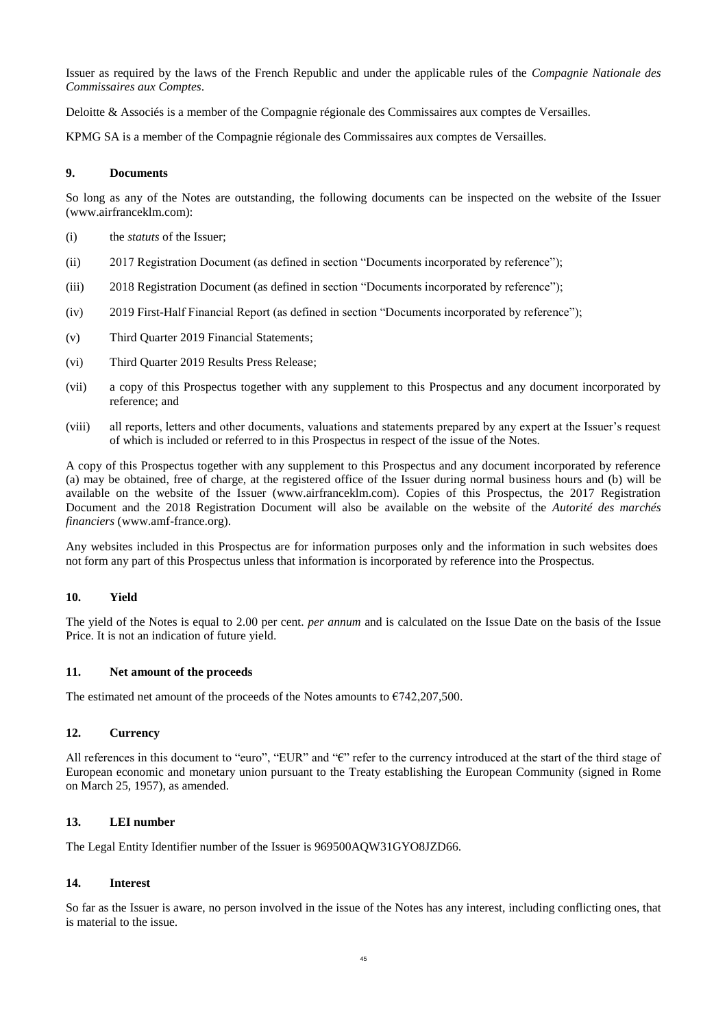Issuer as required by the laws of the French Republic and under the applicable rules of the *Compagnie Nationale des Commissaires aux Comptes*.

Deloitte & Associés is a member of the Compagnie régionale des Commissaires aux comptes de Versailles.

KPMG SA is a member of the Compagnie régionale des Commissaires aux comptes de Versailles.

## 9. Documents

So long as any of the Notes are outstanding, the following documents can be inspected on the website of the Issuer (www.airfranceklm.com):

(i) the *statuts* of the Issuer;

(ii) 2017 Registration Document (as defined in section "Documents incorporated by reference");

(iii) 2018 Registration Document (as defined in section "Documents incorporated by reference");

(iv) 2019 First-Half Financial Report (as defined in section "Documents incorporated by reference");

(v) Third Quarter 2019 Financial Statements;

(vi) Third Quarter 2019 Results Press Release;

(vii) a copy of this Prospectus together with any supplement to this Prospectus and any document incorporated by reference; and

(viii) all reports, letters and other documents, valuations and statements prepared by any expert at the Issuer's request of which is included or referred to in this Prospectus in respect of the issue of the Notes.

A copy of this Prospectus together with any supplement to this Prospectus and any document incorporated by reference (a) may be obtained, free of charge, at the registered office of the Issuer during normal business hours and (b) will be available on the website of the Issuer (www.airfranceklm.com). Copies of this Prospectus, the 2017 Registration Document and the 2018 Registration Document will also be available on the website of the *Autorité des marchés financiers* (www.amf-france.org).

Any websites included in this Prospectus are for information purposes only and the information in such websites does not form any part of this Prospectus unless that information is incorporated by reference into the Prospectus.

## 10. Yield

The yield of the Notes is equal to 2.00 per cent. *per annum* and is calculated on the Issue Date on the basis of the Issue Price. It is not an indication of future yield.

## 11. Net amount of the proceeds

The estimated net amount of the proceeds of the Notes amounts to €742,207,500.

## 12. Currency

All references in this document to "euro", "EUR" and "€" refer to the currency introduced at the start of the third stage of European economic and monetary union pursuant to the Treaty establishing the European Community (signed in Rome on March 25, 1957), as amended.

## 13. LEI number

The Legal Entity Identifier number of the Issuer is 969500AQW31GYO8JZD66.

## 14. Interest

So far as the Issuer is aware, no person involved in the issue of the Notes has any interest, including conflicting ones, that is material to the issue.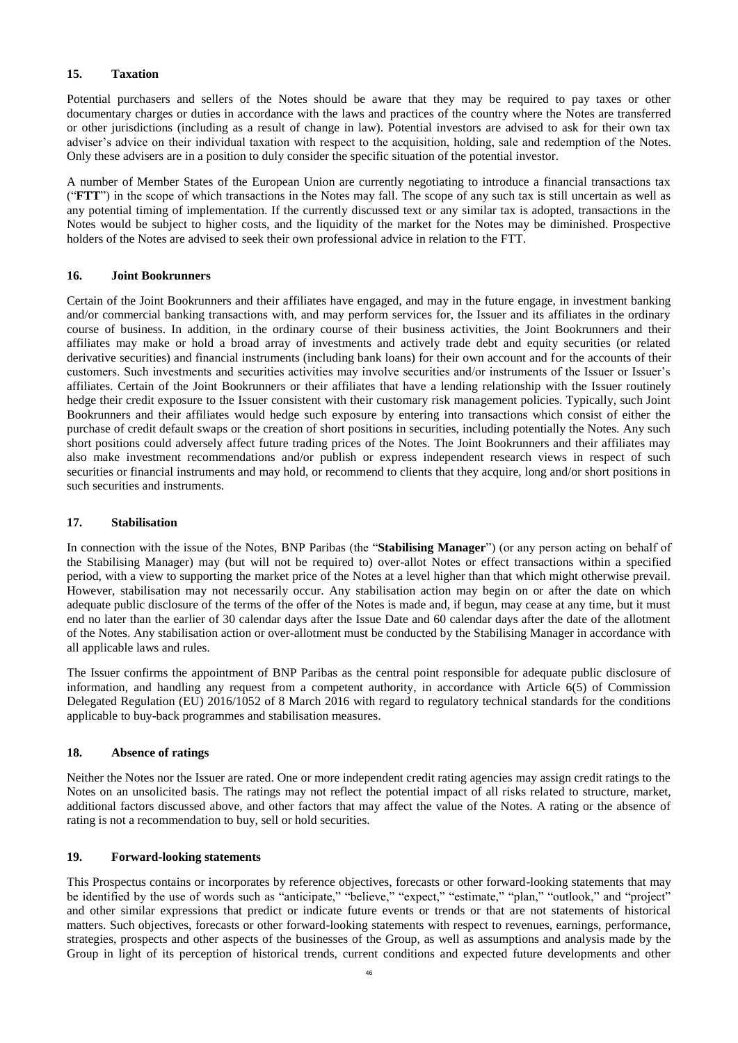## 15. Taxation

Potential purchasers and sellers of the Notes should be aware that they may be required to pay taxes or other documentary charges or duties in accordance with the laws and practices of the country where the Notes are transferred or other jurisdictions (including as a result of change in law). Potential investors are advised to ask for their own tax adviser's advice on their individual taxation with respect to the acquisition, holding, sale and redemption of the Notes. Only these advisers are in a position to duly consider the specific situation of the potential investor.

A number of Member States of the European Union are currently negotiating to introduce a financial transactions tax ("**FTT**") in the scope of which transactions in the Notes may fall. The scope of any such tax is still uncertain as well as any potential timing of implementation. If the currently discussed text or any similar tax is adopted, transactions in the Notes would be subject to higher costs, and the liquidity of the market for the Notes may be diminished. Prospective holders of the Notes are advised to seek their own professional advice in relation to the FTT.

## 16. Joint Bookrunners

Certain of the Joint Bookrunners and their affiliates have engaged, and may in the future engage, in investment banking and/or commercial banking transactions with, and may perform services for, the Issuer and its affiliates in the ordinary course of business. In addition, in the ordinary course of their business activities, the Joint Bookrunners and their affiliates may make or hold a broad array of investments and actively trade debt and equity securities (or related derivative securities) and financial instruments (including bank loans) for their own account and for the accounts of their customers. Such investments and securities activities may involve securities and/or instruments of the Issuer or Issuer's affiliates. Certain of the Joint Bookrunners or their affiliates that have a lending relationship with the Issuer routinely hedge their credit exposure to the Issuer consistent with their customary risk management policies. Typically, such Joint Bookrunners and their affiliates would hedge such exposure by entering into transactions which consist of either the purchase of credit default swaps or the creation of short positions in securities, including potentially the Notes. Any such short positions could adversely affect future trading prices of the Notes. The Joint Bookrunners and their affiliates may also make investment recommendations and/or publish or express independent research views in respect of such securities or financial instruments and may hold, or recommend to clients that they acquire, long and/or short positions in such securities and instruments.

## 17. Stabilisation

In connection with the issue of the Notes, BNP Paribas (the "**Stabilising Manager**") (or any person acting on behalf of the Stabilising Manager) may (but will not be required to) over-allot Notes or effect transactions within a specified period, with a view to supporting the market price of the Notes at a level higher than that which might otherwise prevail. However, stabilisation may not necessarily occur. Any stabilisation action may begin on or after the date on which adequate public disclosure of the terms of the offer of the Notes is made and, if begun, may cease at any time, but it must end no later than the earlier of 30 calendar days after the Issue Date and 60 calendar days after the date of the allotment of the Notes. Any stabilisation action or over-allotment must be conducted by the Stabilising Manager in accordance with all applicable laws and rules.

The Issuer confirms the appointment of BNP Paribas as the central point responsible for adequate public disclosure of information, and handling any request from a competent authority, in accordance with Article 6(5) of Commission Delegated Regulation (EU) 2016/1052 of 8 March 2016 with regard to regulatory technical standards for the conditions applicable to buy-back programmes and stabilisation measures.

## 18. Absence of ratings

Neither the Notes nor the Issuer are rated. One or more independent credit rating agencies may assign credit ratings to the Notes on an unsolicited basis. The ratings may not reflect the potential impact of all risks related to structure, market, additional factors discussed above, and other factors that may affect the value of the Notes. A rating or the absence of rating is not a recommendation to buy, sell or hold securities.

## 19. Forward-looking statements

This Prospectus contains or incorporates by reference objectives, forecasts or other forward-looking statements that may be identified by the use of words such as "anticipate," "believe," "expect," "estimate," "plan," "outlook," and "project" and other similar expressions that predict or indicate future events or trends or that are not statements of historical matters. Such objectives, forecasts or other forward-looking statements with respect to revenues, earnings, performance, strategies, prospects and other aspects of the businesses of the Group, as well as assumptions and analysis made by the Group in light of its perception of historical trends, current conditions and expected future developments and other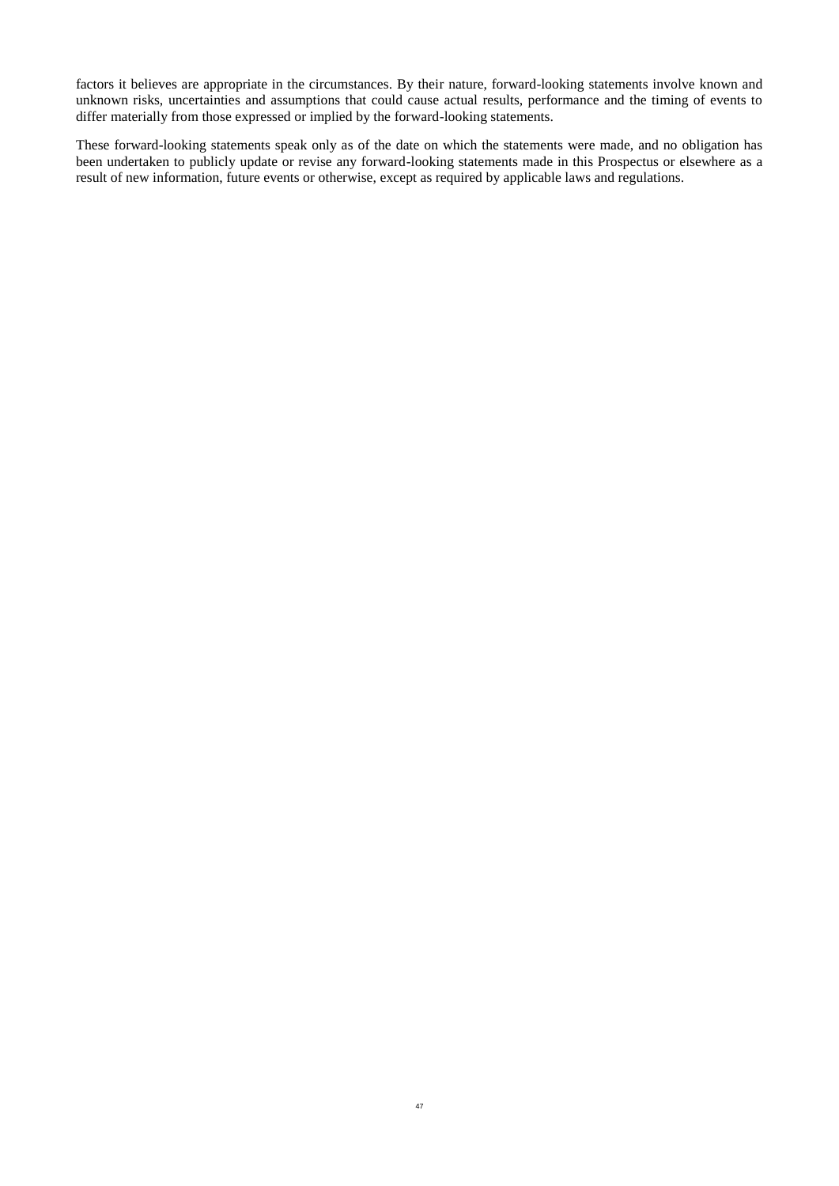factors it believes are appropriate in the circumstances. By their nature, forward-looking statements involve known and unknown risks, uncertainties and assumptions that could cause actual results, performance and the timing of events to differ materially from those expressed or implied by the forward-looking statements.

These forward-looking statements speak only as of the date on which the statements were made, and no obligation has been undertaken to publicly update or revise any forward-looking statements made in this Prospectus or elsewhere as a result of new information, future events or otherwise, except as required by applicable laws and regulations.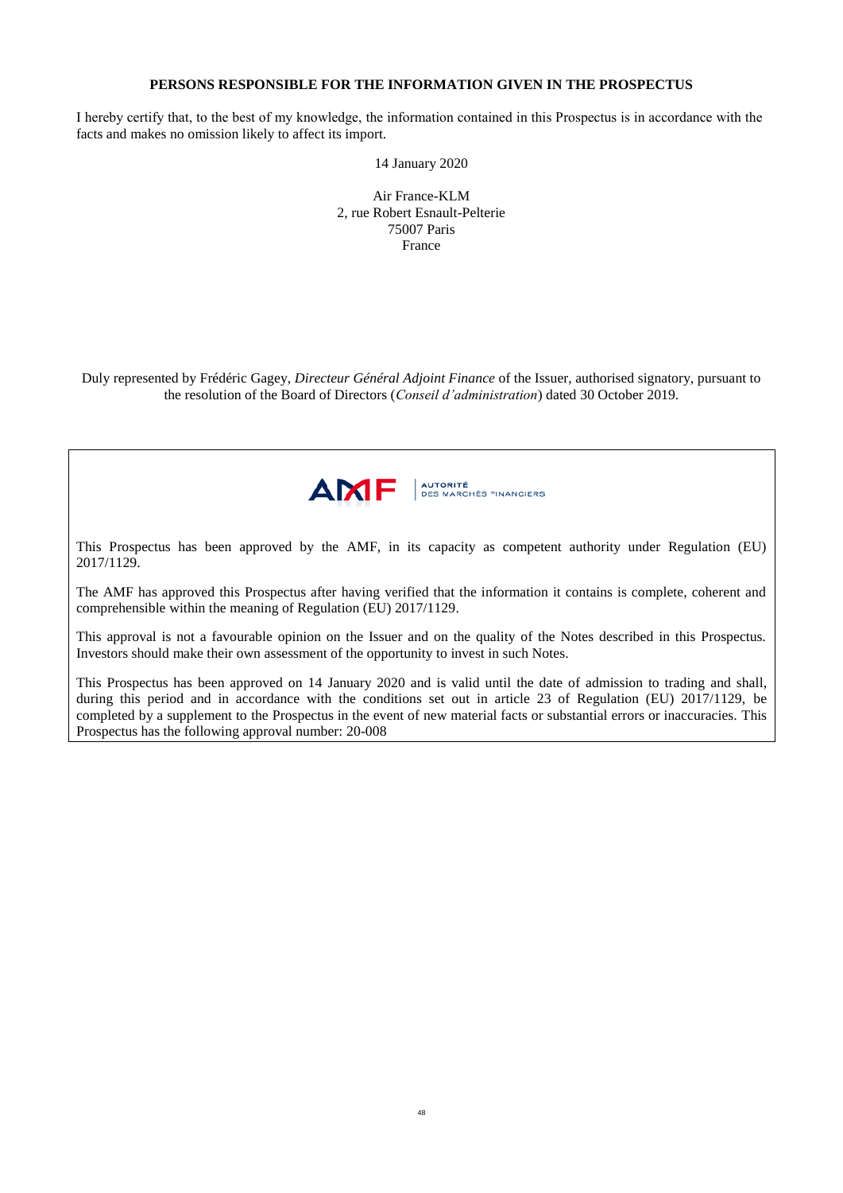## PERSONS RESPONSIBLE FOR THE INFORMATION GIVEN IN THE PROSPECTUS

I hereby certify that, to the best of my knowledge, the information contained in this Prospectus is in accordance with the facts and makes no omission likely to affect its import.

14 January 2020

Air France-KLM
2, rue Robert Esnault-Pelterie
75007 Paris
France

Duly represented by Frédéric Gagey, *Directeur Général Adjoint Finance* of the Issuer, authorised signatory, pursuant to the resolution of the Board of Directors (*Conseil d'administration*) dated 30 October 2019.

AMF | AUTORITÉ DES MARCHÉS FINANCIERS

This Prospectus has been approved by the AMF, in its capacity as competent authority under Regulation (EU) 2017/1129.

The AMF has approved this Prospectus after having verified that the information it contains is complete, coherent and comprehensible within the meaning of Regulation (EU) 2017/1129.

This approval is not a favourable opinion on the Issuer and on the quality of the Notes described in this Prospectus. Investors should make their own assessment of the opportunity to invest in such Notes.

This Prospectus has been approved on 14 January 2020 and is valid until the date of admission to trading and shall, during this period and in accordance with the conditions set out in article 23 of Regulation (EU) 2017/1129, be completed by a supplement to the Prospectus in the event of new material facts or substantial errors or inaccuracies. This Prospectus has the following approval number: 20-008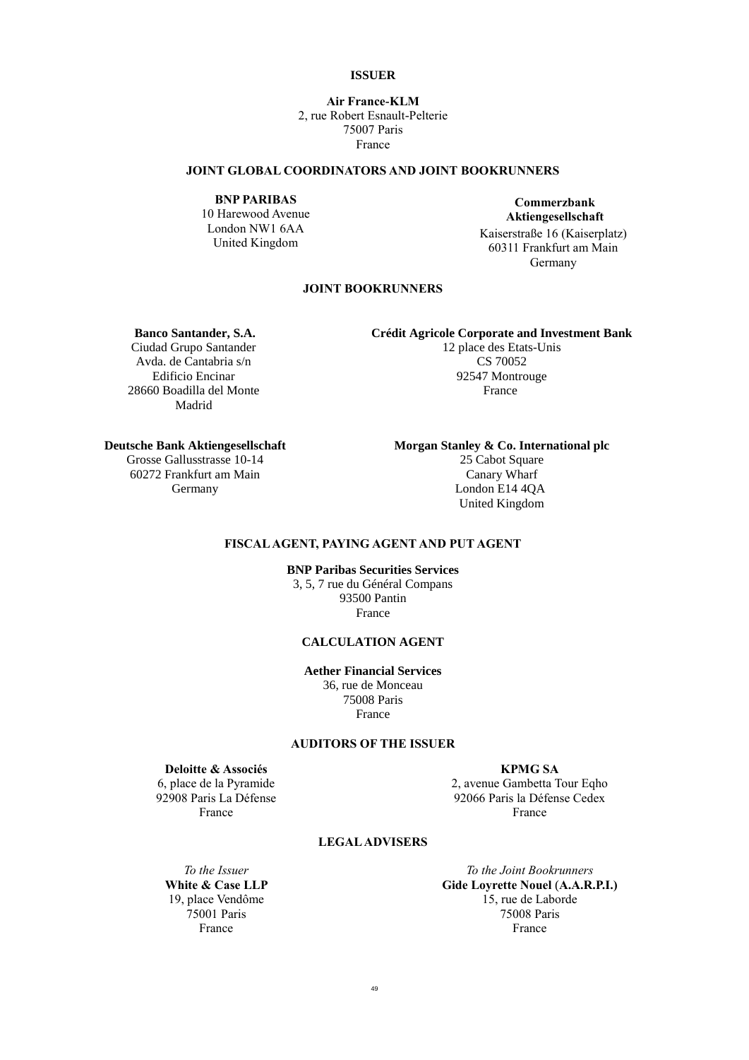## ISSUER

**Air France-KLM**
2, rue Robert Esnault-Pelterie
75007 Paris
France

## JOINT GLOBAL COORDINATORS AND JOINT BOOKRUNNERS

**BNP PARIBAS**
10 Harewood Avenue
London NW1 6AA
United Kingdom

**Commerzbank Aktiengesellschaft**
Kaiserstraße 16 (Kaiserplatz)
60311 Frankfurt am Main
Germany

## JOINT BOOKRUNNERS

**Banco Santander, S.A.**
Ciudad Grupo Santander
Avda. de Cantabria s/n
Edificio Encinar
28660 Boadilla del Monte
Madrid

**Crédit Agricole Corporate and Investment Bank**
12 place des Etats-Unis
CS 70052
92547 Montrouge
France

**Deutsche Bank Aktiengesellschaft**
Grosse Gallusstrasse 10-14
60272 Frankfurt am Main
Germany

**Morgan Stanley & Co. International plc**
25 Cabot Square
Canary Wharf
London E14 4QA
United Kingdom

## FISCAL AGENT, PAYING AGENT AND PUT AGENT

**BNP Paribas Securities Services**
3, 5, 7 rue du Général Compans
93500 Pantin
France

## CALCULATION AGENT

**Aether Financial Services**
36, rue de Monceau
75008 Paris
France

## AUDITORS OF THE ISSUER

**Deloitte & Associés**
6, place de la Pyramide
92908 Paris La Défense
France

**KPMG SA**
2, avenue Gambetta Tour Eqho
92066 Paris la Défense Cedex
France

## LEGAL ADVISERS

*To the Issuer*
**White & Case LLP**
19, place Vendôme
75001 Paris
France

*To the Joint Bookrunners*
**Gide Loyrette Nouel (A.A.R.P.I.)**
15, rue de Laborde
75008 Paris
France